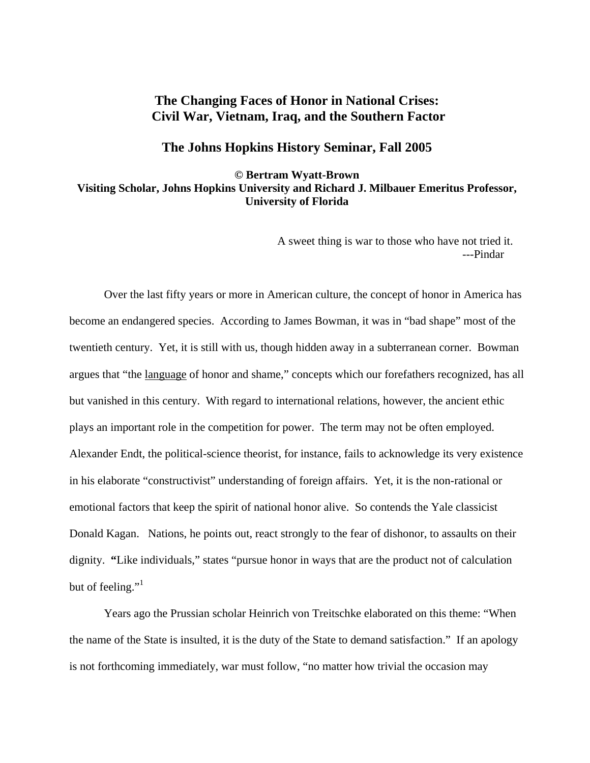# The Changing Faces of Honor in National Crises: Civil War, Vietnam, Iraq, and the Southern Factor

## The Johns Hopkins History Seminar, Fall 2005

**© Bertram Wyatt-Brown**
**Visiting Scholar, Johns Hopkins University and Richard J. Milbauer Emeritus Professor, University of Florida**

> A sweet thing is war to those who have not tried it.
> ---Pindar

Over the last fifty years or more in American culture, the concept of honor in America has become an endangered species. According to James Bowman, it was in "bad shape" most of the twentieth century. Yet, it is still with us, though hidden away in a subterranean corner. Bowman argues that "the language of honor and shame," concepts which our forefathers recognized, has all but vanished in this century. With regard to international relations, however, the ancient ethic plays an important role in the competition for power. The term may not be often employed. Alexander Endt, the political-science theorist, for instance, fails to acknowledge its very existence in his elaborate "constructivist" understanding of foreign affairs. Yet, it is the non-rational or emotional factors that keep the spirit of national honor alive. So contends the Yale classicist Donald Kagan. Nations, he points out, react strongly to the fear of dishonor, to assaults on their dignity. **"**Like individuals," states "pursue honor in ways that are the product not of calculation but of feeling."[1]

Years ago the Prussian scholar Heinrich von Treitschke elaborated on this theme: "When the name of the State is insulted, it is the duty of the State to demand satisfaction." If an apology is not forthcoming immediately, war must follow, "no matter how trivial the occasion may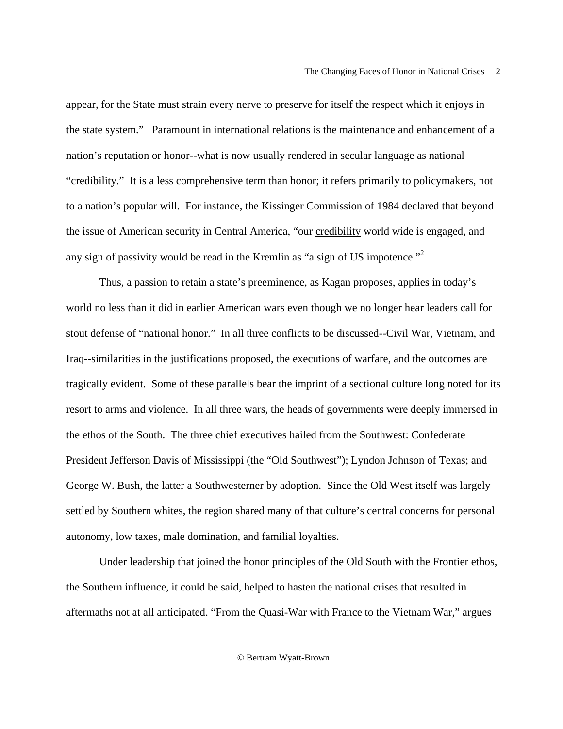appear, for the State must strain every nerve to preserve for itself the respect which it enjoys in the state system." Paramount in international relations is the maintenance and enhancement of a nation's reputation or honor--what is now usually rendered in secular language as national "credibility." It is a less comprehensive term than honor; it refers primarily to policymakers, not to a nation's popular will. For instance, the Kissinger Commission of 1984 declared that beyond the issue of American security in Central America, "our <u>credibility</u> world wide is engaged, and any sign of passivity would be read in the Kremlin as "a sign of US <u>impotence</u>."[2]

Thus, a passion to retain a state's preeminence, as Kagan proposes, applies in today's world no less than it did in earlier American wars even though we no longer hear leaders call for stout defense of "national honor." In all three conflicts to be discussed--Civil War, Vietnam, and Iraq--similarities in the justifications proposed, the executions of warfare, and the outcomes are tragically evident. Some of these parallels bear the imprint of a sectional culture long noted for its resort to arms and violence. In all three wars, the heads of governments were deeply immersed in the ethos of the South. The three chief executives hailed from the Southwest: Confederate President Jefferson Davis of Mississippi (the "Old Southwest"); Lyndon Johnson of Texas; and George W. Bush, the latter a Southwesterner by adoption. Since the Old West itself was largely settled by Southern whites, the region shared many of that culture's central concerns for personal autonomy, low taxes, male domination, and familial loyalties.

Under leadership that joined the honor principles of the Old South with the Frontier ethos, the Southern influence, it could be said, helped to hasten the national crises that resulted in aftermaths not at all anticipated. "From the Quasi-War with France to the Vietnam War," argues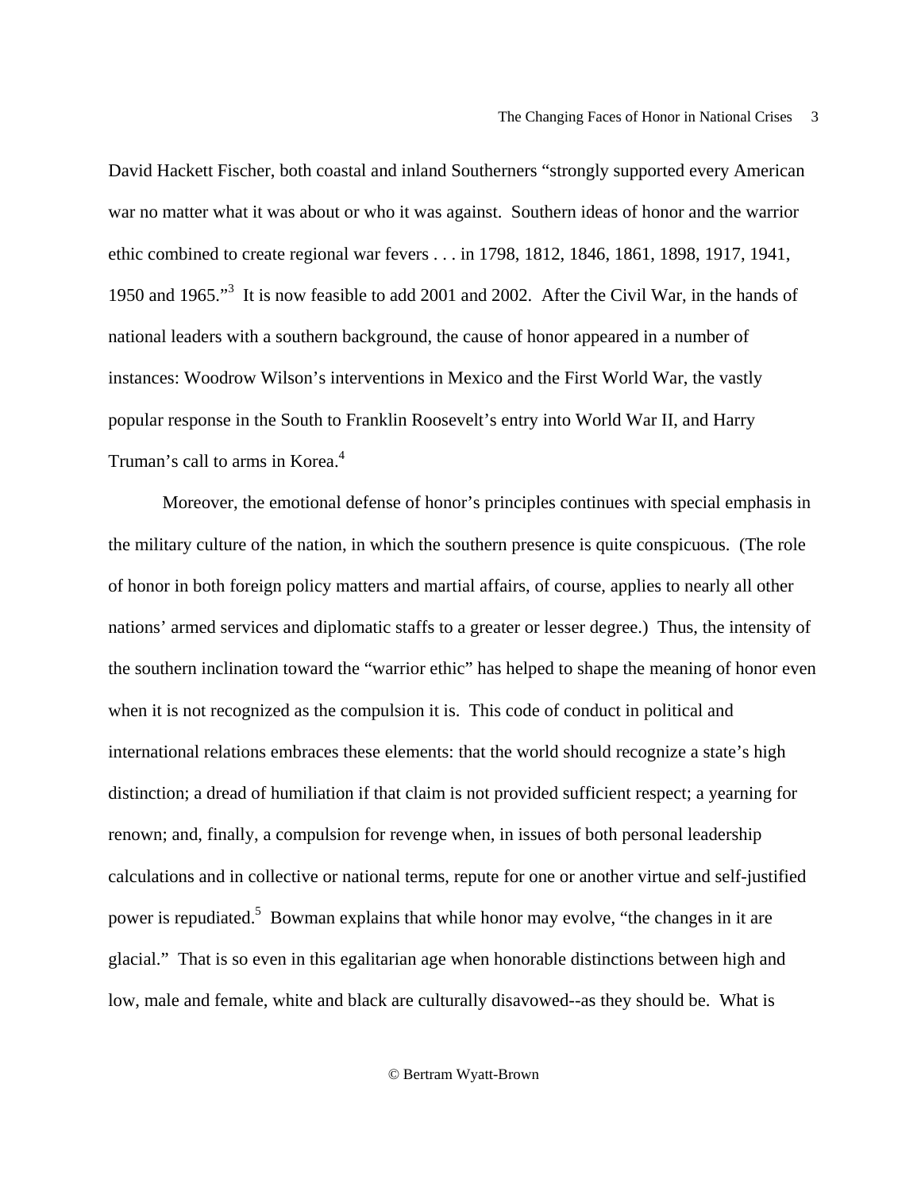David Hackett Fischer, both coastal and inland Southerners "strongly supported every American war no matter what it was about or who it was against. Southern ideas of honor and the warrior ethic combined to create regional war fevers . . . in 1798, 1812, 1846, 1861, 1898, 1917, 1941, 1950 and 1965."[3] It is now feasible to add 2001 and 2002. After the Civil War, in the hands of national leaders with a southern background, the cause of honor appeared in a number of instances: Woodrow Wilson's interventions in Mexico and the First World War, the vastly popular response in the South to Franklin Roosevelt's entry into World War II, and Harry Truman's call to arms in Korea.[4]

Moreover, the emotional defense of honor's principles continues with special emphasis in the military culture of the nation, in which the southern presence is quite conspicuous. (The role of honor in both foreign policy matters and martial affairs, of course, applies to nearly all other nations' armed services and diplomatic staffs to a greater or lesser degree.) Thus, the intensity of the southern inclination toward the "warrior ethic" has helped to shape the meaning of honor even when it is not recognized as the compulsion it is. This code of conduct in political and international relations embraces these elements: that the world should recognize a state's high distinction; a dread of humiliation if that claim is not provided sufficient respect; a yearning for renown; and, finally, a compulsion for revenge when, in issues of both personal leadership calculations and in collective or national terms, repute for one or another virtue and self-justified power is repudiated.[5] Bowman explains that while honor may evolve, "the changes in it are glacial." That is so even in this egalitarian age when honorable distinctions between high and low, male and female, white and black are culturally disavowed--as they should be. What is

© Bertram Wyatt-Brown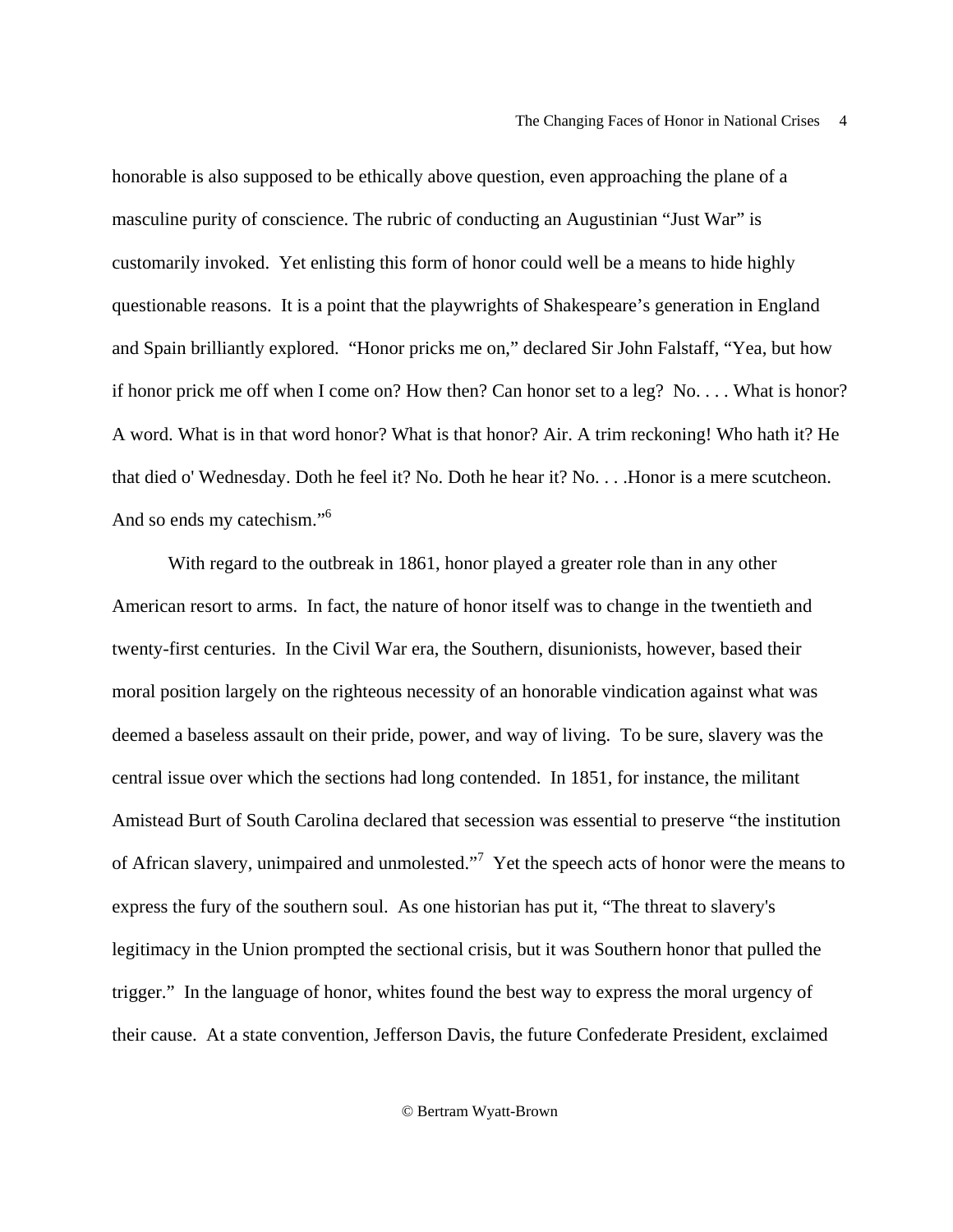honorable is also supposed to be ethically above question, even approaching the plane of a masculine purity of conscience. The rubric of conducting an Augustinian "Just War" is customarily invoked. Yet enlisting this form of honor could well be a means to hide highly questionable reasons. It is a point that the playwrights of Shakespeare's generation in England and Spain brilliantly explored. "Honor pricks me on," declared Sir John Falstaff, "Yea, but how if honor prick me off when I come on? How then? Can honor set to a leg? No. . . . What is honor? A word. What is in that word honor? What is that honor? Air. A trim reckoning! Who hath it? He that died o' Wednesday. Doth he feel it? No. Doth he hear it? No. . . .Honor is a mere scutcheon. And so ends my catechism."[6]

With regard to the outbreak in 1861, honor played a greater role than in any other American resort to arms. In fact, the nature of honor itself was to change in the twentieth and twenty-first centuries. In the Civil War era, the Southern, disunionists, however, based their moral position largely on the righteous necessity of an honorable vindication against what was deemed a baseless assault on their pride, power, and way of living. To be sure, slavery was the central issue over which the sections had long contended. In 1851, for instance, the militant Amistead Burt of South Carolina declared that secession was essential to preserve "the institution of African slavery, unimpaired and unmolested."[7] Yet the speech acts of honor were the means to express the fury of the southern soul. As one historian has put it, "The threat to slavery's legitimacy in the Union prompted the sectional crisis, but it was Southern honor that pulled the trigger." In the language of honor, whites found the best way to express the moral urgency of their cause. At a state convention, Jefferson Davis, the future Confederate President, exclaimed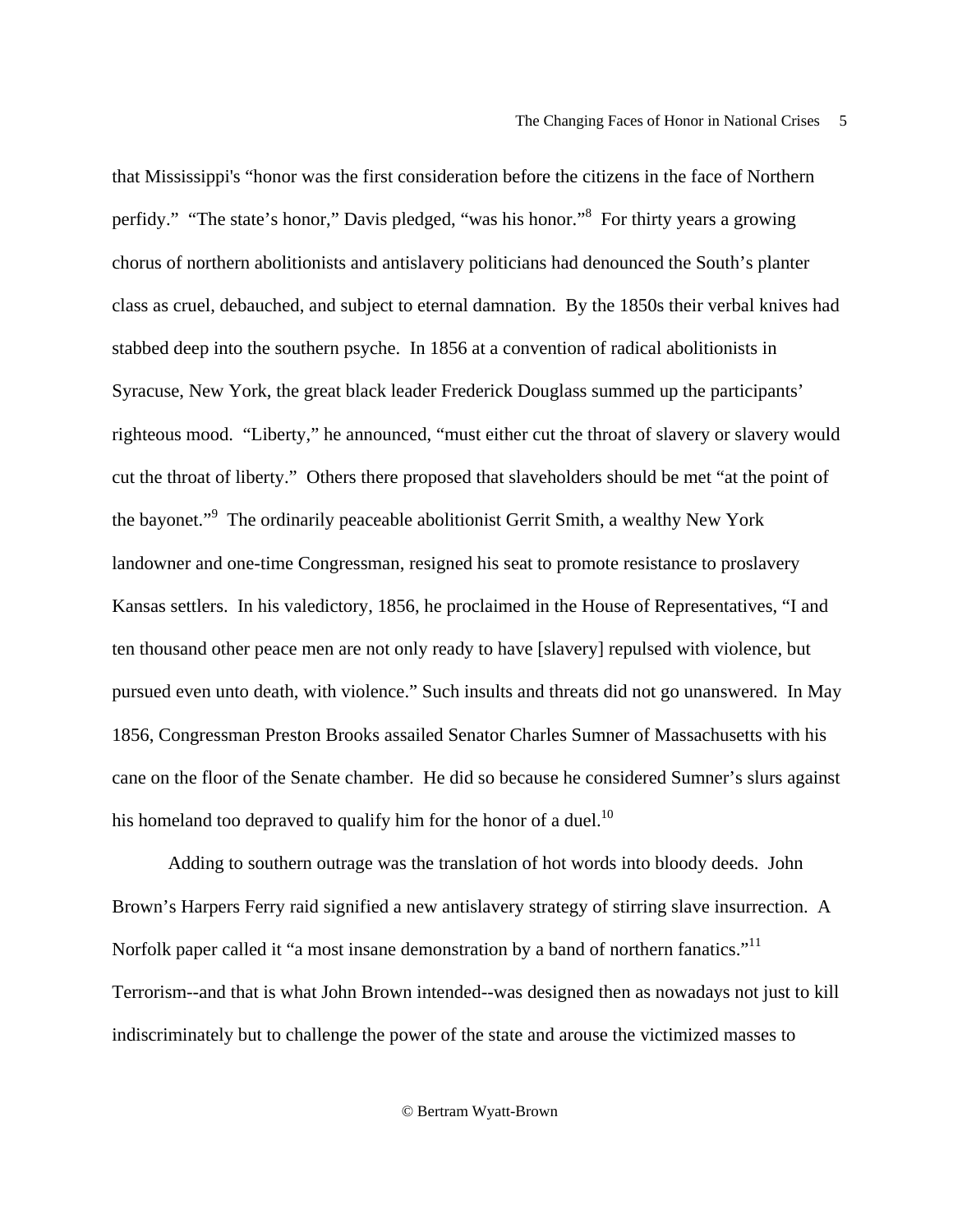that Mississippi's "honor was the first consideration before the citizens in the face of Northern perfidy." "The state's honor," Davis pledged, "was his honor."[8] For thirty years a growing chorus of northern abolitionists and antislavery politicians had denounced the South's planter class as cruel, debauched, and subject to eternal damnation. By the 1850s their verbal knives had stabbed deep into the southern psyche. In 1856 at a convention of radical abolitionists in Syracuse, New York, the great black leader Frederick Douglass summed up the participants' righteous mood. "Liberty," he announced, "must either cut the throat of slavery or slavery would cut the throat of liberty." Others there proposed that slaveholders should be met "at the point of the bayonet."[9] The ordinarily peaceable abolitionist Gerrit Smith, a wealthy New York landowner and one-time Congressman, resigned his seat to promote resistance to proslavery Kansas settlers. In his valedictory, 1856, he proclaimed in the House of Representatives, "I and ten thousand other peace men are not only ready to have [slavery] repulsed with violence, but pursued even unto death, with violence." Such insults and threats did not go unanswered. In May 1856, Congressman Preston Brooks assailed Senator Charles Sumner of Massachusetts with his cane on the floor of the Senate chamber. He did so because he considered Sumner's slurs against his homeland too depraved to qualify him for the honor of a duel.[10]

Adding to southern outrage was the translation of hot words into bloody deeds. John Brown's Harpers Ferry raid signified a new antislavery strategy of stirring slave insurrection. A Norfolk paper called it "a most insane demonstration by a band of northern fanatics."[11] Terrorism--and that is what John Brown intended--was designed then as nowadays not just to kill indiscriminately but to challenge the power of the state and arouse the victimized masses to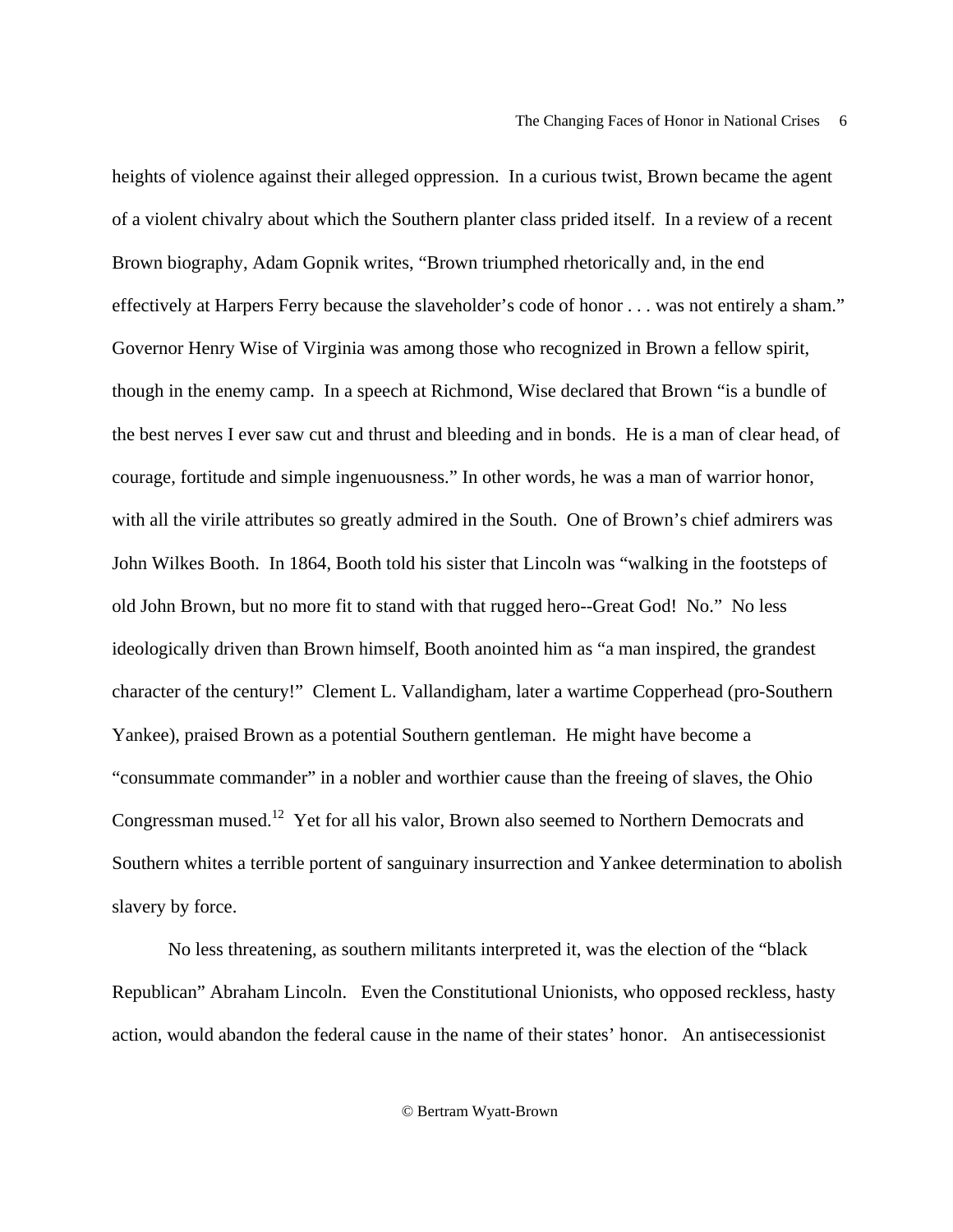heights of violence against their alleged oppression. In a curious twist, Brown became the agent of a violent chivalry about which the Southern planter class prided itself. In a review of a recent Brown biography, Adam Gopnik writes, "Brown triumphed rhetorically and, in the end effectively at Harpers Ferry because the slaveholder's code of honor . . . was not entirely a sham." Governor Henry Wise of Virginia was among those who recognized in Brown a fellow spirit, though in the enemy camp. In a speech at Richmond, Wise declared that Brown "is a bundle of the best nerves I ever saw cut and thrust and bleeding and in bonds. He is a man of clear head, of courage, fortitude and simple ingenuousness." In other words, he was a man of warrior honor, with all the virile attributes so greatly admired in the South. One of Brown's chief admirers was John Wilkes Booth. In 1864, Booth told his sister that Lincoln was "walking in the footsteps of old John Brown, but no more fit to stand with that rugged hero--Great God! No." No less ideologically driven than Brown himself, Booth anointed him as "a man inspired, the grandest character of the century!" Clement L. Vallandigham, later a wartime Copperhead (pro-Southern Yankee), praised Brown as a potential Southern gentleman. He might have become a "consummate commander" in a nobler and worthier cause than the freeing of slaves, the Ohio Congressman mused.[12] Yet for all his valor, Brown also seemed to Northern Democrats and Southern whites a terrible portent of sanguinary insurrection and Yankee determination to abolish slavery by force.

No less threatening, as southern militants interpreted it, was the election of the "black Republican" Abraham Lincoln. Even the Constitutional Unionists, who opposed reckless, hasty action, would abandon the federal cause in the name of their states' honor. An antisecessionist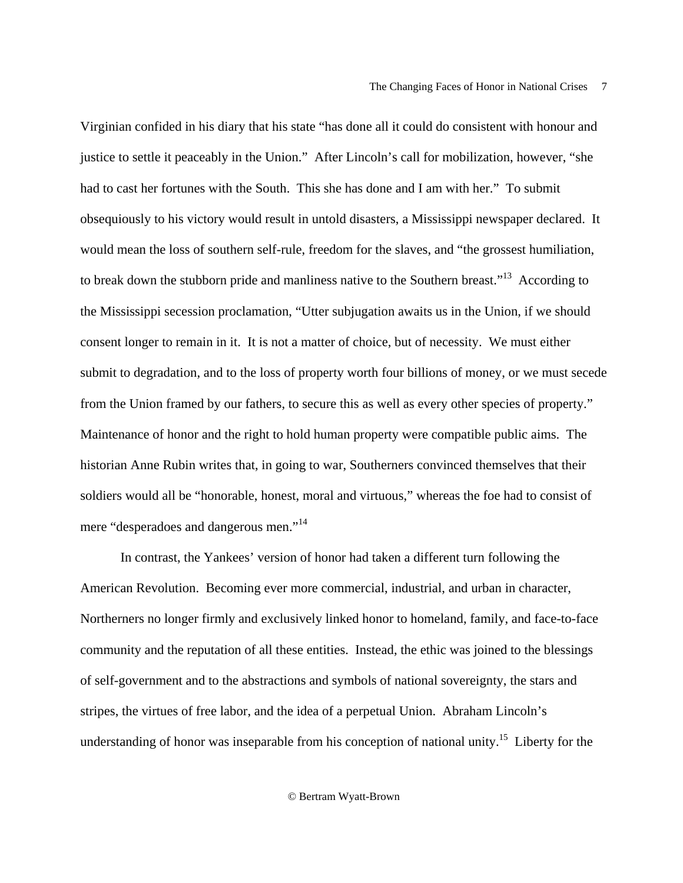Virginian confided in his diary that his state "has done all it could do consistent with honour and justice to settle it peaceably in the Union." After Lincoln's call for mobilization, however, "she had to cast her fortunes with the South. This she has done and I am with her." To submit obsequiously to his victory would result in untold disasters, a Mississippi newspaper declared. It would mean the loss of southern self-rule, freedom for the slaves, and "the grossest humiliation, to break down the stubborn pride and manliness native to the Southern breast."[13] According to the Mississippi secession proclamation, "Utter subjugation awaits us in the Union, if we should consent longer to remain in it. It is not a matter of choice, but of necessity. We must either submit to degradation, and to the loss of property worth four billions of money, or we must secede from the Union framed by our fathers, to secure this as well as every other species of property." Maintenance of honor and the right to hold human property were compatible public aims. The historian Anne Rubin writes that, in going to war, Southerners convinced themselves that their soldiers would all be "honorable, honest, moral and virtuous," whereas the foe had to consist of mere "desperadoes and dangerous men."[14]

In contrast, the Yankees' version of honor had taken a different turn following the American Revolution. Becoming ever more commercial, industrial, and urban in character, Northerners no longer firmly and exclusively linked honor to homeland, family, and face-to-face community and the reputation of all these entities. Instead, the ethic was joined to the blessings of self-government and to the abstractions and symbols of national sovereignty, the stars and stripes, the virtues of free labor, and the idea of a perpetual Union. Abraham Lincoln's understanding of honor was inseparable from his conception of national unity.[15] Liberty for the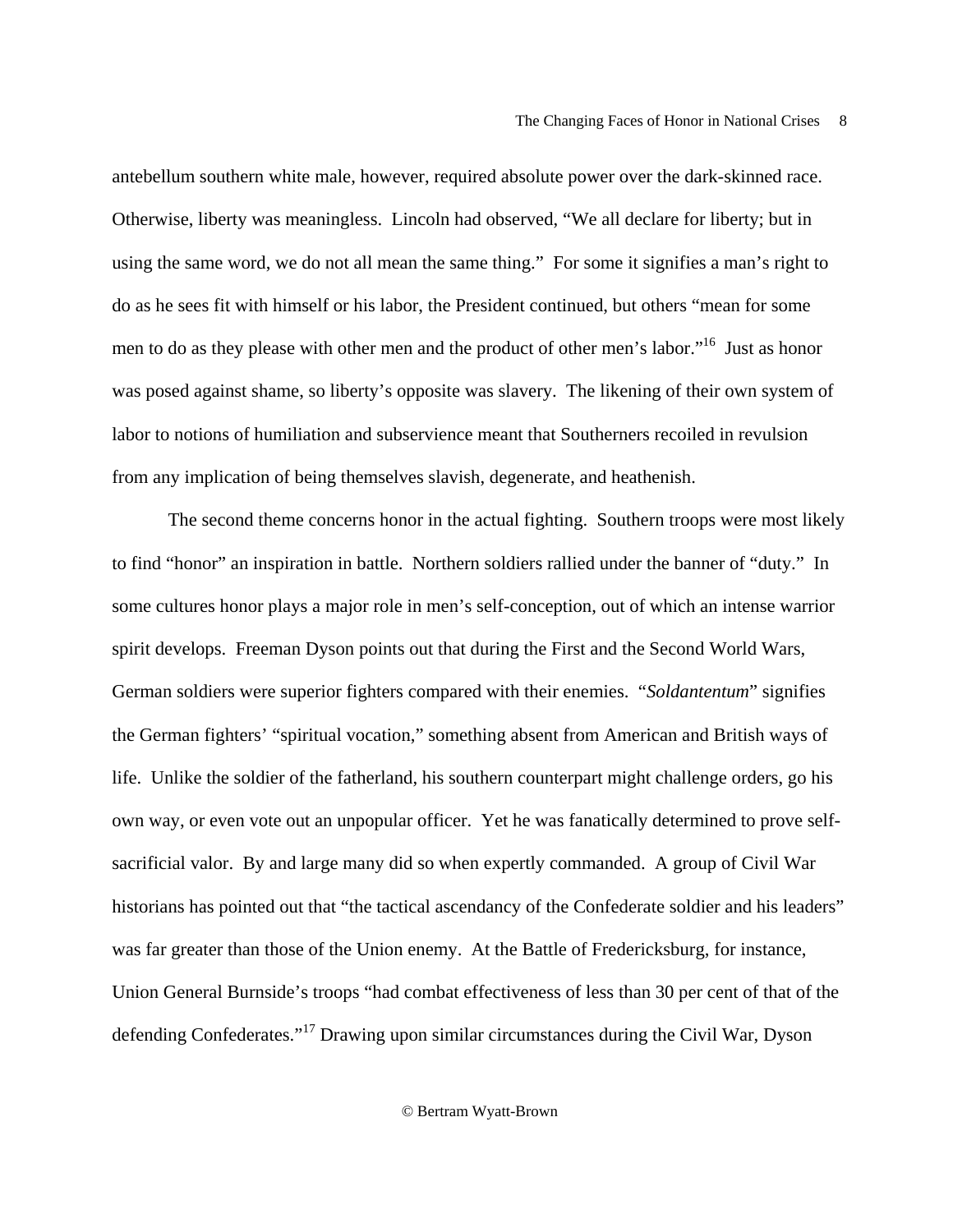antebellum southern white male, however, required absolute power over the dark-skinned race. Otherwise, liberty was meaningless. Lincoln had observed, "We all declare for liberty; but in using the same word, we do not all mean the same thing." For some it signifies a man's right to do as he sees fit with himself or his labor, the President continued, but others "mean for some men to do as they please with other men and the product of other men's labor."[16] Just as honor was posed against shame, so liberty's opposite was slavery. The likening of their own system of labor to notions of humiliation and subservience meant that Southerners recoiled in revulsion from any implication of being themselves slavish, degenerate, and heathenish.

The second theme concerns honor in the actual fighting. Southern troops were most likely to find "honor" an inspiration in battle. Northern soldiers rallied under the banner of "duty." In some cultures honor plays a major role in men's self-conception, out of which an intense warrior spirit develops. Freeman Dyson points out that during the First and the Second World Wars, German soldiers were superior fighters compared with their enemies. "*Soldantentum*" signifies the German fighters' "spiritual vocation," something absent from American and British ways of life. Unlike the soldier of the fatherland, his southern counterpart might challenge orders, go his own way, or even vote out an unpopular officer. Yet he was fanatically determined to prove self-sacrificial valor. By and large many did so when expertly commanded. A group of Civil War historians has pointed out that "the tactical ascendancy of the Confederate soldier and his leaders" was far greater than those of the Union enemy. At the Battle of Fredericksburg, for instance, Union General Burnside's troops "had combat effectiveness of less than 30 per cent of that of the defending Confederates."[17] Drawing upon similar circumstances during the Civil War, Dyson

© Bertram Wyatt-Brown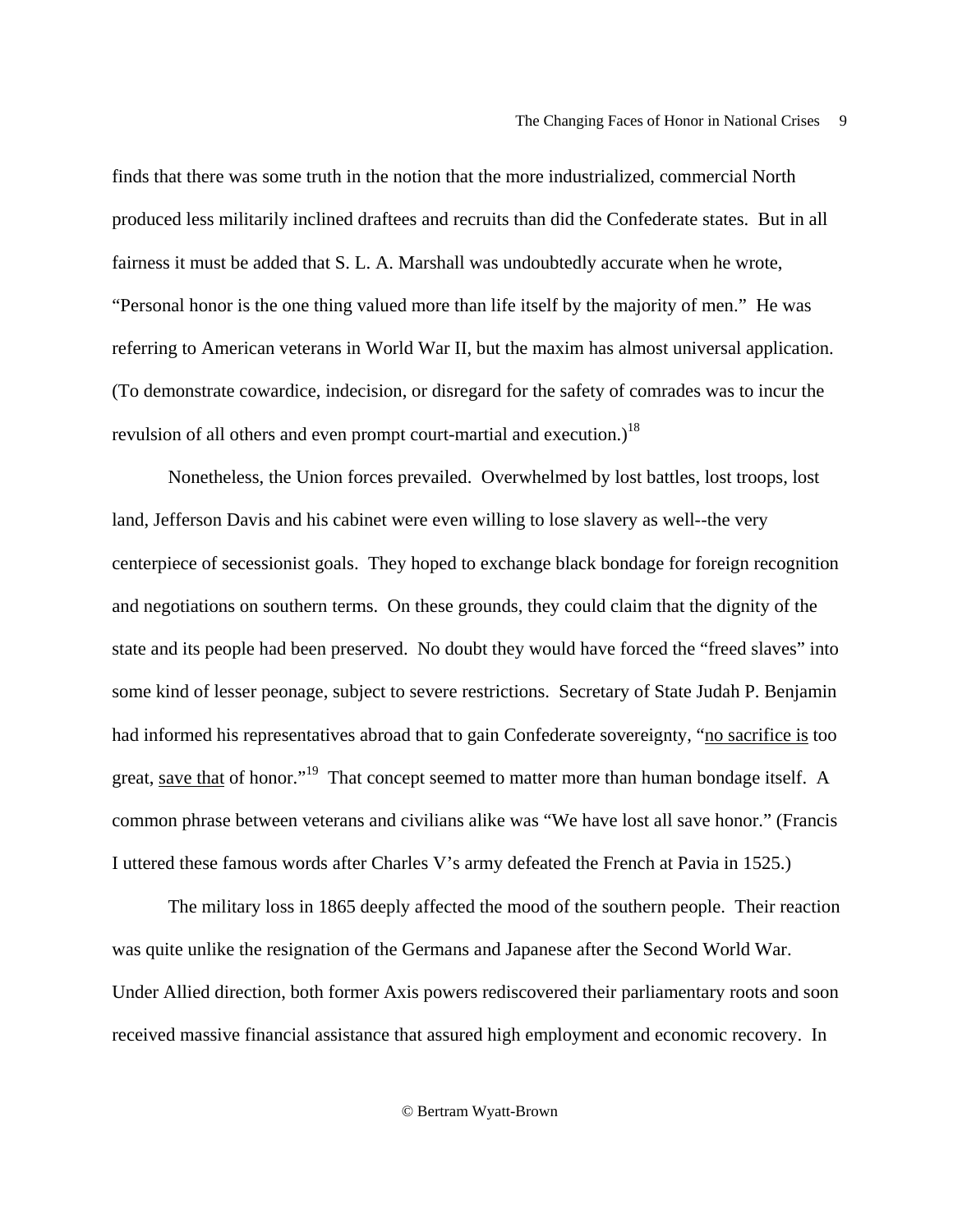finds that there was some truth in the notion that the more industrialized, commercial North produced less militarily inclined draftees and recruits than did the Confederate states. But in all fairness it must be added that S. L. A. Marshall was undoubtedly accurate when he wrote, "Personal honor is the one thing valued more than life itself by the majority of men." He was referring to American veterans in World War II, but the maxim has almost universal application. (To demonstrate cowardice, indecision, or disregard for the safety of comrades was to incur the revulsion of all others and even prompt court-martial and execution.)[18]

Nonetheless, the Union forces prevailed. Overwhelmed by lost battles, lost troops, lost land, Jefferson Davis and his cabinet were even willing to lose slavery as well--the very centerpiece of secessionist goals. They hoped to exchange black bondage for foreign recognition and negotiations on southern terms. On these grounds, they could claim that the dignity of the state and its people had been preserved. No doubt they would have forced the "freed slaves" into some kind of lesser peonage, subject to severe restrictions. Secretary of State Judah P. Benjamin had informed his representatives abroad that to gain Confederate sovereignty, "<u>no sacrifice is</u> too great, <u>save that</u> of honor."[19] That concept seemed to matter more than human bondage itself. A common phrase between veterans and civilians alike was "We have lost all save honor." (Francis I uttered these famous words after Charles V's army defeated the French at Pavia in 1525.)

The military loss in 1865 deeply affected the mood of the southern people. Their reaction was quite unlike the resignation of the Germans and Japanese after the Second World War. Under Allied direction, both former Axis powers rediscovered their parliamentary roots and soon received massive financial assistance that assured high employment and economic recovery. In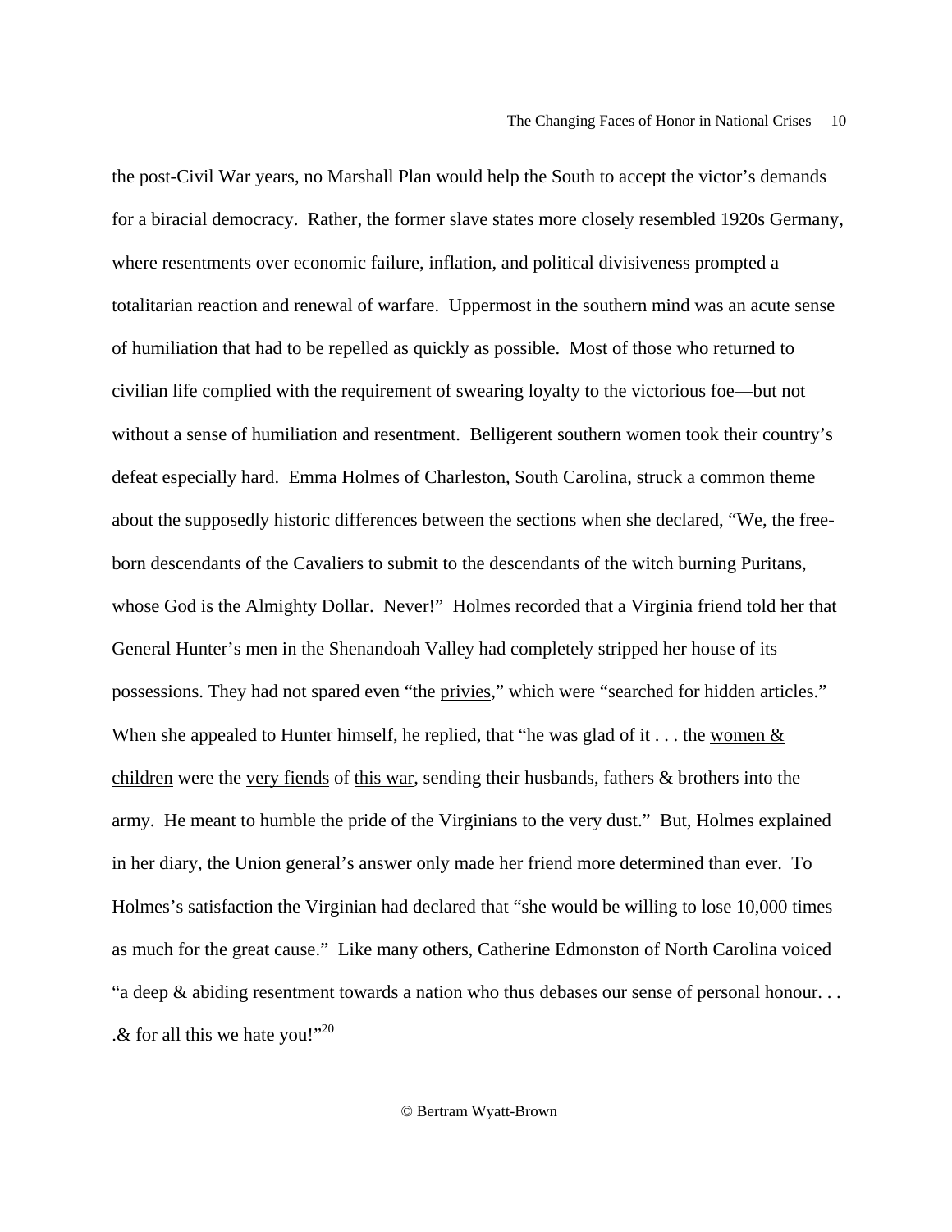the post-Civil War years, no Marshall Plan would help the South to accept the victor's demands for a biracial democracy. Rather, the former slave states more closely resembled 1920s Germany, where resentments over economic failure, inflation, and political divisiveness prompted a totalitarian reaction and renewal of warfare. Uppermost in the southern mind was an acute sense of humiliation that had to be repelled as quickly as possible. Most of those who returned to civilian life complied with the requirement of swearing loyalty to the victorious foe—but not without a sense of humiliation and resentment. Belligerent southern women took their country's defeat especially hard. Emma Holmes of Charleston, South Carolina, struck a common theme about the supposedly historic differences between the sections when she declared, "We, the free-born descendants of the Cavaliers to submit to the descendants of the witch burning Puritans, whose God is the Almighty Dollar. Never!" Holmes recorded that a Virginia friend told her that General Hunter's men in the Shenandoah Valley had completely stripped her house of its possessions. They had not spared even "the privies," which were "searched for hidden articles." When she appealed to Hunter himself, he replied, that "he was glad of it . . . the women & children were the very fiends of this war, sending their husbands, fathers & brothers into the army. He meant to humble the pride of the Virginians to the very dust." But, Holmes explained in her diary, the Union general's answer only made her friend more determined than ever. To Holmes's satisfaction the Virginian had declared that "she would be willing to lose 10,000 times as much for the great cause." Like many others, Catherine Edmonston of North Carolina voiced "a deep & abiding resentment towards a nation who thus debases our sense of personal honour. . . .& for all this we hate you!"[20]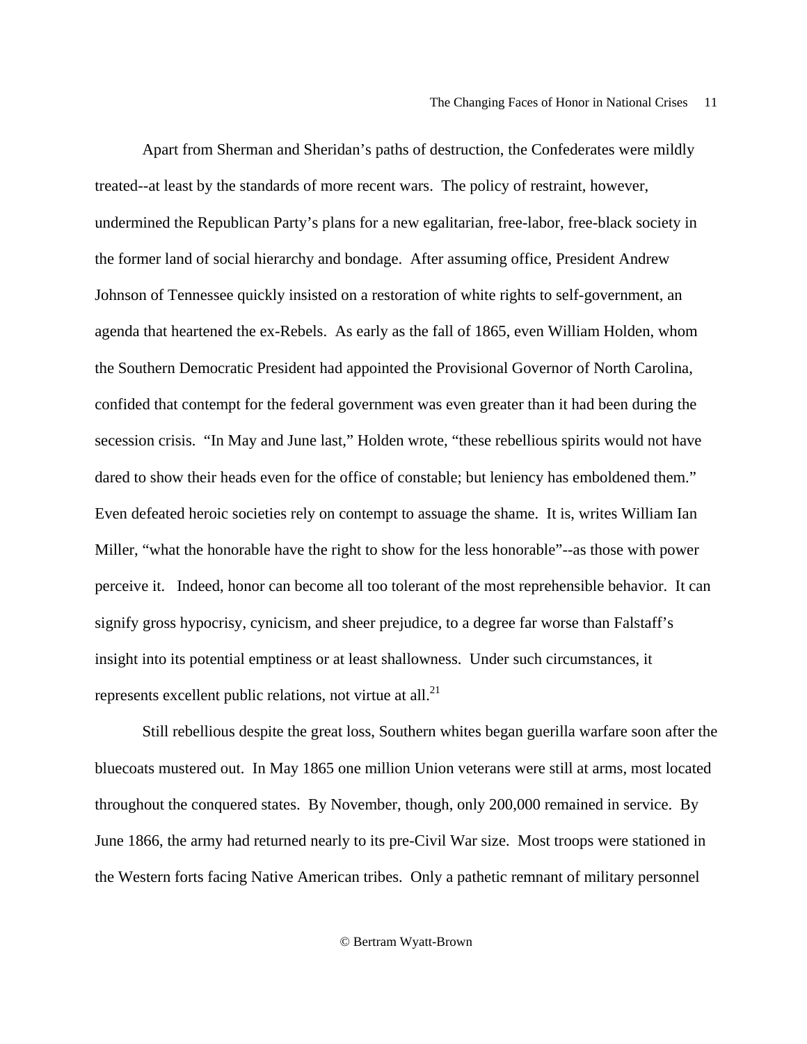Apart from Sherman and Sheridan's paths of destruction, the Confederates were mildly treated--at least by the standards of more recent wars. The policy of restraint, however, undermined the Republican Party's plans for a new egalitarian, free-labor, free-black society in the former land of social hierarchy and bondage. After assuming office, President Andrew Johnson of Tennessee quickly insisted on a restoration of white rights to self-government, an agenda that heartened the ex-Rebels. As early as the fall of 1865, even William Holden, whom the Southern Democratic President had appointed the Provisional Governor of North Carolina, confided that contempt for the federal government was even greater than it had been during the secession crisis. "In May and June last," Holden wrote, "these rebellious spirits would not have dared to show their heads even for the office of constable; but leniency has emboldened them." Even defeated heroic societies rely on contempt to assuage the shame. It is, writes William Ian Miller, "what the honorable have the right to show for the less honorable"--as those with power perceive it. Indeed, honor can become all too tolerant of the most reprehensible behavior. It can signify gross hypocrisy, cynicism, and sheer prejudice, to a degree far worse than Falstaff's insight into its potential emptiness or at least shallowness. Under such circumstances, it represents excellent public relations, not virtue at all.[21]

Still rebellious despite the great loss, Southern whites began guerilla warfare soon after the bluecoats mustered out. In May 1865 one million Union veterans were still at arms, most located throughout the conquered states. By November, though, only 200,000 remained in service. By June 1866, the army had returned nearly to its pre-Civil War size. Most troops were stationed in the Western forts facing Native American tribes. Only a pathetic remnant of military personnel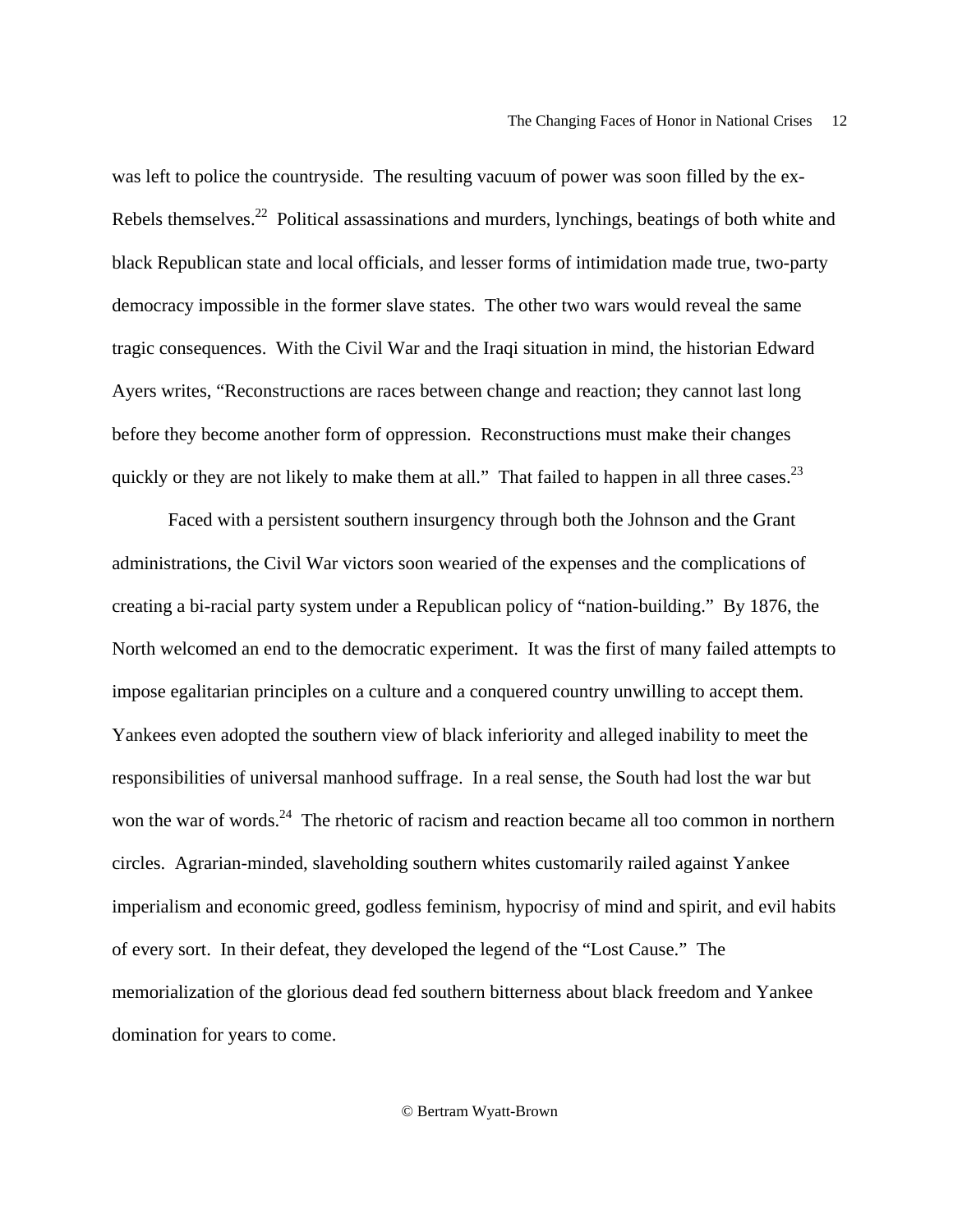was left to police the countryside.  The resulting vacuum of power was soon filled by the ex-Rebels themselves.[22]  Political assassinations and murders, lynchings, beatings of both white and black Republican state and local officials, and lesser forms of intimidation made true, two-party democracy impossible in the former slave states.  The other two wars would reveal the same tragic consequences.  With the Civil War and the Iraqi situation in mind, the historian Edward Ayers writes, "Reconstructions are races between change and reaction; they cannot last long before they become another form of oppression.  Reconstructions must make their changes quickly or they are not likely to make them at all."  That failed to happen in all three cases.[23]

Faced with a persistent southern insurgency through both the Johnson and the Grant administrations, the Civil War victors soon wearied of the expenses and the complications of creating a bi-racial party system under a Republican policy of "nation-building."  By 1876, the North welcomed an end to the democratic experiment.  It was the first of many failed attempts to impose egalitarian principles on a culture and a conquered country unwilling to accept them.  Yankees even adopted the southern view of black inferiority and alleged inability to meet the responsibilities of universal manhood suffrage.  In a real sense, the South had lost the war but won the war of words.[24]  The rhetoric of racism and reaction became all too common in northern circles.  Agrarian-minded, slaveholding southern whites customarily railed against Yankee imperialism and economic greed, godless feminism, hypocrisy of mind and spirit, and evil habits of every sort.  In their defeat, they developed the legend of the "Lost Cause."  The memorialization of the glorious dead fed southern bitterness about black freedom and Yankee domination for years to come.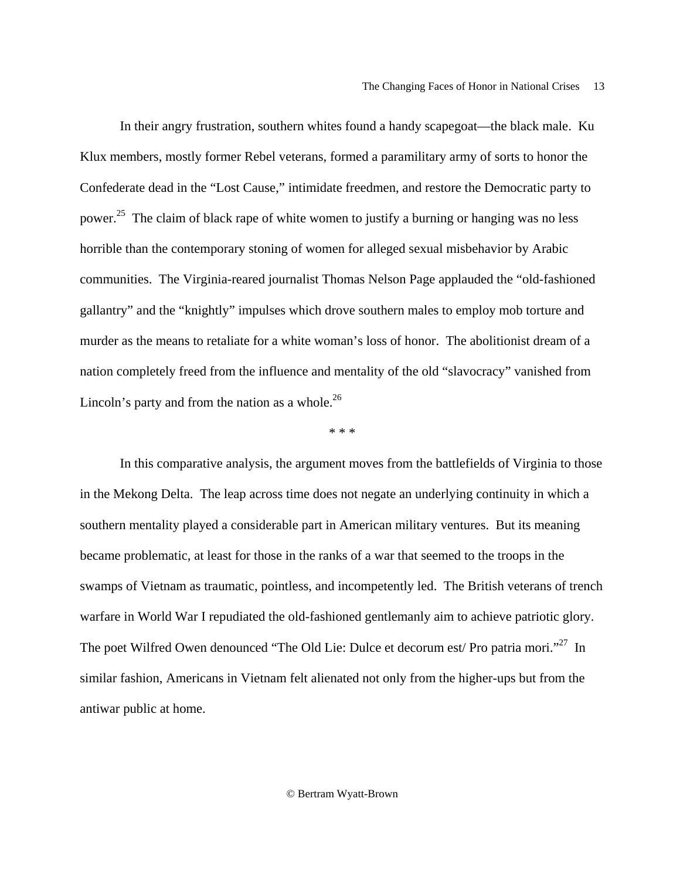In their angry frustration, southern whites found a handy scapegoat—the black male. Ku Klux members, mostly former Rebel veterans, formed a paramilitary army of sorts to honor the Confederate dead in the "Lost Cause," intimidate freedmen, and restore the Democratic party to power.[25] The claim of black rape of white women to justify a burning or hanging was no less horrible than the contemporary stoning of women for alleged sexual misbehavior by Arabic communities. The Virginia-reared journalist Thomas Nelson Page applauded the "old-fashioned gallantry" and the "knightly" impulses which drove southern males to employ mob torture and murder as the means to retaliate for a white woman's loss of honor. The abolitionist dream of a nation completely freed from the influence and mentality of the old "slavocracy" vanished from Lincoln's party and from the nation as a whole.[26]

* * *

In this comparative analysis, the argument moves from the battlefields of Virginia to those in the Mekong Delta. The leap across time does not negate an underlying continuity in which a southern mentality played a considerable part in American military ventures. But its meaning became problematic, at least for those in the ranks of a war that seemed to the troops in the swamps of Vietnam as traumatic, pointless, and incompetently led. The British veterans of trench warfare in World War I repudiated the old-fashioned gentlemanly aim to achieve patriotic glory. The poet Wilfred Owen denounced "The Old Lie: Dulce et decorum est/ Pro patria mori."[27] In similar fashion, Americans in Vietnam felt alienated not only from the higher-ups but from the antiwar public at home.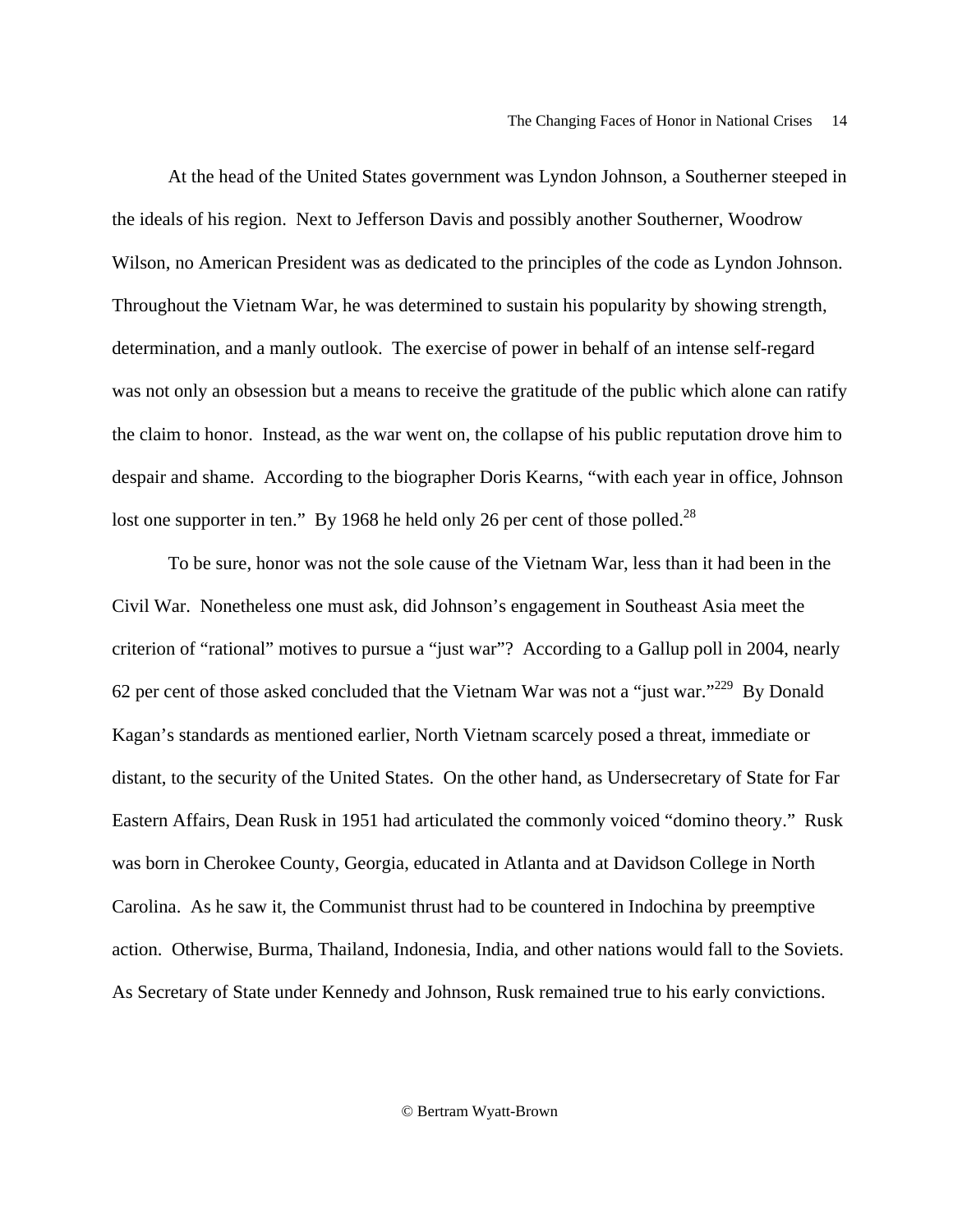At the head of the United States government was Lyndon Johnson, a Southerner steeped in the ideals of his region. Next to Jefferson Davis and possibly another Southerner, Woodrow Wilson, no American President was as dedicated to the principles of the code as Lyndon Johnson. Throughout the Vietnam War, he was determined to sustain his popularity by showing strength, determination, and a manly outlook. The exercise of power in behalf of an intense self-regard was not only an obsession but a means to receive the gratitude of the public which alone can ratify the claim to honor. Instead, as the war went on, the collapse of his public reputation drove him to despair and shame. According to the biographer Doris Kearns, "with each year in office, Johnson lost one supporter in ten." By 1968 he held only 26 per cent of those polled.[28]

To be sure, honor was not the sole cause of the Vietnam War, less than it had been in the Civil War. Nonetheless one must ask, did Johnson's engagement in Southeast Asia meet the criterion of "rational" motives to pursue a "just war"? According to a Gallup poll in 2004, nearly 62 per cent of those asked concluded that the Vietnam War was not a "just war."[229] By Donald Kagan's standards as mentioned earlier, North Vietnam scarcely posed a threat, immediate or distant, to the security of the United States. On the other hand, as Undersecretary of State for Far Eastern Affairs, Dean Rusk in 1951 had articulated the commonly voiced "domino theory." Rusk was born in Cherokee County, Georgia, educated in Atlanta and at Davidson College in North Carolina. As he saw it, the Communist thrust had to be countered in Indochina by preemptive action. Otherwise, Burma, Thailand, Indonesia, India, and other nations would fall to the Soviets. As Secretary of State under Kennedy and Johnson, Rusk remained true to his early convictions.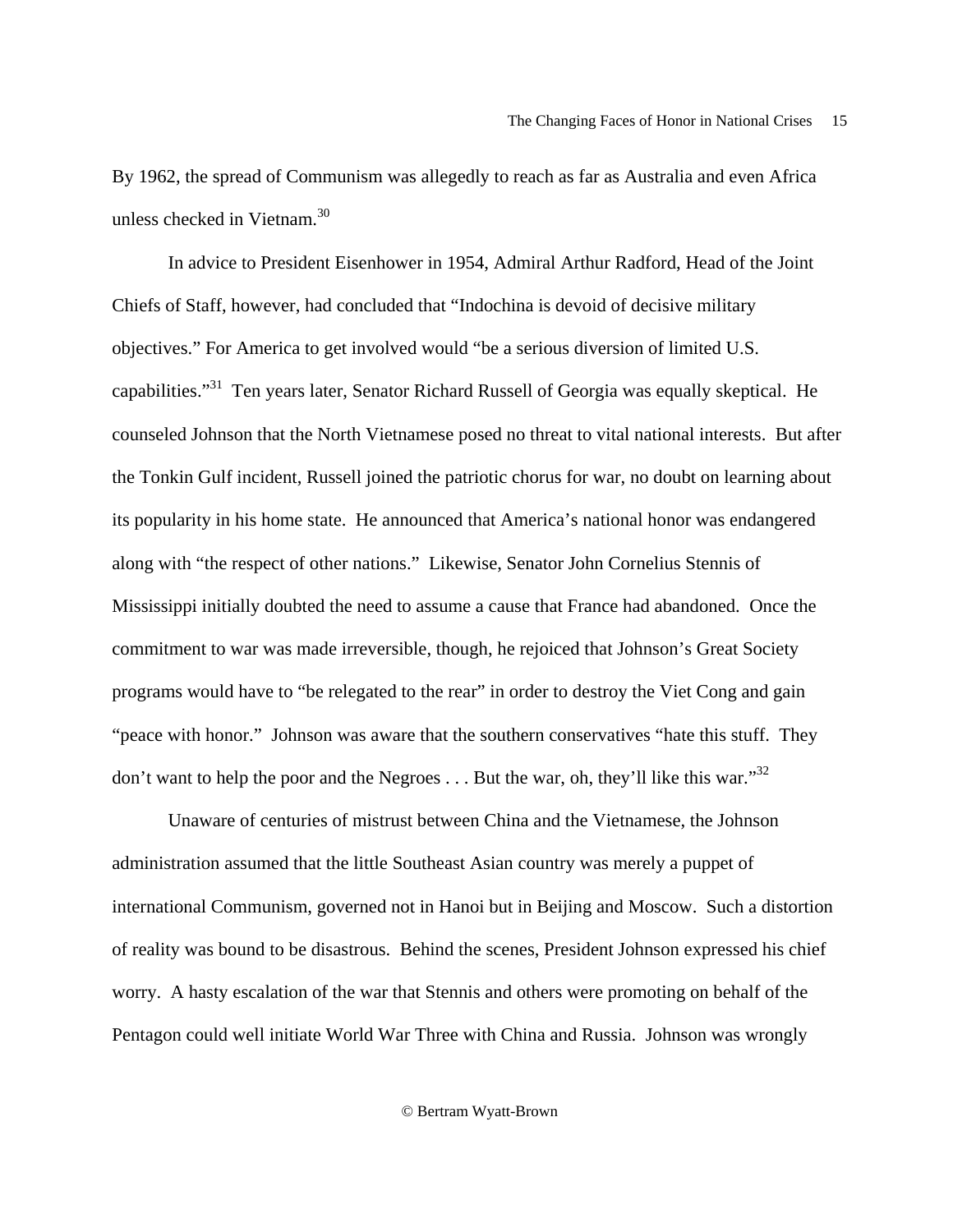By 1962, the spread of Communism was allegedly to reach as far as Australia and even Africa unless checked in Vietnam.[30]

In advice to President Eisenhower in 1954, Admiral Arthur Radford, Head of the Joint Chiefs of Staff, however, had concluded that "Indochina is devoid of decisive military objectives." For America to get involved would "be a serious diversion of limited U.S. capabilities."[31] Ten years later, Senator Richard Russell of Georgia was equally skeptical. He counseled Johnson that the North Vietnamese posed no threat to vital national interests. But after the Tonkin Gulf incident, Russell joined the patriotic chorus for war, no doubt on learning about its popularity in his home state. He announced that America's national honor was endangered along with "the respect of other nations." Likewise, Senator John Cornelius Stennis of Mississippi initially doubted the need to assume a cause that France had abandoned. Once the commitment to war was made irreversible, though, he rejoiced that Johnson's Great Society programs would have to "be relegated to the rear" in order to destroy the Viet Cong and gain "peace with honor." Johnson was aware that the southern conservatives "hate this stuff. They don't want to help the poor and the Negroes . . . But the war, oh, they'll like this war."[32]

Unaware of centuries of mistrust between China and the Vietnamese, the Johnson administration assumed that the little Southeast Asian country was merely a puppet of international Communism, governed not in Hanoi but in Beijing and Moscow. Such a distortion of reality was bound to be disastrous. Behind the scenes, President Johnson expressed his chief worry. A hasty escalation of the war that Stennis and others were promoting on behalf of the Pentagon could well initiate World War Three with China and Russia. Johnson was wrongly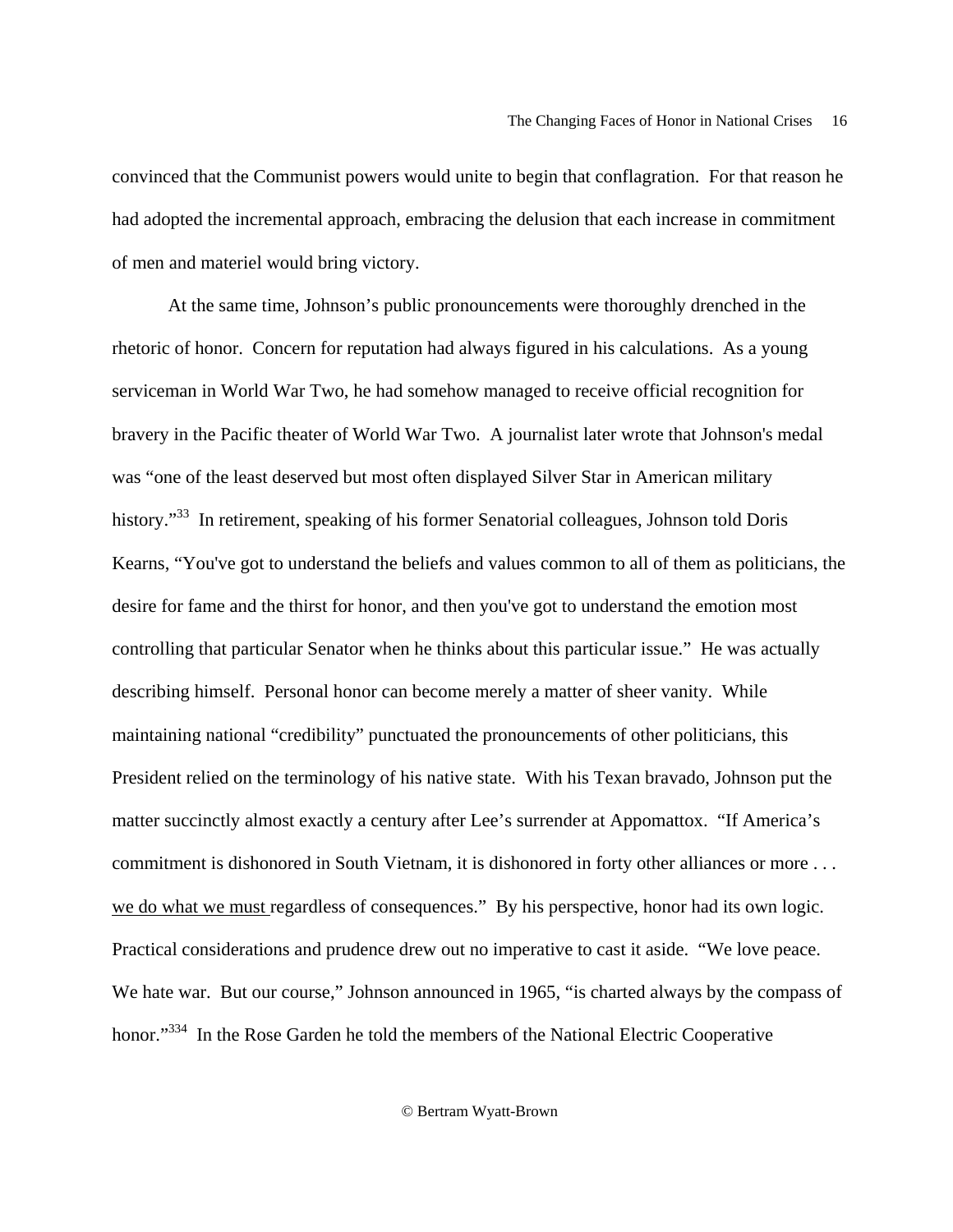convinced that the Communist powers would unite to begin that conflagration. For that reason he had adopted the incremental approach, embracing the delusion that each increase in commitment of men and materiel would bring victory.

At the same time, Johnson's public pronouncements were thoroughly drenched in the rhetoric of honor. Concern for reputation had always figured in his calculations. As a young serviceman in World War Two, he had somehow managed to receive official recognition for bravery in the Pacific theater of World War Two. A journalist later wrote that Johnson's medal was "one of the least deserved but most often displayed Silver Star in American military history."[33] In retirement, speaking of his former Senatorial colleagues, Johnson told Doris Kearns, "You've got to understand the beliefs and values common to all of them as politicians, the desire for fame and the thirst for honor, and then you've got to understand the emotion most controlling that particular Senator when he thinks about this particular issue." He was actually describing himself. Personal honor can become merely a matter of sheer vanity. While maintaining national "credibility" punctuated the pronouncements of other politicians, this President relied on the terminology of his native state. With his Texan bravado, Johnson put the matter succinctly almost exactly a century after Lee's surrender at Appomattox. "If America's commitment is dishonored in South Vietnam, it is dishonored in forty other alliances or more . . . <u>we do what we must</u> regardless of consequences." By his perspective, honor had its own logic. Practical considerations and prudence drew out no imperative to cast it aside. "We love peace. We hate war. But our course," Johnson announced in 1965, "is charted always by the compass of honor."[334] In the Rose Garden he told the members of the National Electric Cooperative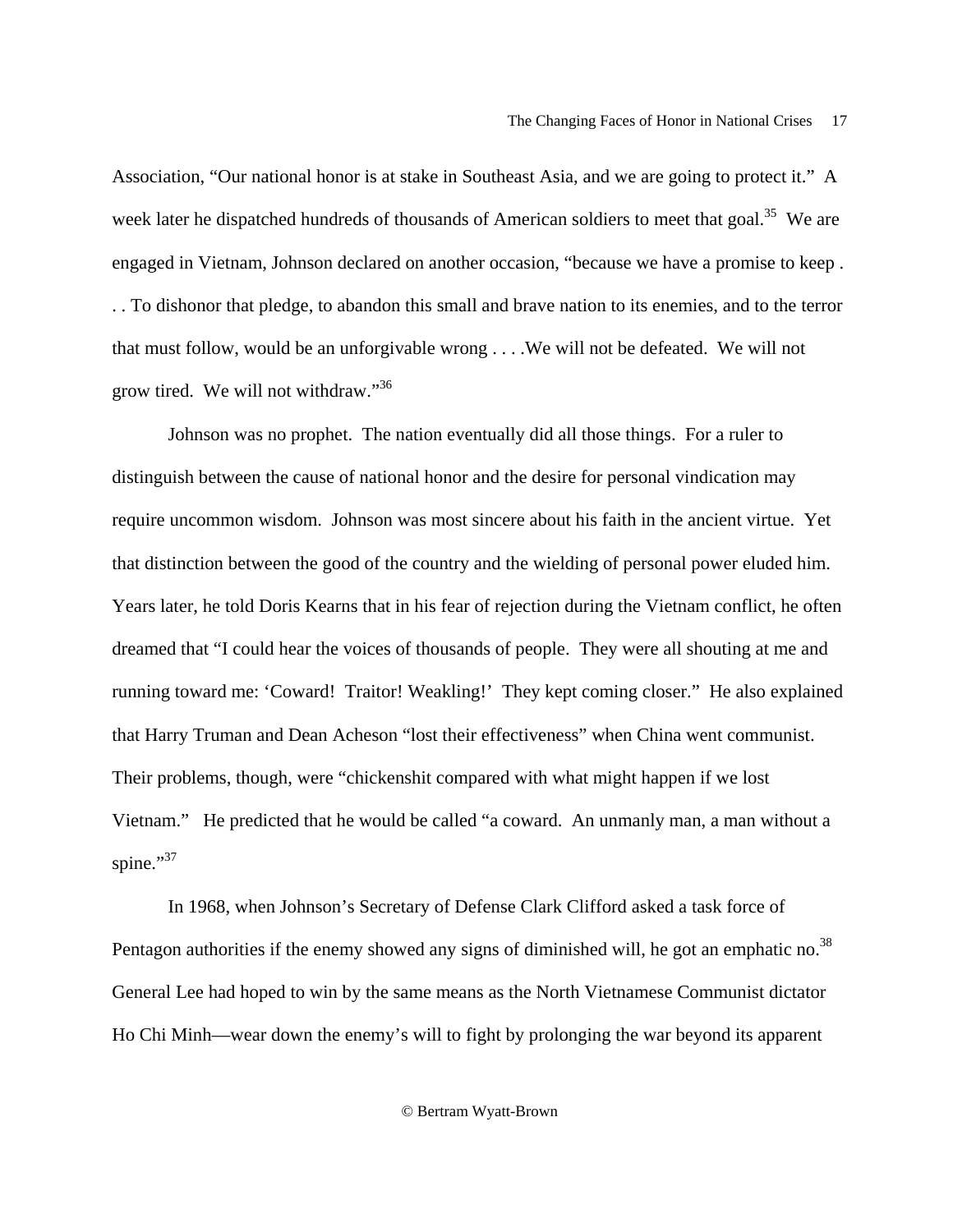Association, "Our national honor is at stake in Southeast Asia, and we are going to protect it." A week later he dispatched hundreds of thousands of American soldiers to meet that goal.[35] We are engaged in Vietnam, Johnson declared on another occasion, "because we have a promise to keep . . . To dishonor that pledge, to abandon this small and brave nation to its enemies, and to the terror that must follow, would be an unforgivable wrong . . . .We will not be defeated. We will not grow tired. We will not withdraw."[36]

Johnson was no prophet. The nation eventually did all those things. For a ruler to distinguish between the cause of national honor and the desire for personal vindication may require uncommon wisdom. Johnson was most sincere about his faith in the ancient virtue. Yet that distinction between the good of the country and the wielding of personal power eluded him. Years later, he told Doris Kearns that in his fear of rejection during the Vietnam conflict, he often dreamed that "I could hear the voices of thousands of people. They were all shouting at me and running toward me: 'Coward! Traitor! Weakling!' They kept coming closer." He also explained that Harry Truman and Dean Acheson "lost their effectiveness" when China went communist. Their problems, though, were "chickenshit compared with what might happen if we lost Vietnam." He predicted that he would be called "a coward. An unmanly man, a man without a spine."[37]

In 1968, when Johnson's Secretary of Defense Clark Clifford asked a task force of Pentagon authorities if the enemy showed any signs of diminished will, he got an emphatic no.[38] General Lee had hoped to win by the same means as the North Vietnamese Communist dictator Ho Chi Minh—wear down the enemy's will to fight by prolonging the war beyond its apparent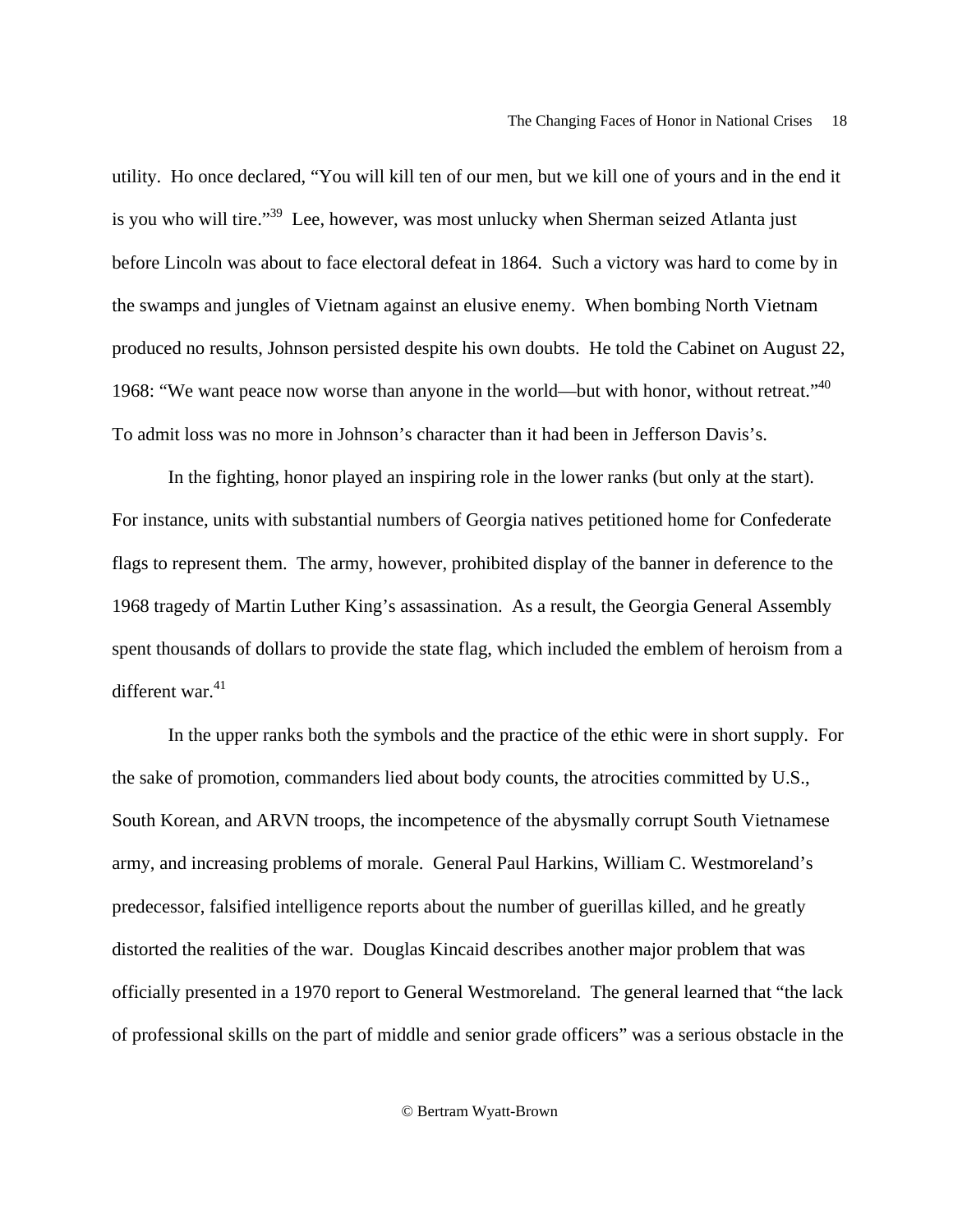utility. Ho once declared, “You will kill ten of our men, but we kill one of yours and in the end it is you who will tire.”[39] Lee, however, was most unlucky when Sherman seized Atlanta just before Lincoln was about to face electoral defeat in 1864. Such a victory was hard to come by in the swamps and jungles of Vietnam against an elusive enemy. When bombing North Vietnam produced no results, Johnson persisted despite his own doubts. He told the Cabinet on August 22, 1968: “We want peace now worse than anyone in the world—but with honor, without retreat.”[40] To admit loss was no more in Johnson’s character than it had been in Jefferson Davis’s.

In the fighting, honor played an inspiring role in the lower ranks (but only at the start). For instance, units with substantial numbers of Georgia natives petitioned home for Confederate flags to represent them. The army, however, prohibited display of the banner in deference to the 1968 tragedy of Martin Luther King’s assassination. As a result, the Georgia General Assembly spent thousands of dollars to provide the state flag, which included the emblem of heroism from a different war.[41]

In the upper ranks both the symbols and the practice of the ethic were in short supply. For the sake of promotion, commanders lied about body counts, the atrocities committed by U.S., South Korean, and ARVN troops, the incompetence of the abysmally corrupt South Vietnamese army, and increasing problems of morale. General Paul Harkins, William C. Westmoreland’s predecessor, falsified intelligence reports about the number of guerillas killed, and he greatly distorted the realities of the war. Douglas Kincaid describes another major problem that was officially presented in a 1970 report to General Westmoreland. The general learned that “the lack of professional skills on the part of middle and senior grade officers” was a serious obstacle in the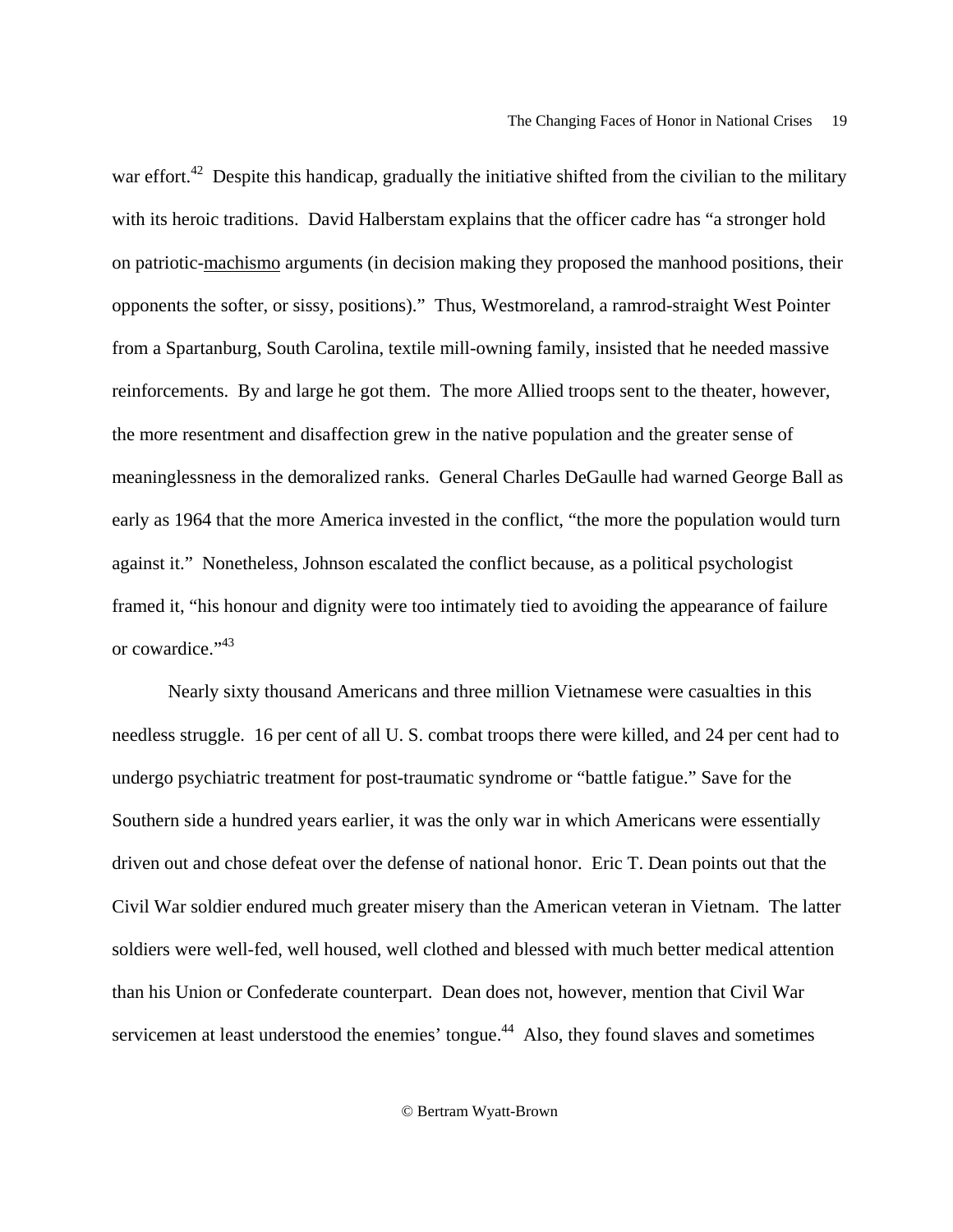war effort.[42] Despite this handicap, gradually the initiative shifted from the civilian to the military with its heroic traditions. David Halberstam explains that the officer cadre has "a stronger hold on patriotic-machismo arguments (in decision making they proposed the manhood positions, their opponents the softer, or sissy, positions)." Thus, Westmoreland, a ramrod-straight West Pointer from a Spartanburg, South Carolina, textile mill-owning family, insisted that he needed massive reinforcements. By and large he got them. The more Allied troops sent to the theater, however, the more resentment and disaffection grew in the native population and the greater sense of meaninglessness in the demoralized ranks. General Charles DeGaulle had warned George Ball as early as 1964 that the more America invested in the conflict, "the more the population would turn against it." Nonetheless, Johnson escalated the conflict because, as a political psychologist framed it, "his honour and dignity were too intimately tied to avoiding the appearance of failure or cowardice."[43]

Nearly sixty thousand Americans and three million Vietnamese were casualties in this needless struggle. 16 per cent of all U. S. combat troops there were killed, and 24 per cent had to undergo psychiatric treatment for post-traumatic syndrome or "battle fatigue." Save for the Southern side a hundred years earlier, it was the only war in which Americans were essentially driven out and chose defeat over the defense of national honor. Eric T. Dean points out that the Civil War soldier endured much greater misery than the American veteran in Vietnam. The latter soldiers were well-fed, well housed, well clothed and blessed with much better medical attention than his Union or Confederate counterpart. Dean does not, however, mention that Civil War servicemen at least understood the enemies' tongue.[44] Also, they found slaves and sometimes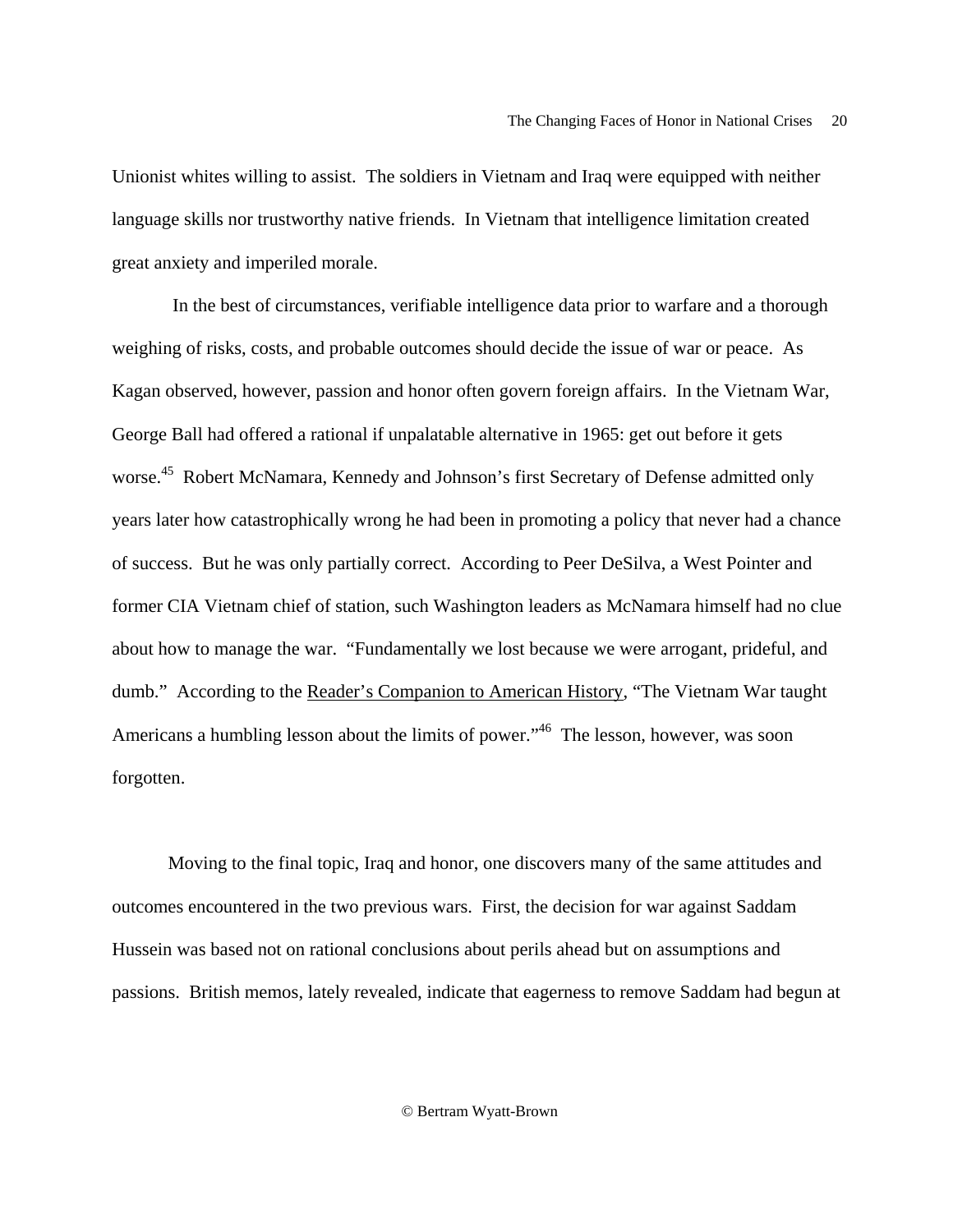Unionist whites willing to assist. The soldiers in Vietnam and Iraq were equipped with neither language skills nor trustworthy native friends. In Vietnam that intelligence limitation created great anxiety and imperiled morale.

In the best of circumstances, verifiable intelligence data prior to warfare and a thorough weighing of risks, costs, and probable outcomes should decide the issue of war or peace. As Kagan observed, however, passion and honor often govern foreign affairs. In the Vietnam War, George Ball had offered a rational if unpalatable alternative in 1965: get out before it gets worse.[45] Robert McNamara, Kennedy and Johnson's first Secretary of Defense admitted only years later how catastrophically wrong he had been in promoting a policy that never had a chance of success. But he was only partially correct. According to Peer DeSilva, a West Pointer and former CIA Vietnam chief of station, such Washington leaders as McNamara himself had no clue about how to manage the war. "Fundamentally we lost because we were arrogant, prideful, and dumb." According to the Reader's Companion to American History, "The Vietnam War taught Americans a humbling lesson about the limits of power."[46] The lesson, however, was soon forgotten.

Moving to the final topic, Iraq and honor, one discovers many of the same attitudes and outcomes encountered in the two previous wars. First, the decision for war against Saddam Hussein was based not on rational conclusions about perils ahead but on assumptions and passions. British memos, lately revealed, indicate that eagerness to remove Saddam had begun at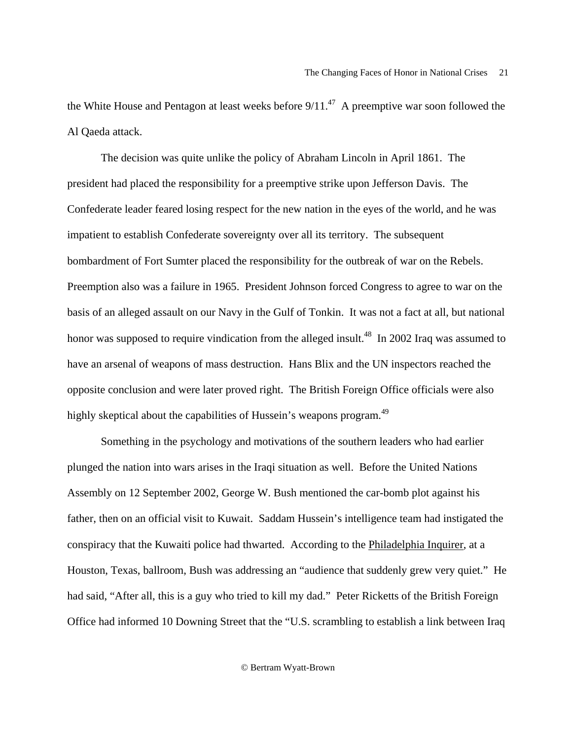the White House and Pentagon at least weeks before 9/11.[47] A preemptive war soon followed the Al Qaeda attack.

The decision was quite unlike the policy of Abraham Lincoln in April 1861. The president had placed the responsibility for a preemptive strike upon Jefferson Davis. The Confederate leader feared losing respect for the new nation in the eyes of the world, and he was impatient to establish Confederate sovereignty over all its territory. The subsequent bombardment of Fort Sumter placed the responsibility for the outbreak of war on the Rebels. Preemption also was a failure in 1965. President Johnson forced Congress to agree to war on the basis of an alleged assault on our Navy in the Gulf of Tonkin. It was not a fact at all, but national honor was supposed to require vindication from the alleged insult.[48] In 2002 Iraq was assumed to have an arsenal of weapons of mass destruction. Hans Blix and the UN inspectors reached the opposite conclusion and were later proved right. The British Foreign Office officials were also highly skeptical about the capabilities of Hussein's weapons program.[49]

Something in the psychology and motivations of the southern leaders who had earlier plunged the nation into wars arises in the Iraqi situation as well. Before the United Nations Assembly on 12 September 2002, George W. Bush mentioned the car-bomb plot against his father, then on an official visit to Kuwait. Saddam Hussein's intelligence team had instigated the conspiracy that the Kuwaiti police had thwarted. According to the Philadelphia Inquirer, at a Houston, Texas, ballroom, Bush was addressing an "audience that suddenly grew very quiet." He had said, "After all, this is a guy who tried to kill my dad." Peter Ricketts of the British Foreign Office had informed 10 Downing Street that the "U.S. scrambling to establish a link between Iraq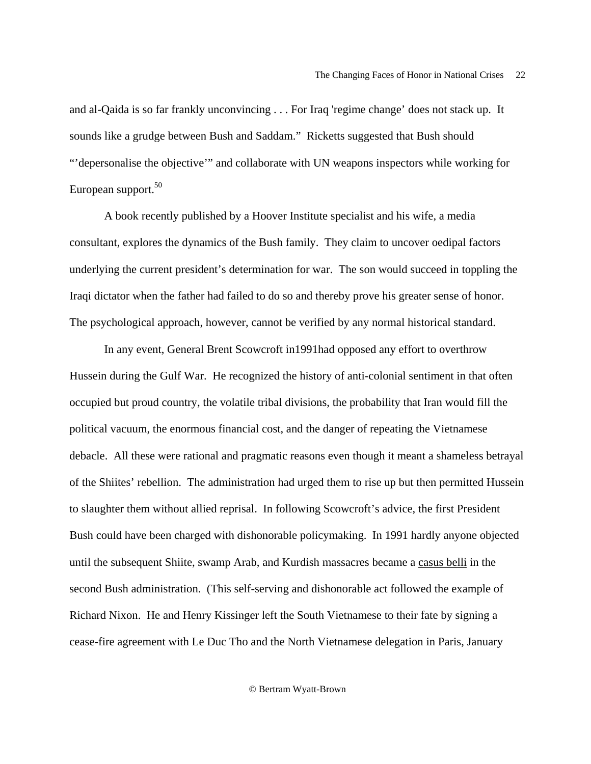and al-Qaida is so far frankly unconvincing . . . For Iraq 'regime change' does not stack up. It sounds like a grudge between Bush and Saddam." Ricketts suggested that Bush should "'depersonalise the objective'" and collaborate with UN weapons inspectors while working for European support.[50]

A book recently published by a Hoover Institute specialist and his wife, a media consultant, explores the dynamics of the Bush family. They claim to uncover oedipal factors underlying the current president's determination for war. The son would succeed in toppling the Iraqi dictator when the father had failed to do so and thereby prove his greater sense of honor. The psychological approach, however, cannot be verified by any normal historical standard.

In any event, General Brent Scowcroft in1991had opposed any effort to overthrow Hussein during the Gulf War. He recognized the history of anti-colonial sentiment in that often occupied but proud country, the volatile tribal divisions, the probability that Iran would fill the political vacuum, the enormous financial cost, and the danger of repeating the Vietnamese debacle. All these were rational and pragmatic reasons even though it meant a shameless betrayal of the Shiites' rebellion. The administration had urged them to rise up but then permitted Hussein to slaughter them without allied reprisal. In following Scowcroft's advice, the first President Bush could have been charged with dishonorable policymaking. In 1991 hardly anyone objected until the subsequent Shiite, swamp Arab, and Kurdish massacres became a casus belli in the second Bush administration. (This self-serving and dishonorable act followed the example of Richard Nixon. He and Henry Kissinger left the South Vietnamese to their fate by signing a cease-fire agreement with Le Duc Tho and the North Vietnamese delegation in Paris, January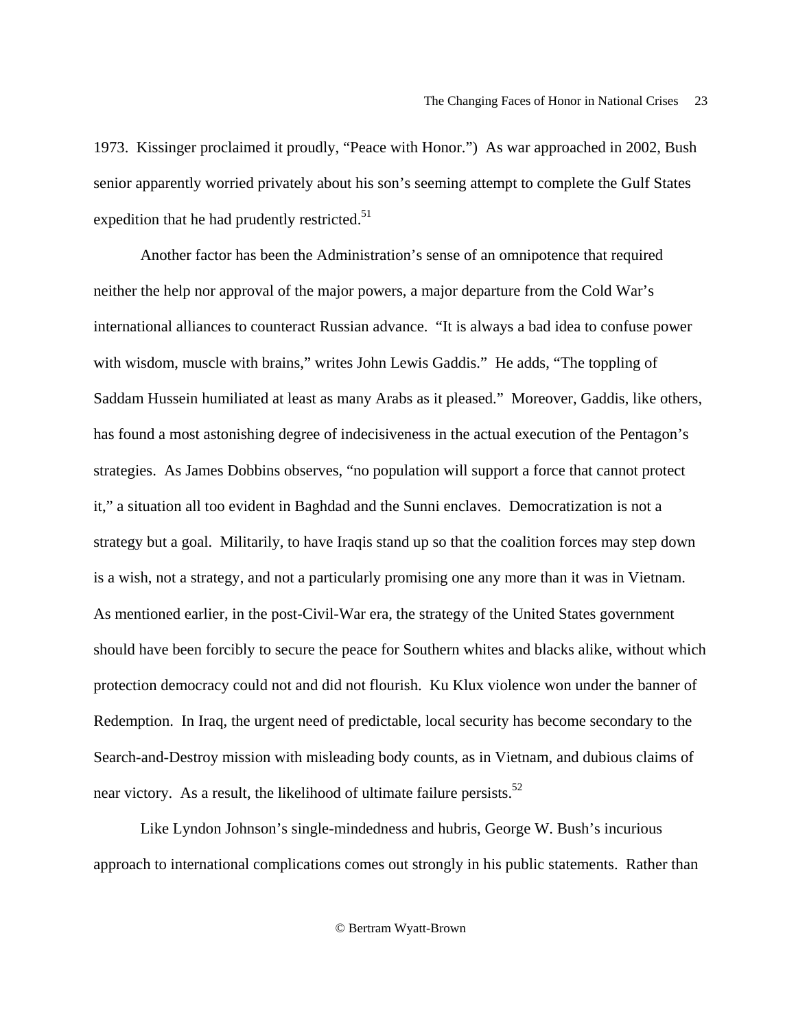1973.  Kissinger proclaimed it proudly, "Peace with Honor.")  As war approached in 2002, Bush senior apparently worried privately about his son's seeming attempt to complete the Gulf States expedition that he had prudently restricted.[51]

Another factor has been the Administration's sense of an omnipotence that required neither the help nor approval of the major powers, a major departure from the Cold War's international alliances to counteract Russian advance.  "It is always a bad idea to confuse power with wisdom, muscle with brains," writes John Lewis Gaddis."  He adds, "The toppling of Saddam Hussein humiliated at least as many Arabs as it pleased."  Moreover, Gaddis, like others, has found a most astonishing degree of indecisiveness in the actual execution of the Pentagon's strategies.  As James Dobbins observes, "no population will support a force that cannot protect it," a situation all too evident in Baghdad and the Sunni enclaves.  Democratization is not a strategy but a goal.  Militarily, to have Iraqis stand up so that the coalition forces may step down is a wish, not a strategy, and not a particularly promising one any more than it was in Vietnam.  As mentioned earlier, in the post-Civil-War era, the strategy of the United States government should have been forcibly to secure the peace for Southern whites and blacks alike, without which protection democracy could not and did not flourish.  Ku Klux violence won under the banner of Redemption.  In Iraq, the urgent need of predictable, local security has become secondary to the Search-and-Destroy mission with misleading body counts, as in Vietnam, and dubious claims of near victory.  As a result, the likelihood of ultimate failure persists.[52]

Like Lyndon Johnson's single-mindedness and hubris, George W. Bush's incurious approach to international complications comes out strongly in his public statements.  Rather than

© Bertram Wyatt-Brown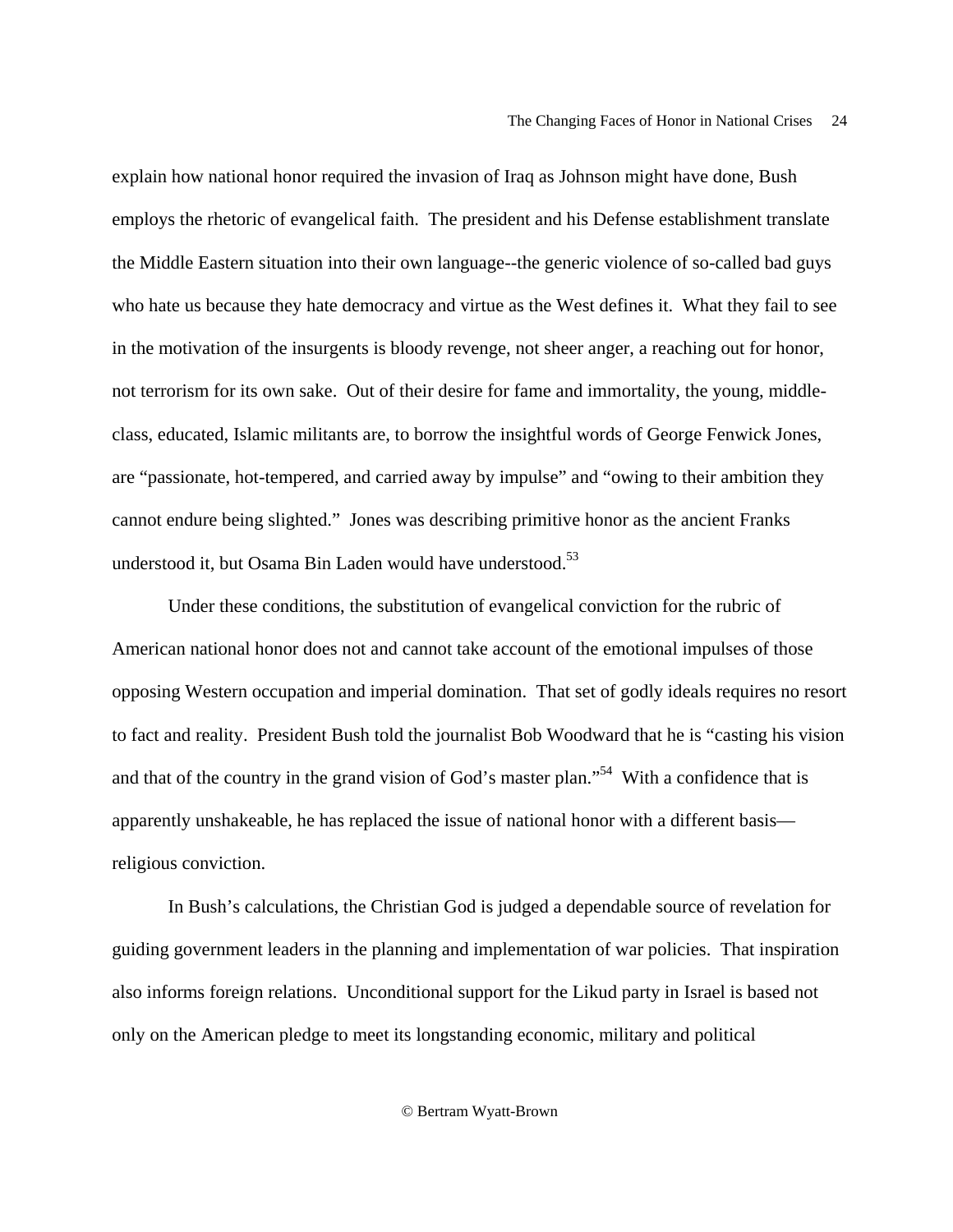explain how national honor required the invasion of Iraq as Johnson might have done, Bush employs the rhetoric of evangelical faith. The president and his Defense establishment translate the Middle Eastern situation into their own language--the generic violence of so-called bad guys who hate us because they hate democracy and virtue as the West defines it. What they fail to see in the motivation of the insurgents is bloody revenge, not sheer anger, a reaching out for honor, not terrorism for its own sake. Out of their desire for fame and immortality, the young, middle-class, educated, Islamic militants are, to borrow the insightful words of George Fenwick Jones, are "passionate, hot-tempered, and carried away by impulse" and "owing to their ambition they cannot endure being slighted." Jones was describing primitive honor as the ancient Franks understood it, but Osama Bin Laden would have understood.[53]

Under these conditions, the substitution of evangelical conviction for the rubric of American national honor does not and cannot take account of the emotional impulses of those opposing Western occupation and imperial domination. That set of godly ideals requires no resort to fact and reality. President Bush told the journalist Bob Woodward that he is "casting his vision and that of the country in the grand vision of God's master plan."[54] With a confidence that is apparently unshakeable, he has replaced the issue of national honor with a different basis—religious conviction.

In Bush's calculations, the Christian God is judged a dependable source of revelation for guiding government leaders in the planning and implementation of war policies. That inspiration also informs foreign relations. Unconditional support for the Likud party in Israel is based not only on the American pledge to meet its longstanding economic, military and political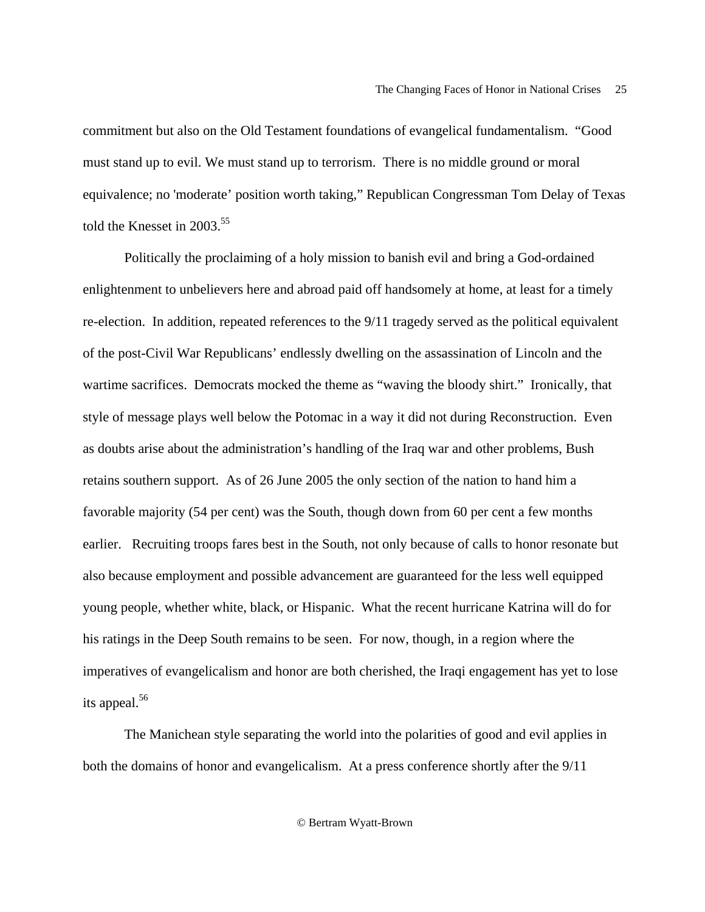commitment but also on the Old Testament foundations of evangelical fundamentalism. "Good must stand up to evil. We must stand up to terrorism. There is no middle ground or moral equivalence; no 'moderate' position worth taking," Republican Congressman Tom Delay of Texas told the Knesset in 2003.[55]

Politically the proclaiming of a holy mission to banish evil and bring a God-ordained enlightenment to unbelievers here and abroad paid off handsomely at home, at least for a timely re-election. In addition, repeated references to the 9/11 tragedy served as the political equivalent of the post-Civil War Republicans' endlessly dwelling on the assassination of Lincoln and the wartime sacrifices. Democrats mocked the theme as "waving the bloody shirt." Ironically, that style of message plays well below the Potomac in a way it did not during Reconstruction. Even as doubts arise about the administration's handling of the Iraq war and other problems, Bush retains southern support. As of 26 June 2005 the only section of the nation to hand him a favorable majority (54 per cent) was the South, though down from 60 per cent a few months earlier. Recruiting troops fares best in the South, not only because of calls to honor resonate but also because employment and possible advancement are guaranteed for the less well equipped young people, whether white, black, or Hispanic. What the recent hurricane Katrina will do for his ratings in the Deep South remains to be seen. For now, though, in a region where the imperatives of evangelicalism and honor are both cherished, the Iraqi engagement has yet to lose its appeal.[56]

The Manichean style separating the world into the polarities of good and evil applies in both the domains of honor and evangelicalism. At a press conference shortly after the 9/11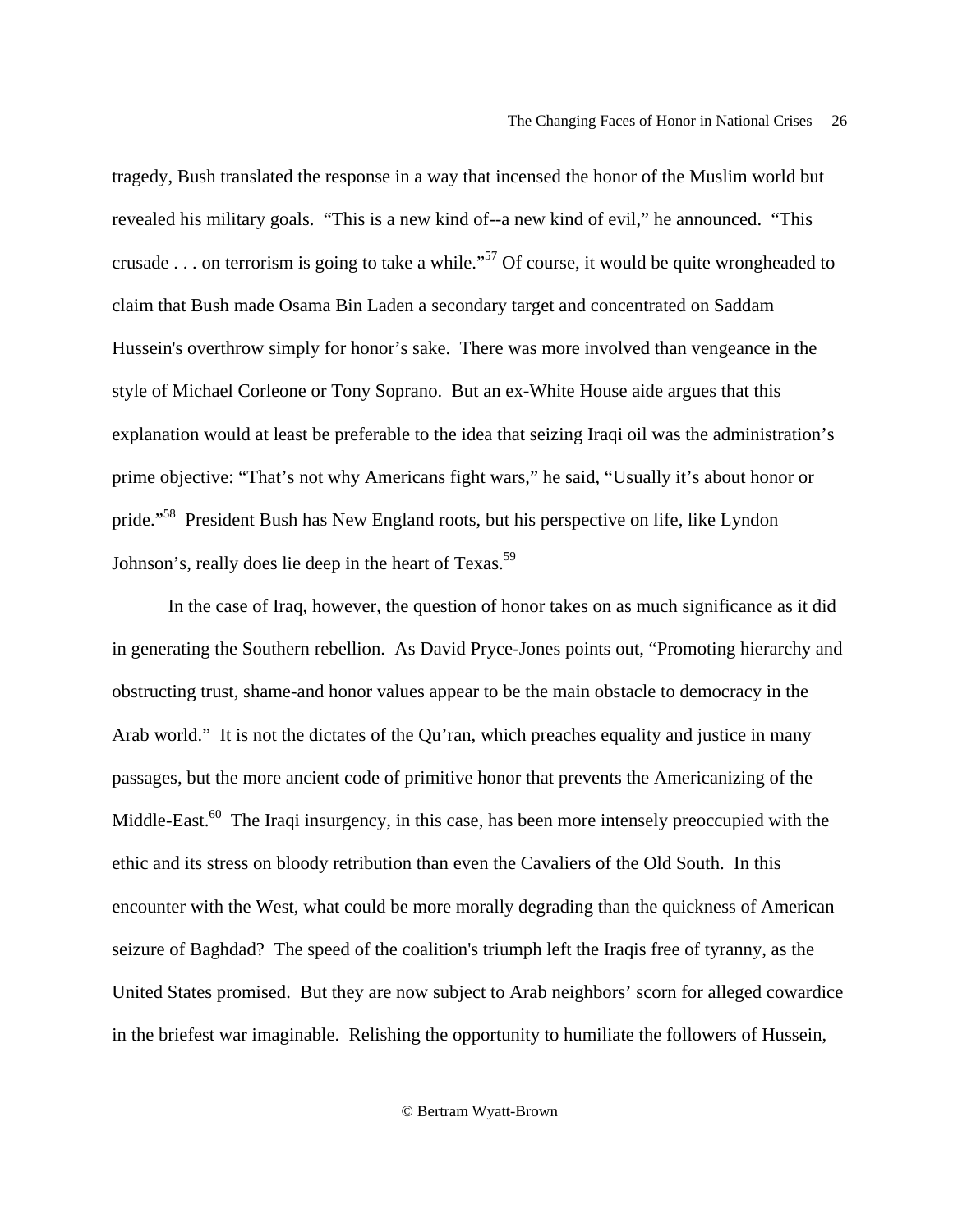tragedy, Bush translated the response in a way that incensed the honor of the Muslim world but revealed his military goals. "This is a new kind of--a new kind of evil," he announced. "This crusade . . . on terrorism is going to take a while."[57] Of course, it would be quite wrongheaded to claim that Bush made Osama Bin Laden a secondary target and concentrated on Saddam Hussein's overthrow simply for honor's sake. There was more involved than vengeance in the style of Michael Corleone or Tony Soprano. But an ex-White House aide argues that this explanation would at least be preferable to the idea that seizing Iraqi oil was the administration's prime objective: "That's not why Americans fight wars," he said, "Usually it's about honor or pride."[58] President Bush has New England roots, but his perspective on life, like Lyndon Johnson's, really does lie deep in the heart of Texas.[59]

In the case of Iraq, however, the question of honor takes on as much significance as it did in generating the Southern rebellion. As David Pryce-Jones points out, "Promoting hierarchy and obstructing trust, shame-and honor values appear to be the main obstacle to democracy in the Arab world." It is not the dictates of the Qu'ran, which preaches equality and justice in many passages, but the more ancient code of primitive honor that prevents the Americanizing of the Middle-East.[60] The Iraqi insurgency, in this case, has been more intensely preoccupied with the ethic and its stress on bloody retribution than even the Cavaliers of the Old South. In this encounter with the West, what could be more morally degrading than the quickness of American seizure of Baghdad? The speed of the coalition's triumph left the Iraqis free of tyranny, as the United States promised. But they are now subject to Arab neighbors' scorn for alleged cowardice in the briefest war imaginable. Relishing the opportunity to humiliate the followers of Hussein,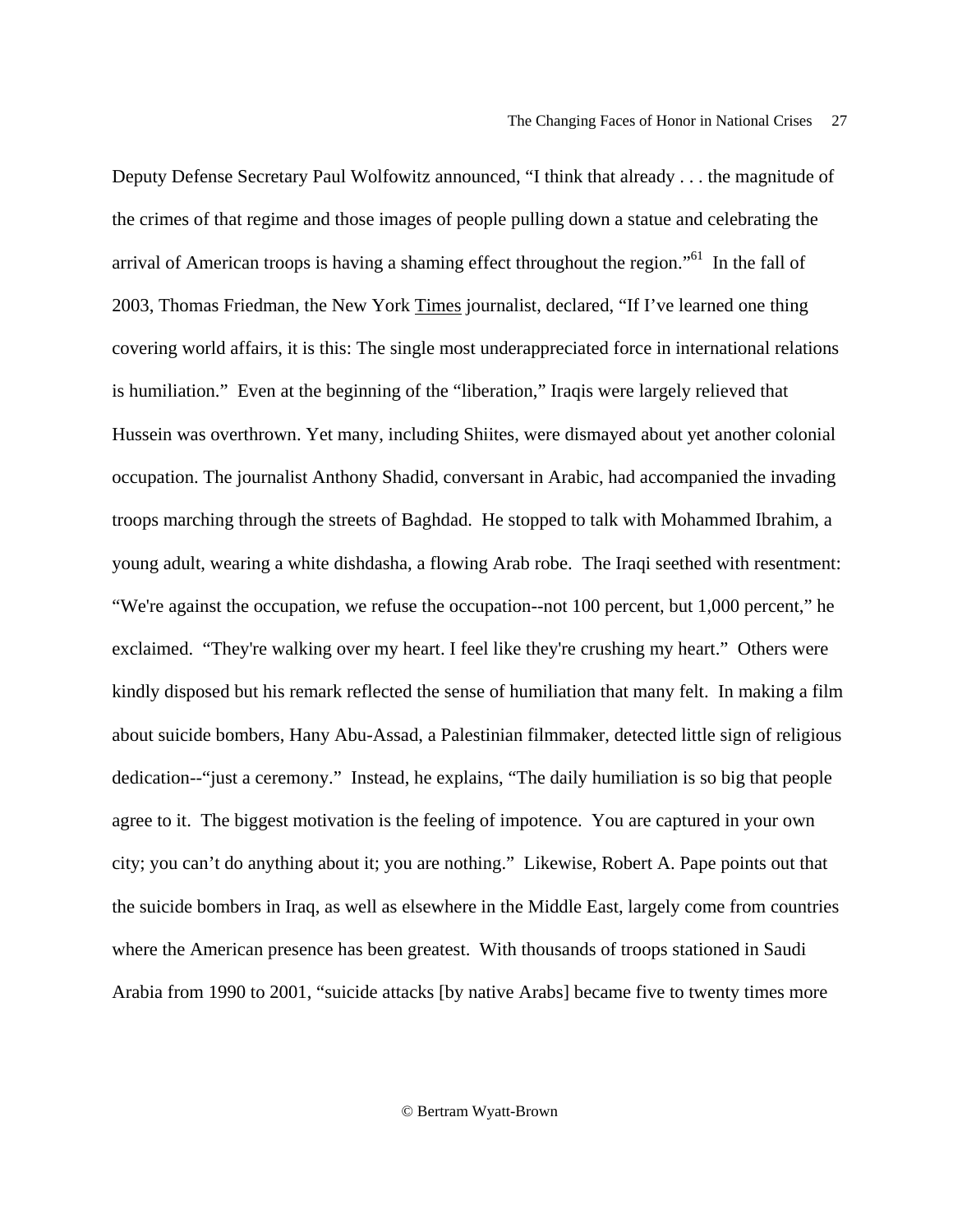Deputy Defense Secretary Paul Wolfowitz announced, “I think that already . . . the magnitude of the crimes of that regime and those images of people pulling down a statue and celebrating the arrival of American troops is having a shaming effect throughout the region.”[61] In the fall of 2003, Thomas Friedman, the New York Times journalist, declared, “If I’ve learned one thing covering world affairs, it is this: The single most underappreciated force in international relations is humiliation.” Even at the beginning of the “liberation,” Iraqis were largely relieved that Hussein was overthrown. Yet many, including Shiites, were dismayed about yet another colonial occupation. The journalist Anthony Shadid, conversant in Arabic, had accompanied the invading troops marching through the streets of Baghdad. He stopped to talk with Mohammed Ibrahim, a young adult, wearing a white dishdasha, a flowing Arab robe. The Iraqi seethed with resentment: “We're against the occupation, we refuse the occupation--not 100 percent, but 1,000 percent,” he exclaimed. “They're walking over my heart. I feel like they're crushing my heart.” Others were kindly disposed but his remark reflected the sense of humiliation that many felt. In making a film about suicide bombers, Hany Abu-Assad, a Palestinian filmmaker, detected little sign of religious dedication--“just a ceremony.” Instead, he explains, “The daily humiliation is so big that people agree to it. The biggest motivation is the feeling of impotence. You are captured in your own city; you can’t do anything about it; you are nothing.” Likewise, Robert A. Pape points out that the suicide bombers in Iraq, as well as elsewhere in the Middle East, largely come from countries where the American presence has been greatest. With thousands of troops stationed in Saudi Arabia from 1990 to 2001, “suicide attacks [by native Arabs] became five to twenty times more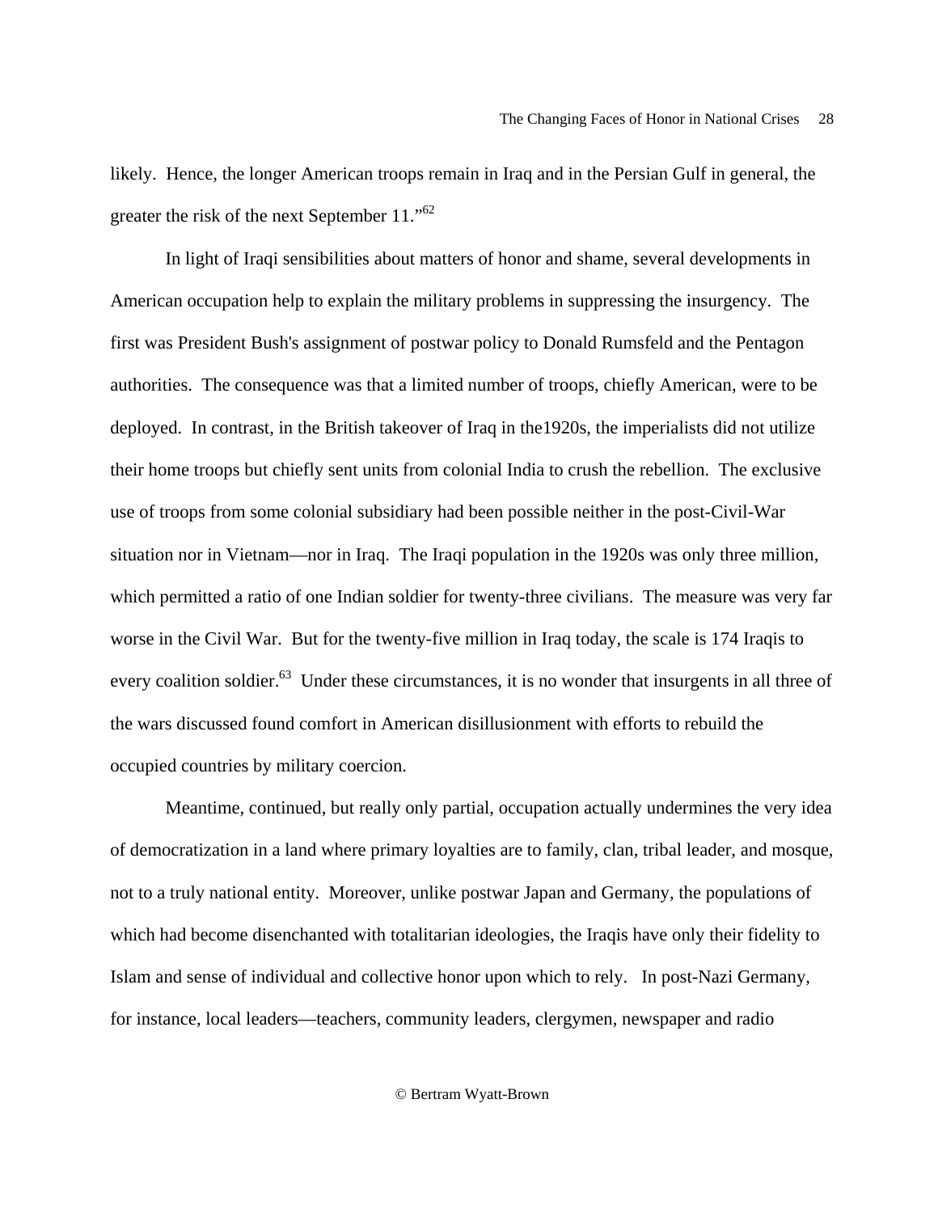likely. Hence, the longer American troops remain in Iraq and in the Persian Gulf in general, the greater the risk of the next September 11."[62]

In light of Iraqi sensibilities about matters of honor and shame, several developments in American occupation help to explain the military problems in suppressing the insurgency. The first was President Bush's assignment of postwar policy to Donald Rumsfeld and the Pentagon authorities. The consequence was that a limited number of troops, chiefly American, were to be deployed. In contrast, in the British takeover of Iraq in the1920s, the imperialists did not utilize their home troops but chiefly sent units from colonial India to crush the rebellion. The exclusive use of troops from some colonial subsidiary had been possible neither in the post-Civil-War situation nor in Vietnam—nor in Iraq. The Iraqi population in the 1920s was only three million, which permitted a ratio of one Indian soldier for twenty-three civilians. The measure was very far worse in the Civil War. But for the twenty-five million in Iraq today, the scale is 174 Iraqis to every coalition soldier.[63] Under these circumstances, it is no wonder that insurgents in all three of the wars discussed found comfort in American disillusionment with efforts to rebuild the occupied countries by military coercion.

Meantime, continued, but really only partial, occupation actually undermines the very idea of democratization in a land where primary loyalties are to family, clan, tribal leader, and mosque, not to a truly national entity. Moreover, unlike postwar Japan and Germany, the populations of which had become disenchanted with totalitarian ideologies, the Iraqis have only their fidelity to Islam and sense of individual and collective honor upon which to rely. In post-Nazi Germany, for instance, local leaders—teachers, community leaders, clergymen, newspaper and radio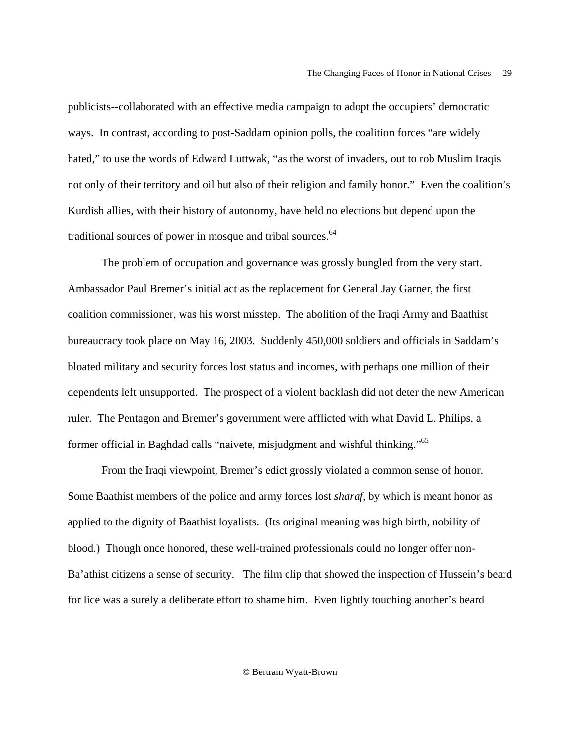publicists--collaborated with an effective media campaign to adopt the occupiers' democratic ways. In contrast, according to post-Saddam opinion polls, the coalition forces "are widely hated," to use the words of Edward Luttwak, "as the worst of invaders, out to rob Muslim Iraqis not only of their territory and oil but also of their religion and family honor." Even the coalition's Kurdish allies, with their history of autonomy, have held no elections but depend upon the traditional sources of power in mosque and tribal sources.[64]

The problem of occupation and governance was grossly bungled from the very start. Ambassador Paul Bremer's initial act as the replacement for General Jay Garner, the first coalition commissioner, was his worst misstep. The abolition of the Iraqi Army and Baathist bureaucracy took place on May 16, 2003. Suddenly 450,000 soldiers and officials in Saddam's bloated military and security forces lost status and incomes, with perhaps one million of their dependents left unsupported. The prospect of a violent backlash did not deter the new American ruler. The Pentagon and Bremer's government were afflicted with what David L. Philips, a former official in Baghdad calls "naivete, misjudgment and wishful thinking."[65]

From the Iraqi viewpoint, Bremer's edict grossly violated a common sense of honor. Some Baathist members of the police and army forces lost *sharaf*, by which is meant honor as applied to the dignity of Baathist loyalists. (Its original meaning was high birth, nobility of blood.) Though once honored, these well-trained professionals could no longer offer non-Ba'athist citizens a sense of security. The film clip that showed the inspection of Hussein's beard for lice was a surely a deliberate effort to shame him. Even lightly touching another's beard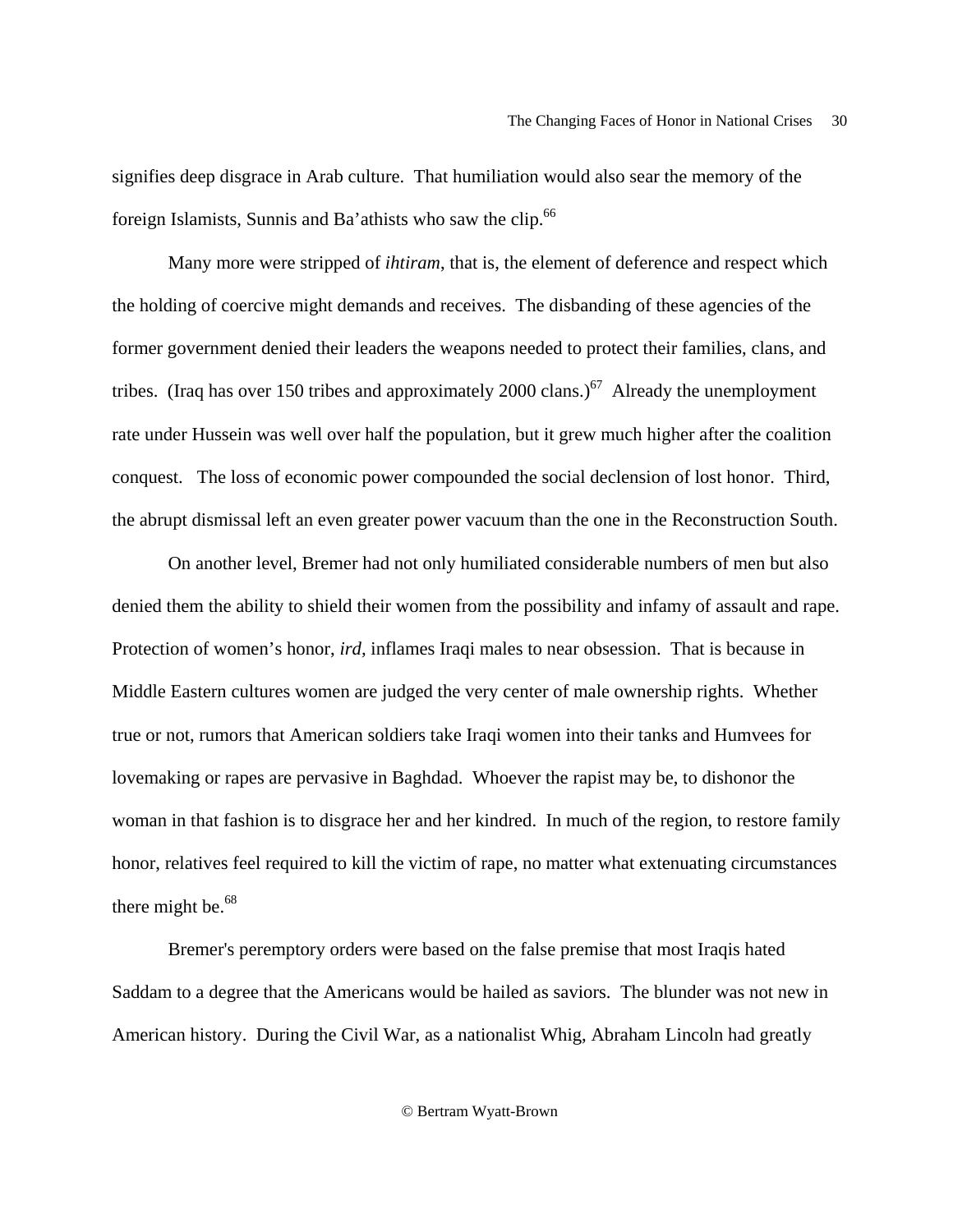signifies deep disgrace in Arab culture. That humiliation would also sear the memory of the foreign Islamists, Sunnis and Ba'athists who saw the clip.[66]

Many more were stripped of *ihtiram*, that is, the element of deference and respect which the holding of coercive might demands and receives. The disbanding of these agencies of the former government denied their leaders the weapons needed to protect their families, clans, and tribes. (Iraq has over 150 tribes and approximately 2000 clans.)[67] Already the unemployment rate under Hussein was well over half the population, but it grew much higher after the coalition conquest. The loss of economic power compounded the social declension of lost honor. Third, the abrupt dismissal left an even greater power vacuum than the one in the Reconstruction South.

On another level, Bremer had not only humiliated considerable numbers of men but also denied them the ability to shield their women from the possibility and infamy of assault and rape. Protection of women's honor, *ird,* inflames Iraqi males to near obsession. That is because in Middle Eastern cultures women are judged the very center of male ownership rights. Whether true or not, rumors that American soldiers take Iraqi women into their tanks and Humvees for lovemaking or rapes are pervasive in Baghdad. Whoever the rapist may be, to dishonor the woman in that fashion is to disgrace her and her kindred. In much of the region, to restore family honor, relatives feel required to kill the victim of rape, no matter what extenuating circumstances there might be.[68]

Bremer's peremptory orders were based on the false premise that most Iraqis hated Saddam to a degree that the Americans would be hailed as saviors. The blunder was not new in American history. During the Civil War, as a nationalist Whig, Abraham Lincoln had greatly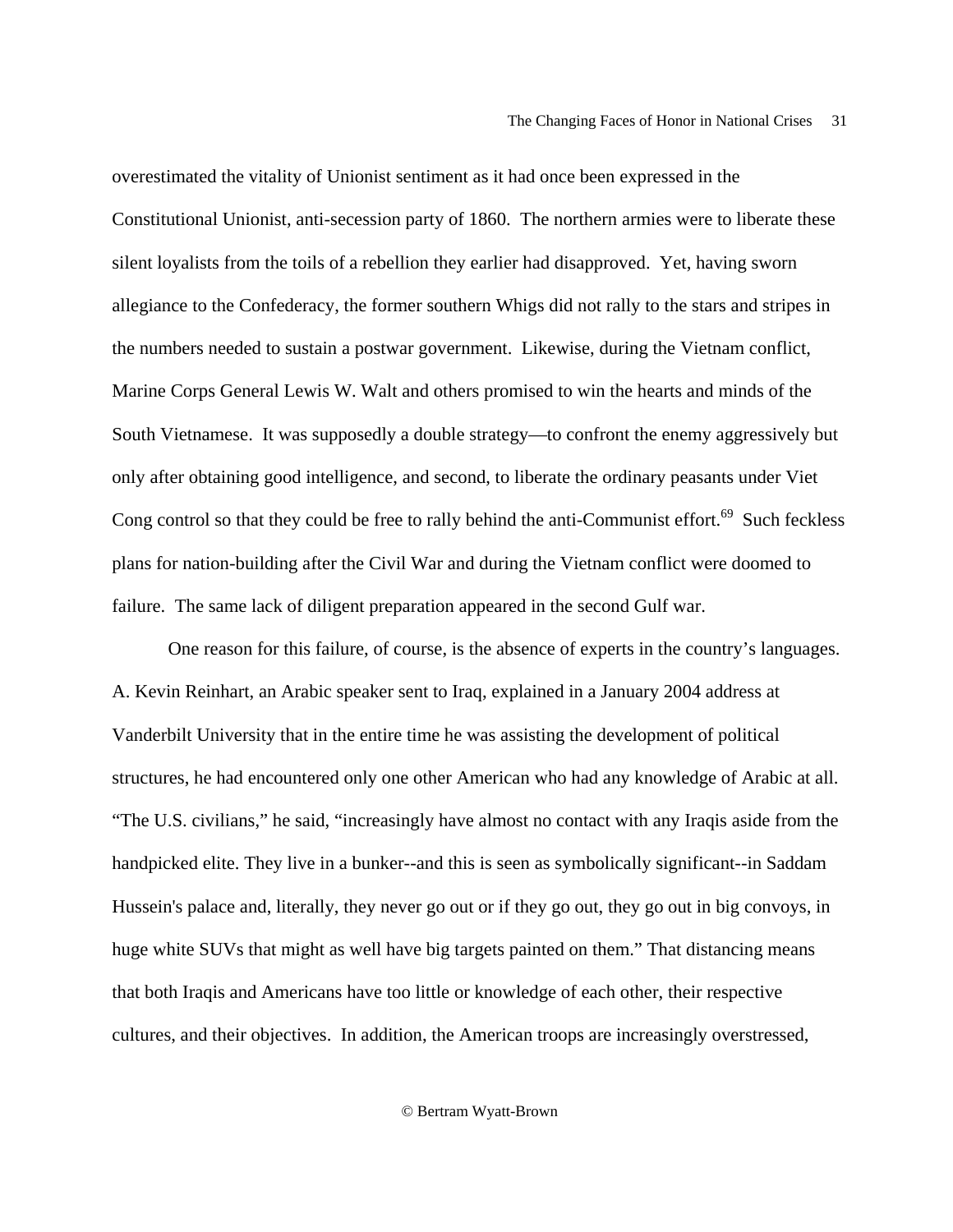overestimated the vitality of Unionist sentiment as it had once been expressed in the Constitutional Unionist, anti-secession party of 1860. The northern armies were to liberate these silent loyalists from the toils of a rebellion they earlier had disapproved. Yet, having sworn allegiance to the Confederacy, the former southern Whigs did not rally to the stars and stripes in the numbers needed to sustain a postwar government. Likewise, during the Vietnam conflict, Marine Corps General Lewis W. Walt and others promised to win the hearts and minds of the South Vietnamese. It was supposedly a double strategy—to confront the enemy aggressively but only after obtaining good intelligence, and second, to liberate the ordinary peasants under Viet Cong control so that they could be free to rally behind the anti-Communist effort.[69] Such feckless plans for nation-building after the Civil War and during the Vietnam conflict were doomed to failure. The same lack of diligent preparation appeared in the second Gulf war.

One reason for this failure, of course, is the absence of experts in the country's languages. A. Kevin Reinhart, an Arabic speaker sent to Iraq, explained in a January 2004 address at Vanderbilt University that in the entire time he was assisting the development of political structures, he had encountered only one other American who had any knowledge of Arabic at all. "The U.S. civilians," he said, "increasingly have almost no contact with any Iraqis aside from the handpicked elite. They live in a bunker--and this is seen as symbolically significant--in Saddam Hussein's palace and, literally, they never go out or if they go out, they go out in big convoys, in huge white SUVs that might as well have big targets painted on them." That distancing means that both Iraqis and Americans have too little or knowledge of each other, their respective cultures, and their objectives. In addition, the American troops are increasingly overstressed,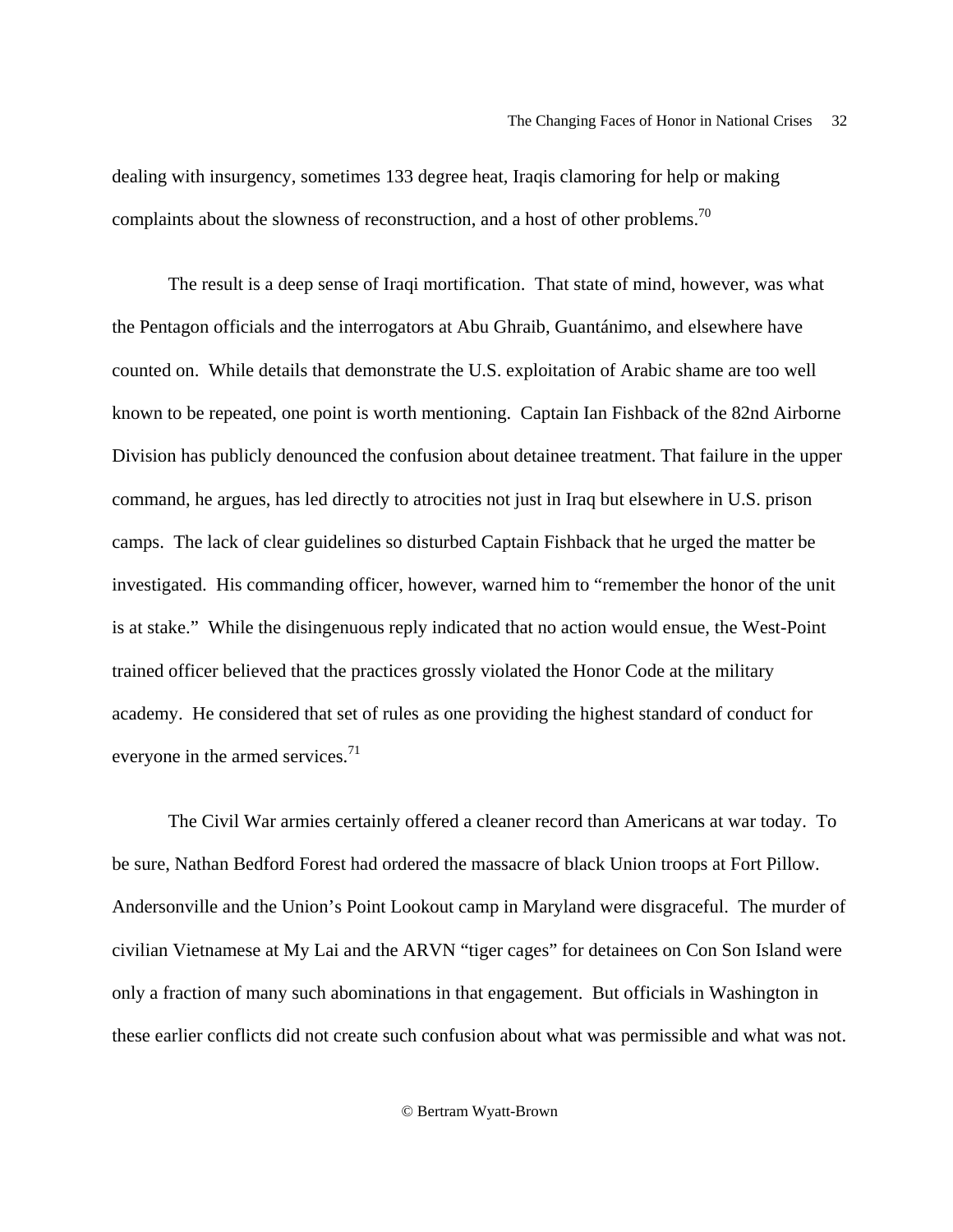dealing with insurgency, sometimes 133 degree heat, Iraqis clamoring for help or making complaints about the slowness of reconstruction, and a host of other problems.[70]

The result is a deep sense of Iraqi mortification. That state of mind, however, was what the Pentagon officials and the interrogators at Abu Ghraib, Guantánimo, and elsewhere have counted on. While details that demonstrate the U.S. exploitation of Arabic shame are too well known to be repeated, one point is worth mentioning. Captain Ian Fishback of the 82nd Airborne Division has publicly denounced the confusion about detainee treatment. That failure in the upper command, he argues, has led directly to atrocities not just in Iraq but elsewhere in U.S. prison camps. The lack of clear guidelines so disturbed Captain Fishback that he urged the matter be investigated. His commanding officer, however, warned him to "remember the honor of the unit is at stake." While the disingenuous reply indicated that no action would ensue, the West-Point trained officer believed that the practices grossly violated the Honor Code at the military academy. He considered that set of rules as one providing the highest standard of conduct for everyone in the armed services.[71]

The Civil War armies certainly offered a cleaner record than Americans at war today. To be sure, Nathan Bedford Forest had ordered the massacre of black Union troops at Fort Pillow. Andersonville and the Union's Point Lookout camp in Maryland were disgraceful. The murder of civilian Vietnamese at My Lai and the ARVN "tiger cages" for detainees on Con Son Island were only a fraction of many such abominations in that engagement. But officials in Washington in these earlier conflicts did not create such confusion about what was permissible and what was not.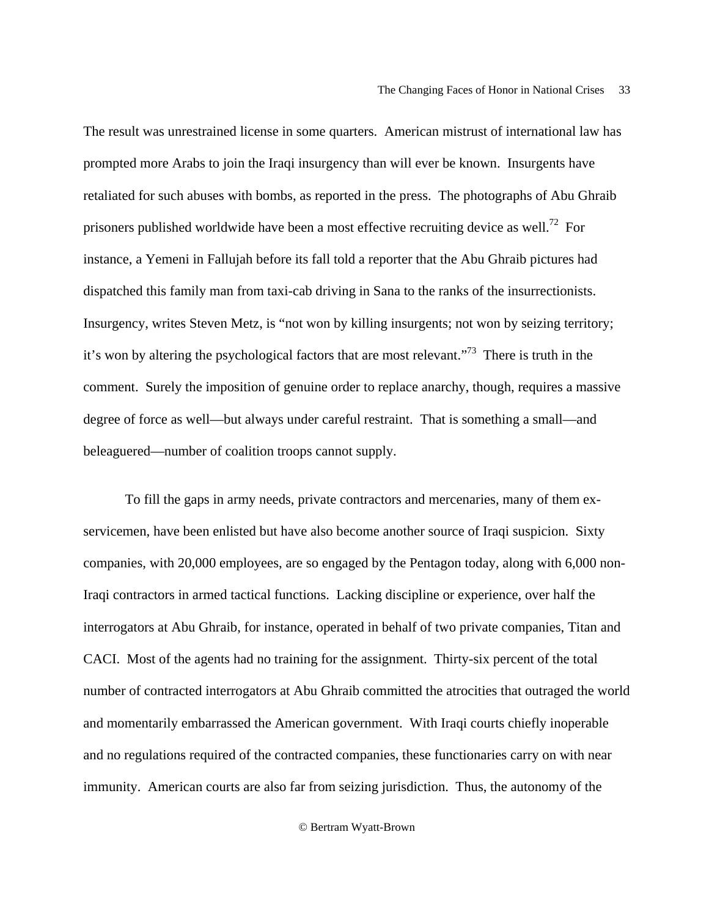The result was unrestrained license in some quarters. American mistrust of international law has prompted more Arabs to join the Iraqi insurgency than will ever be known. Insurgents have retaliated for such abuses with bombs, as reported in the press. The photographs of Abu Ghraib prisoners published worldwide have been a most effective recruiting device as well.[72] For instance, a Yemeni in Fallujah before its fall told a reporter that the Abu Ghraib pictures had dispatched this family man from taxi-cab driving in Sana to the ranks of the insurrectionists. Insurgency, writes Steven Metz, is "not won by killing insurgents; not won by seizing territory; it's won by altering the psychological factors that are most relevant."[73] There is truth in the comment. Surely the imposition of genuine order to replace anarchy, though, requires a massive degree of force as well—but always under careful restraint. That is something a small—and beleaguered—number of coalition troops cannot supply.

To fill the gaps in army needs, private contractors and mercenaries, many of them ex-servicemen, have been enlisted but have also become another source of Iraqi suspicion. Sixty companies, with 20,000 employees, are so engaged by the Pentagon today, along with 6,000 non-Iraqi contractors in armed tactical functions. Lacking discipline or experience, over half the interrogators at Abu Ghraib, for instance, operated in behalf of two private companies, Titan and CACI. Most of the agents had no training for the assignment. Thirty-six percent of the total number of contracted interrogators at Abu Ghraib committed the atrocities that outraged the world and momentarily embarrassed the American government. With Iraqi courts chiefly inoperable and no regulations required of the contracted companies, these functionaries carry on with near immunity. American courts are also far from seizing jurisdiction. Thus, the autonomy of the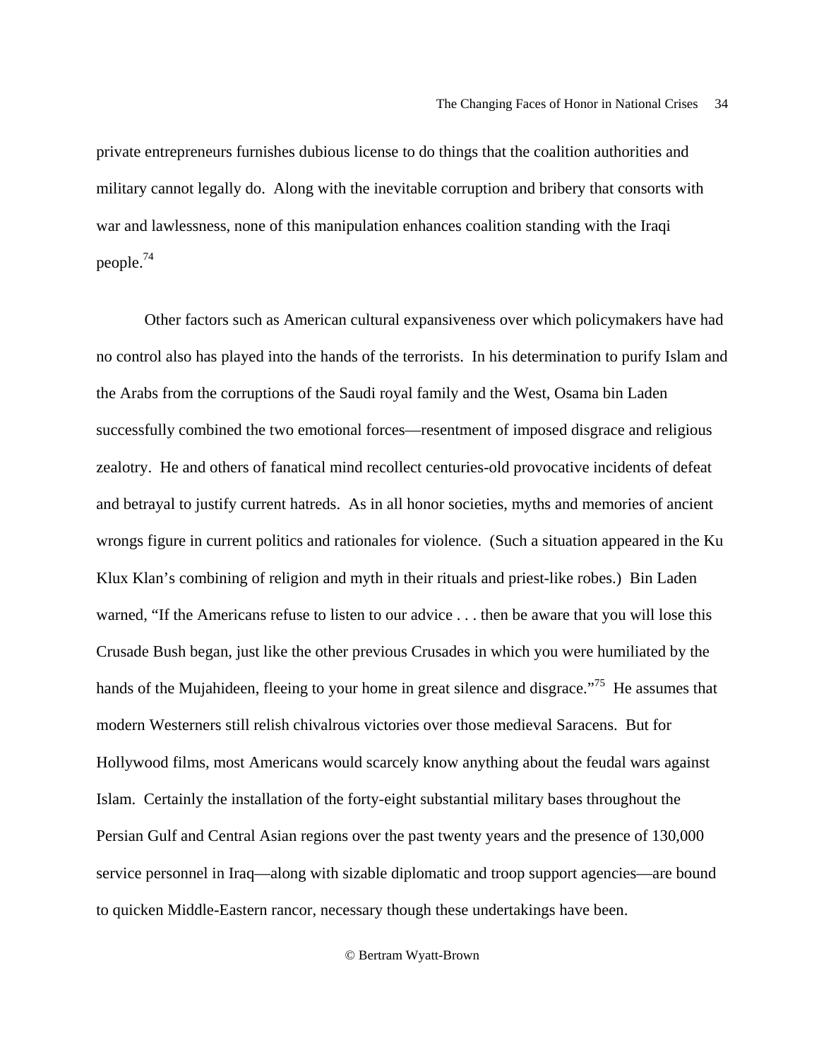private entrepreneurs furnishes dubious license to do things that the coalition authorities and military cannot legally do. Along with the inevitable corruption and bribery that consorts with war and lawlessness, none of this manipulation enhances coalition standing with the Iraqi people.[74]

Other factors such as American cultural expansiveness over which policymakers have had no control also has played into the hands of the terrorists. In his determination to purify Islam and the Arabs from the corruptions of the Saudi royal family and the West, Osama bin Laden successfully combined the two emotional forces—resentment of imposed disgrace and religious zealotry. He and others of fanatical mind recollect centuries-old provocative incidents of defeat and betrayal to justify current hatreds. As in all honor societies, myths and memories of ancient wrongs figure in current politics and rationales for violence. (Such a situation appeared in the Ku Klux Klan's combining of religion and myth in their rituals and priest-like robes.) Bin Laden warned, "If the Americans refuse to listen to our advice . . . then be aware that you will lose this Crusade Bush began, just like the other previous Crusades in which you were humiliated by the hands of the Mujahideen, fleeing to your home in great silence and disgrace."[75] He assumes that modern Westerners still relish chivalrous victories over those medieval Saracens. But for Hollywood films, most Americans would scarcely know anything about the feudal wars against Islam. Certainly the installation of the forty-eight substantial military bases throughout the Persian Gulf and Central Asian regions over the past twenty years and the presence of 130,000 service personnel in Iraq—along with sizable diplomatic and troop support agencies—are bound to quicken Middle-Eastern rancor, necessary though these undertakings have been.

© Bertram Wyatt-Brown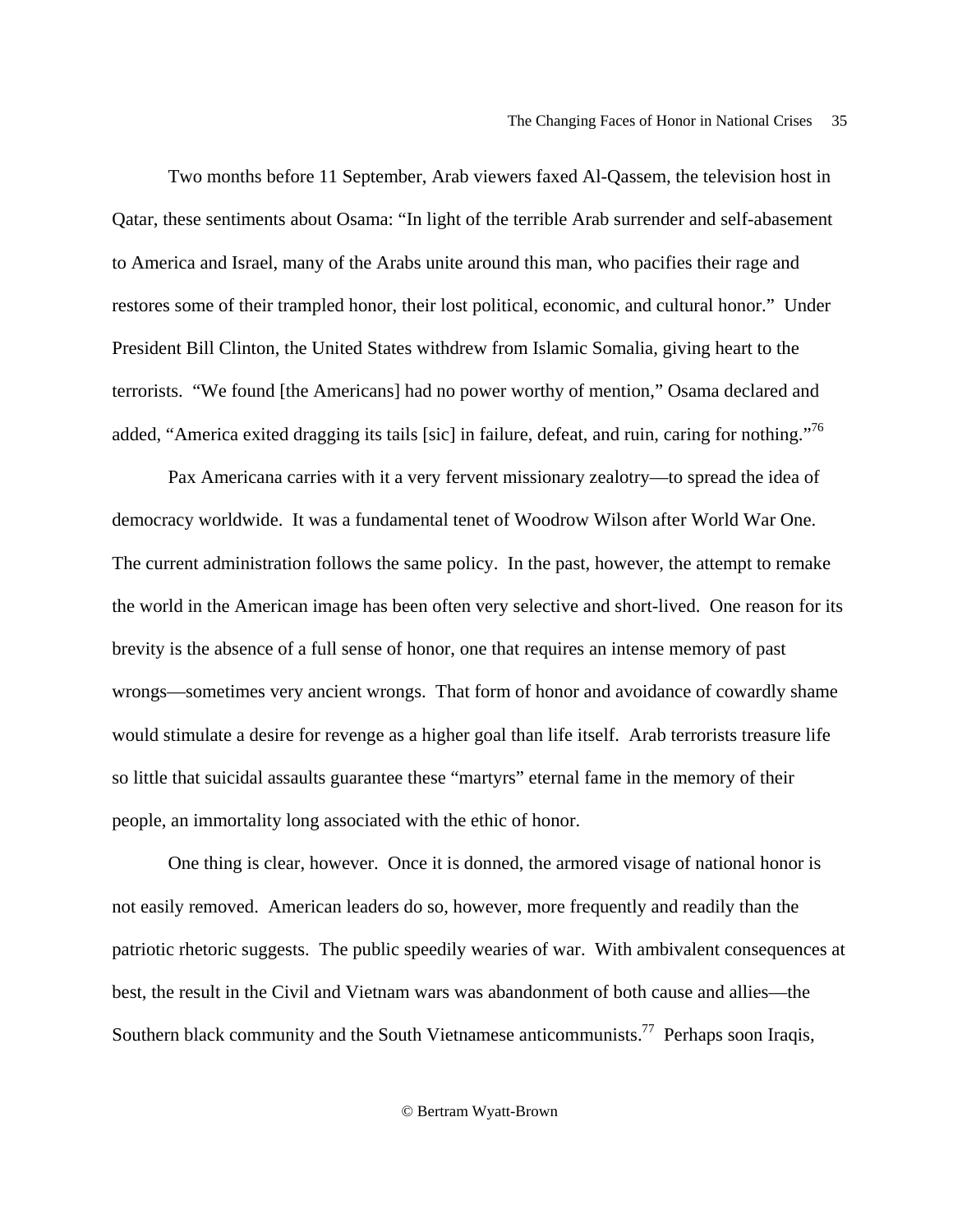Two months before 11 September, Arab viewers faxed Al-Qassem, the television host in Qatar, these sentiments about Osama: "In light of the terrible Arab surrender and self-abasement to America and Israel, many of the Arabs unite around this man, who pacifies their rage and restores some of their trampled honor, their lost political, economic, and cultural honor." Under President Bill Clinton, the United States withdrew from Islamic Somalia, giving heart to the terrorists. "We found [the Americans] had no power worthy of mention," Osama declared and added, "America exited dragging its tails [sic] in failure, defeat, and ruin, caring for nothing."[76]

Pax Americana carries with it a very fervent missionary zealotry—to spread the idea of democracy worldwide. It was a fundamental tenet of Woodrow Wilson after World War One. The current administration follows the same policy. In the past, however, the attempt to remake the world in the American image has been often very selective and short-lived. One reason for its brevity is the absence of a full sense of honor, one that requires an intense memory of past wrongs—sometimes very ancient wrongs. That form of honor and avoidance of cowardly shame would stimulate a desire for revenge as a higher goal than life itself. Arab terrorists treasure life so little that suicidal assaults guarantee these "martyrs" eternal fame in the memory of their people, an immortality long associated with the ethic of honor.

One thing is clear, however. Once it is donned, the armored visage of national honor is not easily removed. American leaders do so, however, more frequently and readily than the patriotic rhetoric suggests. The public speedily wearies of war. With ambivalent consequences at best, the result in the Civil and Vietnam wars was abandonment of both cause and allies—the Southern black community and the South Vietnamese anticommunists.[77] Perhaps soon Iraqis,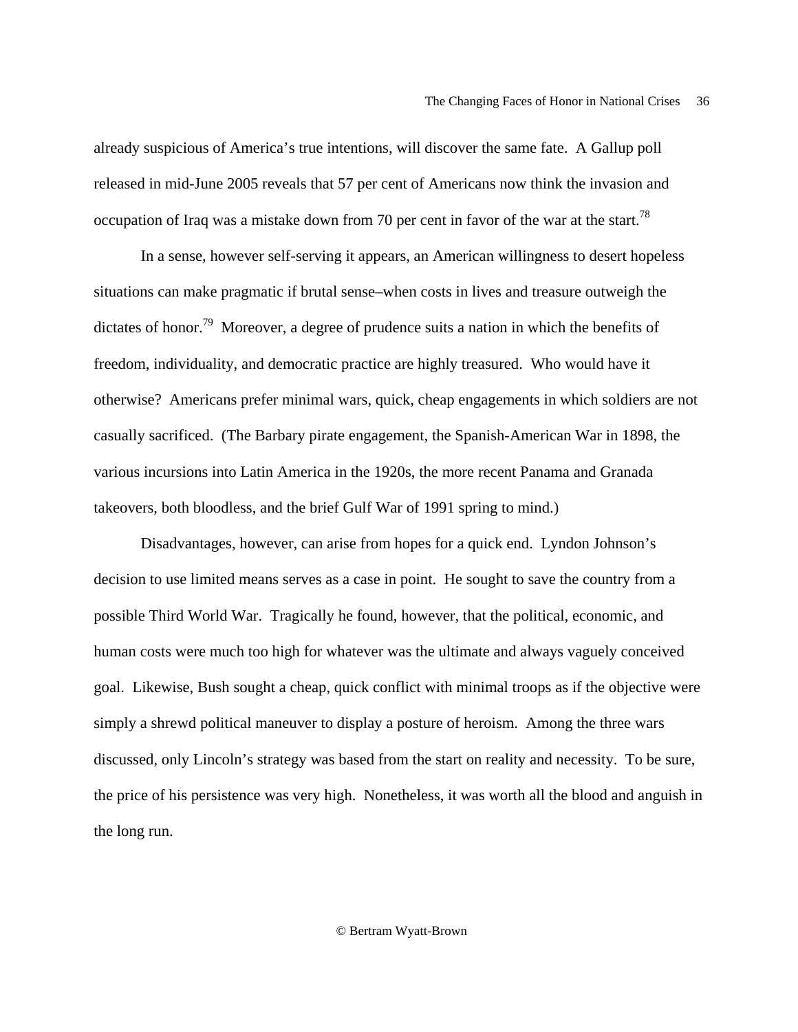already suspicious of America's true intentions, will discover the same fate. A Gallup poll released in mid-June 2005 reveals that 57 per cent of Americans now think the invasion and occupation of Iraq was a mistake down from 70 per cent in favor of the war at the start.[78]

In a sense, however self-serving it appears, an American willingness to desert hopeless situations can make pragmatic if brutal sense–when costs in lives and treasure outweigh the dictates of honor.[79] Moreover, a degree of prudence suits a nation in which the benefits of freedom, individuality, and democratic practice are highly treasured. Who would have it otherwise? Americans prefer minimal wars, quick, cheap engagements in which soldiers are not casually sacrificed. (The Barbary pirate engagement, the Spanish-American War in 1898, the various incursions into Latin America in the 1920s, the more recent Panama and Granada takeovers, both bloodless, and the brief Gulf War of 1991 spring to mind.)

Disadvantages, however, can arise from hopes for a quick end. Lyndon Johnson's decision to use limited means serves as a case in point. He sought to save the country from a possible Third World War. Tragically he found, however, that the political, economic, and human costs were much too high for whatever was the ultimate and always vaguely conceived goal. Likewise, Bush sought a cheap, quick conflict with minimal troops as if the objective were simply a shrewd political maneuver to display a posture of heroism. Among the three wars discussed, only Lincoln's strategy was based from the start on reality and necessity. To be sure, the price of his persistence was very high. Nonetheless, it was worth all the blood and anguish in the long run.

© Bertram Wyatt-Brown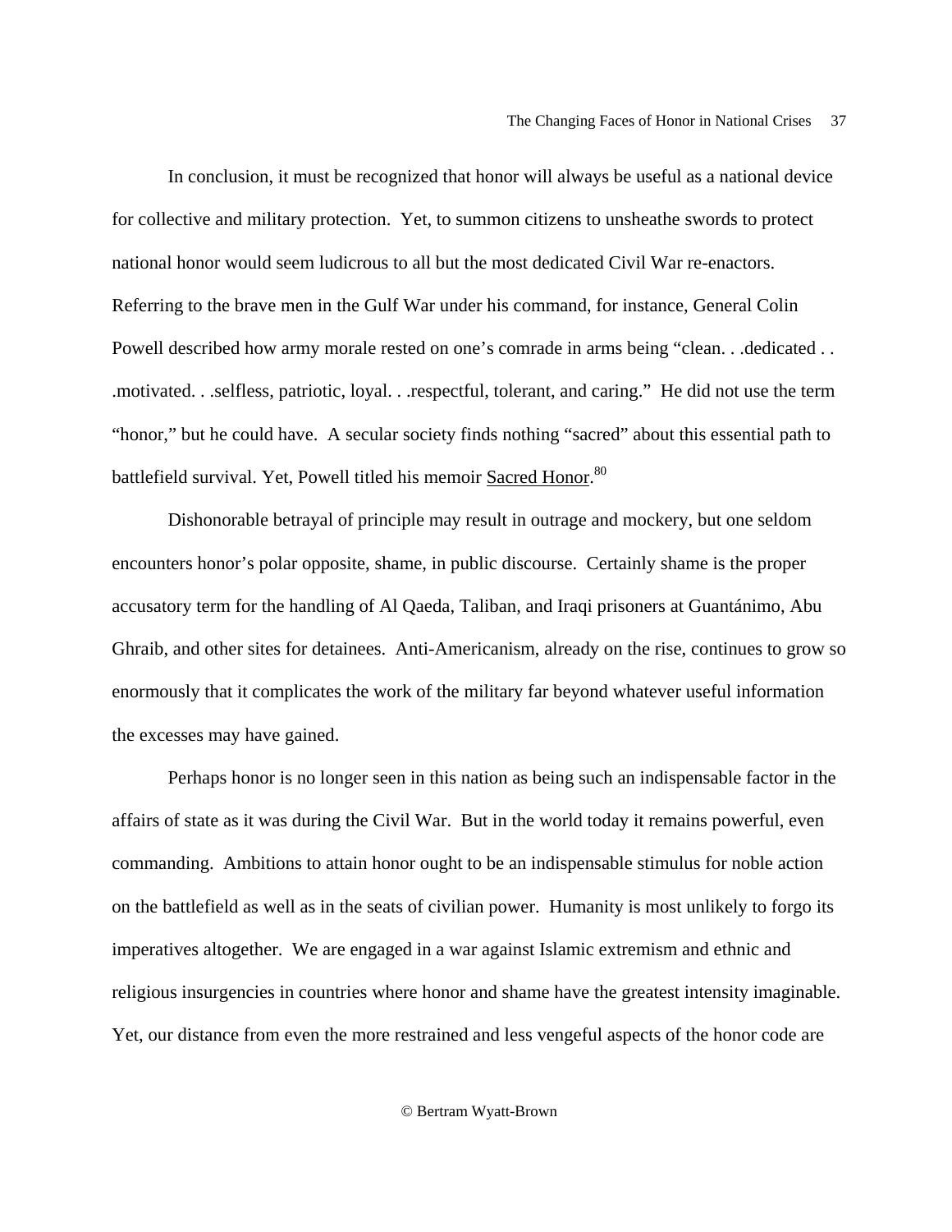In conclusion, it must be recognized that honor will always be useful as a national device for collective and military protection. Yet, to summon citizens to unsheathe swords to protect national honor would seem ludicrous to all but the most dedicated Civil War re-enactors. Referring to the brave men in the Gulf War under his command, for instance, General Colin Powell described how army morale rested on one's comrade in arms being "clean. . .dedicated . . .motivated. . .selfless, patriotic, loyal. . .respectful, tolerant, and caring." He did not use the term "honor," but he could have. A secular society finds nothing "sacred" about this essential path to battlefield survival. Yet, Powell titled his memoir Sacred Honor.[80]

Dishonorable betrayal of principle may result in outrage and mockery, but one seldom encounters honor's polar opposite, shame, in public discourse. Certainly shame is the proper accusatory term for the handling of Al Qaeda, Taliban, and Iraqi prisoners at Guantánimo, Abu Ghraib, and other sites for detainees. Anti-Americanism, already on the rise, continues to grow so enormously that it complicates the work of the military far beyond whatever useful information the excesses may have gained.

Perhaps honor is no longer seen in this nation as being such an indispensable factor in the affairs of state as it was during the Civil War. But in the world today it remains powerful, even commanding. Ambitions to attain honor ought to be an indispensable stimulus for noble action on the battlefield as well as in the seats of civilian power. Humanity is most unlikely to forgo its imperatives altogether. We are engaged in a war against Islamic extremism and ethnic and religious insurgencies in countries where honor and shame have the greatest intensity imaginable. Yet, our distance from even the more restrained and less vengeful aspects of the honor code are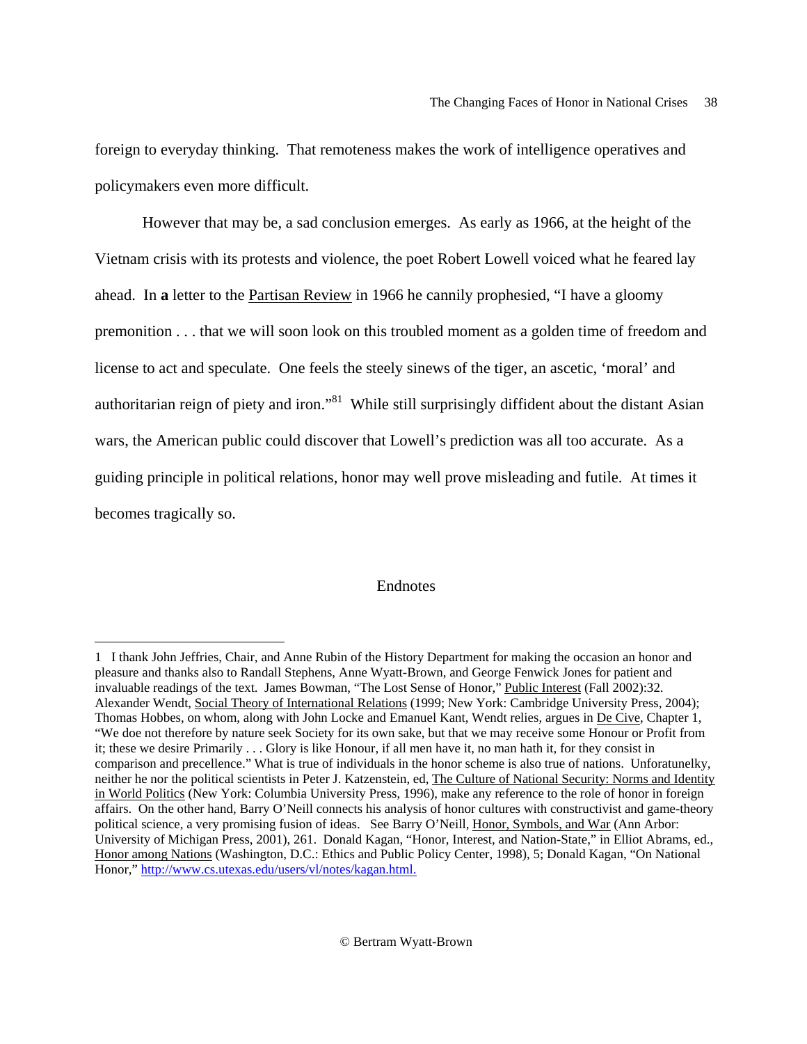foreign to everyday thinking. That remoteness makes the work of intelligence operatives and policymakers even more difficult.

However that may be, a sad conclusion emerges. As early as 1966, at the height of the Vietnam crisis with its protests and violence, the poet Robert Lowell voiced what he feared lay ahead. In **a** letter to the Partisan Review in 1966 he cannily prophesied, "I have a gloomy premonition . . . that we will soon look on this troubled moment as a golden time of freedom and license to act and speculate. One feels the steely sinews of the tiger, an ascetic, 'moral' and authoritarian reign of piety and iron."[81] While still surprisingly diffident about the distant Asian wars, the American public could discover that Lowell's prediction was all too accurate. As a guiding principle in political relations, honor may well prove misleading and futile. At times it becomes tragically so.

## Endnotes

1 I thank John Jeffries, Chair, and Anne Rubin of the History Department for making the occasion an honor and pleasure and thanks also to Randall Stephens, Anne Wyatt-Brown, and George Fenwick Jones for patient and invaluable readings of the text. James Bowman, "The Lost Sense of Honor," Public Interest (Fall 2002):32. Alexander Wendt, Social Theory of International Relations (1999; New York: Cambridge University Press, 2004); Thomas Hobbes, on whom, along with John Locke and Emanuel Kant, Wendt relies, argues in De Cive, Chapter 1, "We doe not therefore by nature seek Society for its own sake, but that we may receive some Honour or Profit from it; these we desire Primarily . . . Glory is like Honour, if all men have it, no man hath it, for they consist in comparison and precellence." What is true of individuals in the honor scheme is also true of nations. Unforatunelky, neither he nor the political scientists in Peter J. Katzenstein, ed, The Culture of National Security: Norms and Identity in World Politics (New York: Columbia University Press, 1996), make any reference to the role of honor in foreign affairs. On the other hand, Barry O'Neill connects his analysis of honor cultures with constructivist and game-theory political science, a very promising fusion of ideas. See Barry O'Neill, Honor, Symbols, and War (Ann Arbor: University of Michigan Press, 2001), 261. Donald Kagan, "Honor, Interest, and Nation-State," in Elliot Abrams, ed., Honor among Nations (Washington, D.C.: Ethics and Public Policy Center, 1998), 5; Donald Kagan, "On National Honor," http://www.cs.utexas.edu/users/vl/notes/kagan.html.

© Bertram Wyatt-Brown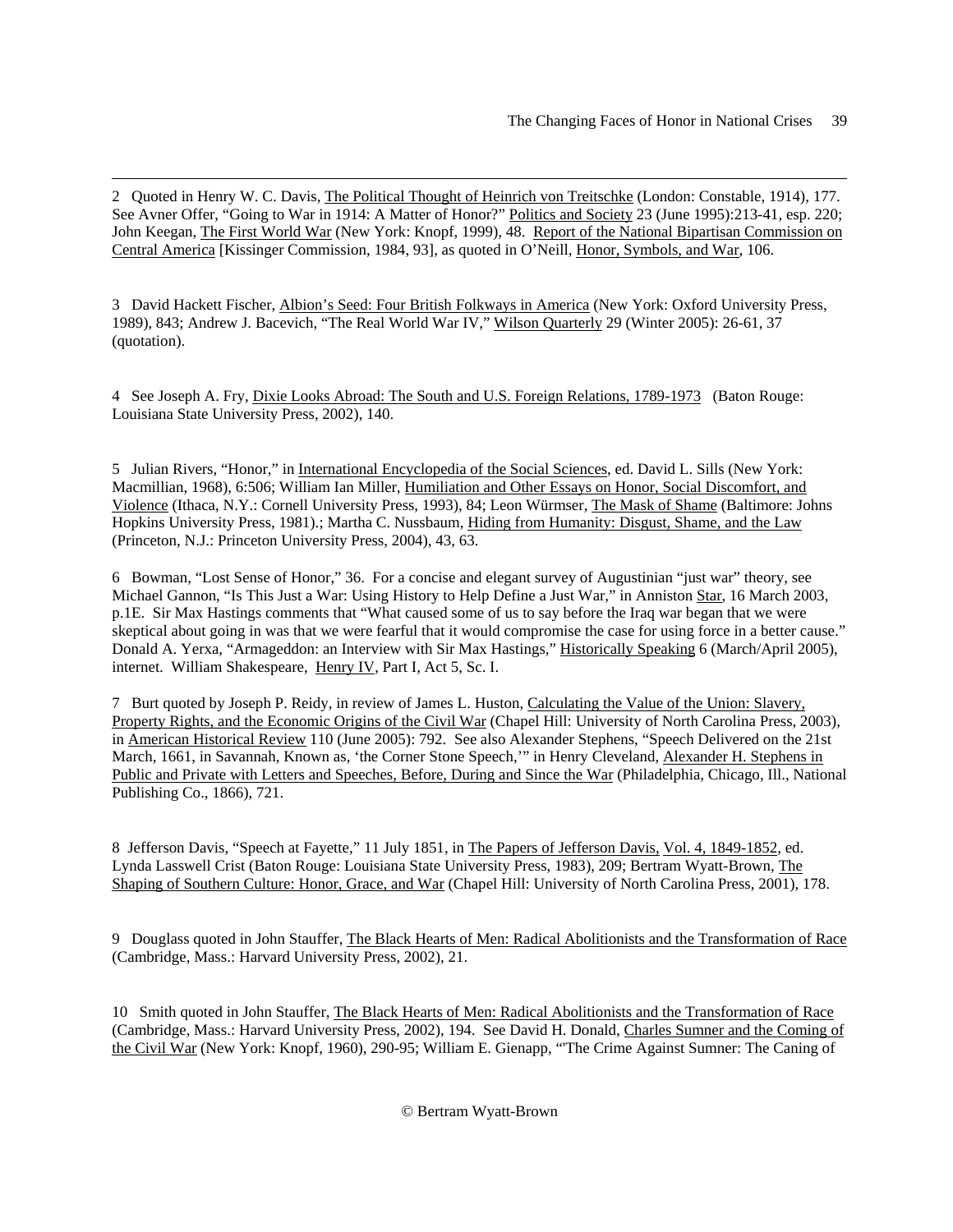2 Quoted in Henry W. C. Davis, The Political Thought of Heinrich von Treitschke (London: Constable, 1914), 177. See Avner Offer, "Going to War in 1914: A Matter of Honor?" Politics and Society 23 (June 1995):213-41, esp. 220; John Keegan, The First World War (New York: Knopf, 1999), 48. Report of the National Bipartisan Commission on Central America [Kissinger Commission, 1984, 93], as quoted in O'Neill, Honor, Symbols, and War, 106.

3 David Hackett Fischer, Albion's Seed: Four British Folkways in America (New York: Oxford University Press, 1989), 843; Andrew J. Bacevich, "The Real World War IV," Wilson Quarterly 29 (Winter 2005): 26-61, 37 (quotation).

4 See Joseph A. Fry, Dixie Looks Abroad: The South and U.S. Foreign Relations, 1789-1973 (Baton Rouge: Louisiana State University Press, 2002), 140.

5 Julian Rivers, "Honor," in International Encyclopedia of the Social Sciences, ed. David L. Sills (New York: Macmillian, 1968), 6:506; William Ian Miller, Humiliation and Other Essays on Honor, Social Discomfort, and Violence (Ithaca, N.Y.: Cornell University Press, 1993), 84; Leon Würmser, The Mask of Shame (Baltimore: Johns Hopkins University Press, 1981).; Martha C. Nussbaum, Hiding from Humanity: Disgust, Shame, and the Law (Princeton, N.J.: Princeton University Press, 2004), 43, 63.

6 Bowman, "Lost Sense of Honor," 36. For a concise and elegant survey of Augustinian "just war" theory, see Michael Gannon, "Is This Just a War: Using History to Help Define a Just War," in Anniston Star, 16 March 2003, p.1E. Sir Max Hastings comments that "What caused some of us to say before the Iraq war began that we were skeptical about going in was that we were fearful that it would compromise the case for using force in a better cause." Donald A. Yerxa, "Armageddon: an Interview with Sir Max Hastings," Historically Speaking 6 (March/April 2005), internet. William Shakespeare, Henry IV, Part I, Act 5, Sc. I.

7 Burt quoted by Joseph P. Reidy, in review of James L. Huston, Calculating the Value of the Union: Slavery, Property Rights, and the Economic Origins of the Civil War (Chapel Hill: University of North Carolina Press, 2003), in American Historical Review 110 (June 2005): 792. See also Alexander Stephens, "Speech Delivered on the 21st March, 1661, in Savannah, Known as, 'the Corner Stone Speech,'" in Henry Cleveland, Alexander H. Stephens in Public and Private with Letters and Speeches, Before, During and Since the War (Philadelphia, Chicago, Ill., National Publishing Co., 1866), 721.

8 Jefferson Davis, "Speech at Fayette," 11 July 1851, in The Papers of Jefferson Davis, Vol. 4, 1849-1852, ed. Lynda Lasswell Crist (Baton Rouge: Louisiana State University Press, 1983), 209; Bertram Wyatt-Brown, The Shaping of Southern Culture: Honor, Grace, and War (Chapel Hill: University of North Carolina Press, 2001), 178.

9 Douglass quoted in John Stauffer, The Black Hearts of Men: Radical Abolitionists and the Transformation of Race (Cambridge, Mass.: Harvard University Press, 2002), 21.

10 Smith quoted in John Stauffer, The Black Hearts of Men: Radical Abolitionists and the Transformation of Race (Cambridge, Mass.: Harvard University Press, 2002), 194. See David H. Donald, Charles Sumner and the Coming of the Civil War (New York: Knopf, 1960), 290-95; William E. Gienapp, "'The Crime Against Sumner: The Caning of

© Bertram Wyatt-Brown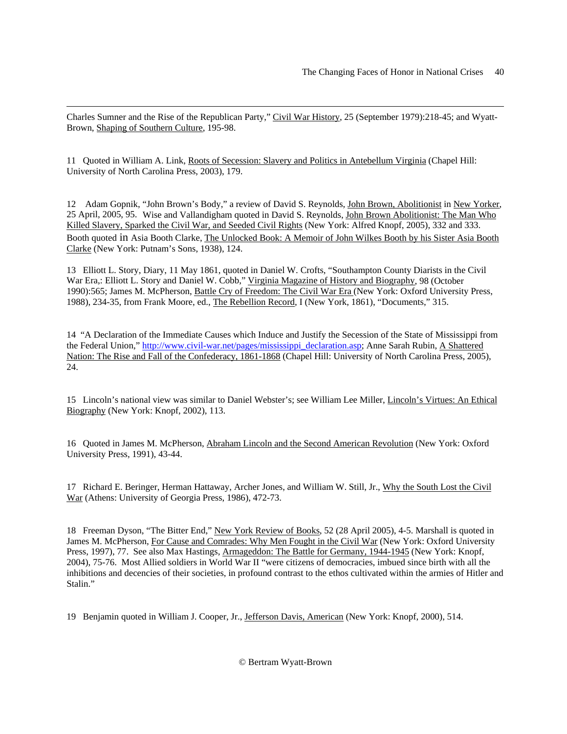Charles Sumner and the Rise of the Republican Party," Civil War History, 25 (September 1979):218-45; and Wyatt-Brown, Shaping of Southern Culture, 195-98.

11 Quoted in William A. Link, Roots of Secession: Slavery and Politics in Antebellum Virginia (Chapel Hill: University of North Carolina Press, 2003), 179.

12 Adam Gopnik, "John Brown's Body," a review of David S. Reynolds, John Brown, Abolitionist in New Yorker, 25 April, 2005, 95. Wise and Vallandigham quoted in David S. Reynolds, John Brown Abolitionist: The Man Who Killed Slavery, Sparked the Civil War, and Seeded Civil Rights (New York: Alfred Knopf, 2005), 332 and 333. Booth quoted in Asia Booth Clarke, The Unlocked Book: A Memoir of John Wilkes Booth by his Sister Asia Booth Clarke (New York: Putnam's Sons, 1938), 124.

13 Elliott L. Story, Diary, 11 May 1861, quoted in Daniel W. Crofts, "Southampton County Diarists in the Civil War Era,: Elliott L. Story and Daniel W. Cobb," Virginia Magazine of History and Biography, 98 (October 1990):565; James M. McPherson, Battle Cry of Freedom: The Civil War Era (New York: Oxford University Press, 1988), 234-35, from Frank Moore, ed., The Rebellion Record, I (New York, 1861), "Documents," 315.

14 "A Declaration of the Immediate Causes which Induce and Justify the Secession of the State of Mississippi from the Federal Union," http://www.civil-war.net/pages/mississippi_declaration.asp; Anne Sarah Rubin, A Shattered Nation: The Rise and Fall of the Confederacy, 1861-1868 (Chapel Hill: University of North Carolina Press, 2005), 24.

15 Lincoln's national view was similar to Daniel Webster's; see William Lee Miller, Lincoln's Virtues: An Ethical Biography (New York: Knopf, 2002), 113.

16 Quoted in James M. McPherson, Abraham Lincoln and the Second American Revolution (New York: Oxford University Press, 1991), 43-44.

17 Richard E. Beringer, Herman Hattaway, Archer Jones, and William W. Still, Jr., Why the South Lost the Civil War (Athens: University of Georgia Press, 1986), 472-73.

18 Freeman Dyson, "The Bitter End," New York Review of Books, 52 (28 April 2005), 4-5. Marshall is quoted in James M. McPherson, For Cause and Comrades: Why Men Fought in the Civil War (New York: Oxford University Press, 1997), 77. See also Max Hastings, Armageddon: The Battle for Germany, 1944-1945 (New York: Knopf, 2004), 75-76. Most Allied soldiers in World War II "were citizens of democracies, imbued since birth with all the inhibitions and decencies of their societies, in profound contrast to the ethos cultivated within the armies of Hitler and Stalin."

19 Benjamin quoted in William J. Cooper, Jr., Jefferson Davis, American (New York: Knopf, 2000), 514.

© Bertram Wyatt-Brown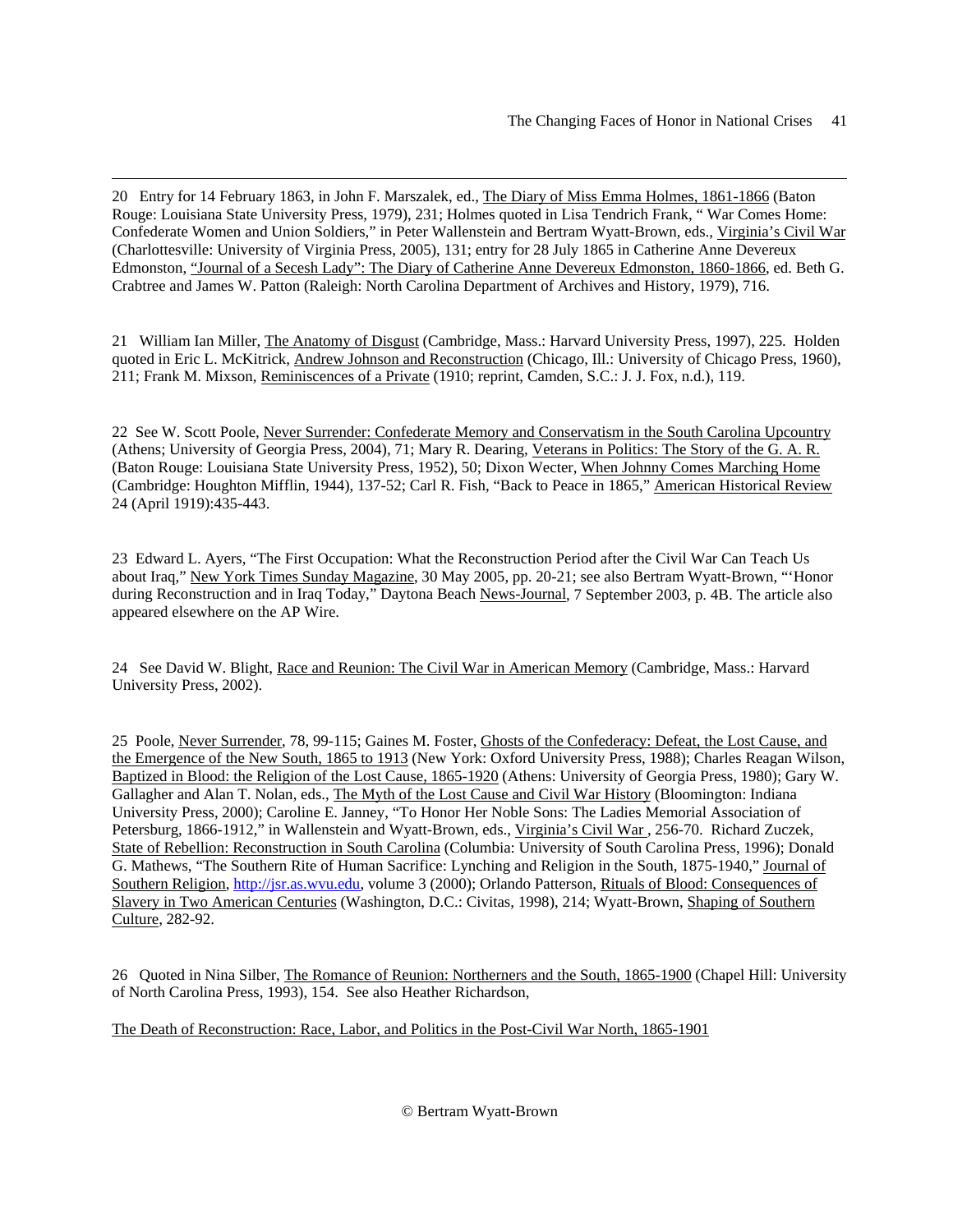20 Entry for 14 February 1863, in John F. Marszalek, ed., The Diary of Miss Emma Holmes, 1861-1866 (Baton Rouge: Louisiana State University Press, 1979), 231; Holmes quoted in Lisa Tendrich Frank, " War Comes Home: Confederate Women and Union Soldiers," in Peter Wallenstein and Bertram Wyatt-Brown, eds., Virginia's Civil War (Charlottesville: University of Virginia Press, 2005), 131; entry for 28 July 1865 in Catherine Anne Devereux Edmonston, "Journal of a Secesh Lady": The Diary of Catherine Anne Devereux Edmonston, 1860-1866, ed. Beth G. Crabtree and James W. Patton (Raleigh: North Carolina Department of Archives and History, 1979), 716.

21 William Ian Miller, The Anatomy of Disgust (Cambridge, Mass.: Harvard University Press, 1997), 225. Holden quoted in Eric L. McKitrick, Andrew Johnson and Reconstruction (Chicago, Ill.: University of Chicago Press, 1960), 211; Frank M. Mixson, Reminiscences of a Private (1910; reprint, Camden, S.C.: J. J. Fox, n.d.), 119.

22 See W. Scott Poole, Never Surrender: Confederate Memory and Conservatism in the South Carolina Upcountry (Athens; University of Georgia Press, 2004), 71; Mary R. Dearing, Veterans in Politics: The Story of the G. A. R. (Baton Rouge: Louisiana State University Press, 1952), 50; Dixon Wecter, When Johnny Comes Marching Home (Cambridge: Houghton Mifflin, 1944), 137-52; Carl R. Fish, "Back to Peace in 1865," American Historical Review 24 (April 1919):435-443.

23 Edward L. Ayers, "The First Occupation: What the Reconstruction Period after the Civil War Can Teach Us about Iraq," New York Times Sunday Magazine, 30 May 2005, pp. 20-21; see also Bertram Wyatt-Brown, "'Honor during Reconstruction and in Iraq Today," Daytona Beach News-Journal, 7 September 2003, p. 4B. The article also appeared elsewhere on the AP Wire.

24 See David W. Blight, Race and Reunion: The Civil War in American Memory (Cambridge, Mass.: Harvard University Press, 2002).

25 Poole, Never Surrender, 78, 99-115; Gaines M. Foster, Ghosts of the Confederacy: Defeat, the Lost Cause, and the Emergence of the New South, 1865 to 1913 (New York: Oxford University Press, 1988); Charles Reagan Wilson, Baptized in Blood: the Religion of the Lost Cause, 1865-1920 (Athens: University of Georgia Press, 1980); Gary W. Gallagher and Alan T. Nolan, eds., The Myth of the Lost Cause and Civil War History (Bloomington: Indiana University Press, 2000); Caroline E. Janney, "To Honor Her Noble Sons: The Ladies Memorial Association of Petersburg, 1866-1912," in Wallenstein and Wyatt-Brown, eds., Virginia's Civil War , 256-70. Richard Zuczek, State of Rebellion: Reconstruction in South Carolina (Columbia: University of South Carolina Press, 1996); Donald G. Mathews, "The Southern Rite of Human Sacrifice: Lynching and Religion in the South, 1875-1940," Journal of Southern Religion, http://jsr.as.wvu.edu, volume 3 (2000); Orlando Patterson, Rituals of Blood: Consequences of Slavery in Two American Centuries (Washington, D.C.: Civitas, 1998), 214; Wyatt-Brown, Shaping of Southern Culture, 282-92.

26 Quoted in Nina Silber, The Romance of Reunion: Northerners and the South, 1865-1900 (Chapel Hill: University of North Carolina Press, 1993), 154. See also Heather Richardson,

The Death of Reconstruction: Race, Labor, and Politics in the Post-Civil War North, 1865-1901

© Bertram Wyatt-Brown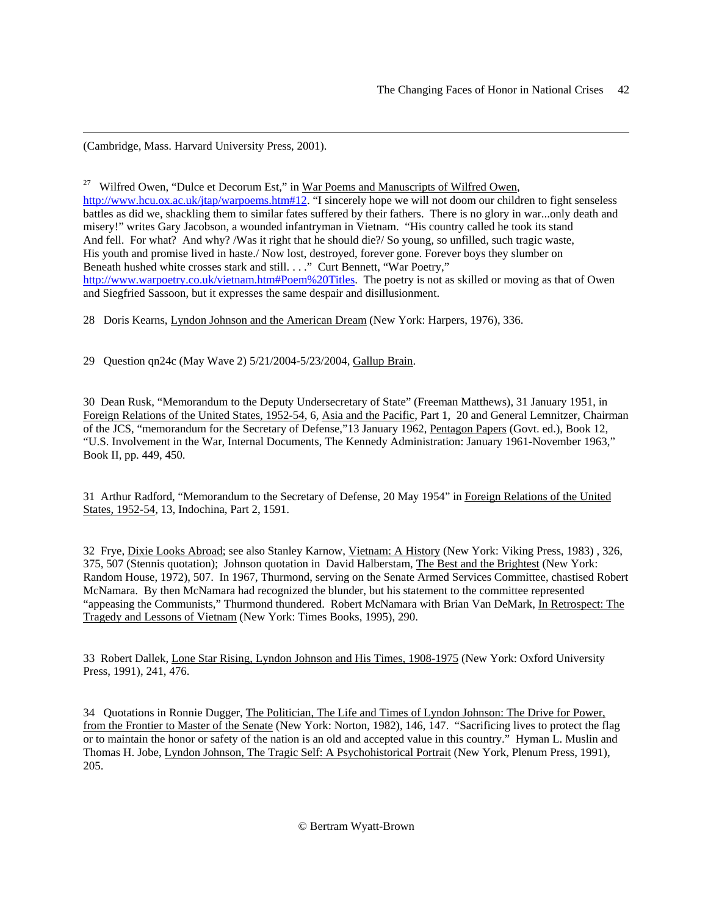(Cambridge, Mass. Harvard University Press, 2001).

[27] Wilfred Owen, "Dulce et Decorum Est," in War Poems and Manuscripts of Wilfred Owen, http://www.hcu.ox.ac.uk/jtap/warpoems.htm#12. "I sincerely hope we will not doom our children to fight senseless battles as did we, shackling them to similar fates suffered by their fathers. There is no glory in war...only death and misery!" writes Gary Jacobson, a wounded infantryman in Vietnam. "His country called he took its stand And fell. For what? And why? /Was it right that he should die?/ So young, so unfulfilled, such tragic waste, His youth and promise lived in haste./ Now lost, destroyed, forever gone. Forever boys they slumber on Beneath hushed white crosses stark and still. . . ." Curt Bennett, "War Poetry," http://www.warpoetry.co.uk/vietnam.htm#Poem%20Titles. The poetry is not as skilled or moving as that of Owen and Siegfried Sassoon, but it expresses the same despair and disillusionment.

28 Doris Kearns, Lyndon Johnson and the American Dream (New York: Harpers, 1976), 336.

29 Question qn24c (May Wave 2) 5/21/2004-5/23/2004, Gallup Brain.

30 Dean Rusk, "Memorandum to the Deputy Undersecretary of State" (Freeman Matthews), 31 January 1951, in Foreign Relations of the United States, 1952-54, 6, Asia and the Pacific, Part 1, 20 and General Lemnitzer, Chairman of the JCS, "memorandum for the Secretary of Defense,"13 January 1962, Pentagon Papers (Govt. ed.), Book 12, "U.S. Involvement in the War, Internal Documents, The Kennedy Administration: January 1961-November 1963," Book II, pp. 449, 450.

31 Arthur Radford, "Memorandum to the Secretary of Defense, 20 May 1954" in Foreign Relations of the United States, 1952-54, 13, Indochina, Part 2, 1591.

32 Frye, Dixie Looks Abroad; see also Stanley Karnow, Vietnam: A History (New York: Viking Press, 1983) , 326, 375, 507 (Stennis quotation); Johnson quotation in David Halberstam, The Best and the Brightest (New York: Random House, 1972), 507. In 1967, Thurmond, serving on the Senate Armed Services Committee, chastised Robert McNamara. By then McNamara had recognized the blunder, but his statement to the committee represented "appeasing the Communists," Thurmond thundered. Robert McNamara with Brian Van DeMark, In Retrospect: The Tragedy and Lessons of Vietnam (New York: Times Books, 1995), 290.

33 Robert Dallek, Lone Star Rising, Lyndon Johnson and His Times, 1908-1975 (New York: Oxford University Press, 1991), 241, 476.

34 Quotations in Ronnie Dugger, The Politician, The Life and Times of Lyndon Johnson: The Drive for Power, from the Frontier to Master of the Senate (New York: Norton, 1982), 146, 147. "Sacrificing lives to protect the flag or to maintain the honor or safety of the nation is an old and accepted value in this country." Hyman L. Muslin and Thomas H. Jobe, Lyndon Johnson, The Tragic Self: A Psychohistorical Portrait (New York, Plenum Press, 1991), 205.

© Bertram Wyatt-Brown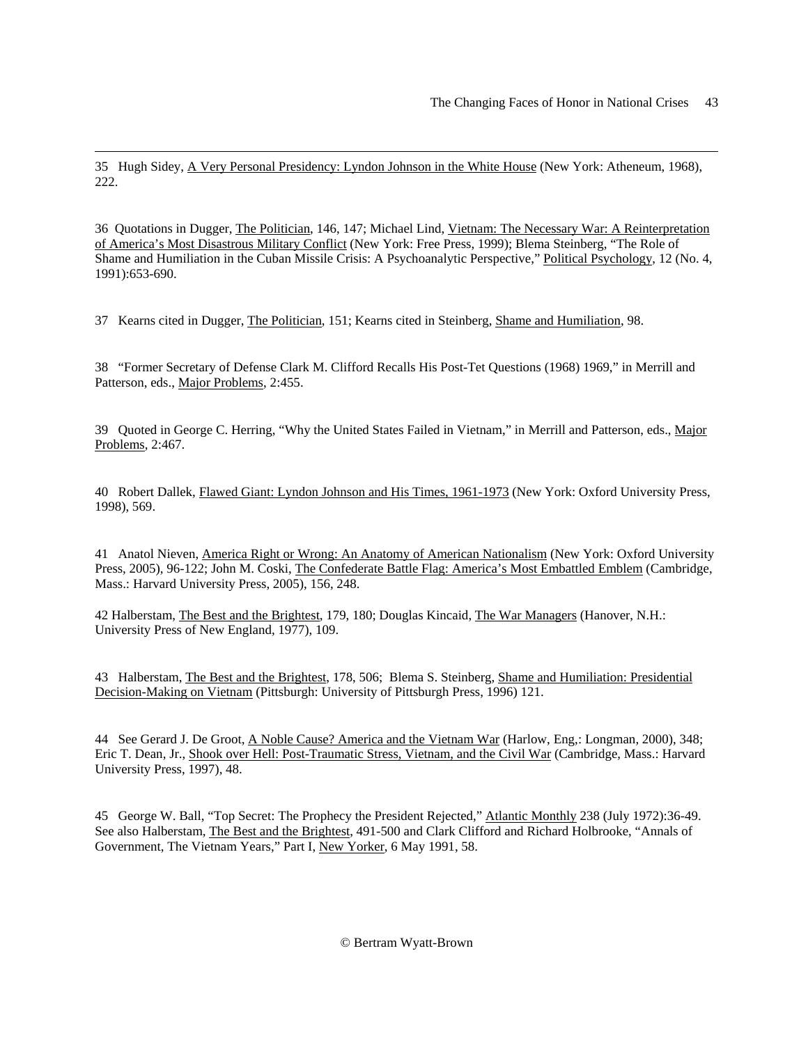35 Hugh Sidey, A Very Personal Presidency: Lyndon Johnson in the White House (New York: Atheneum, 1968), 222.

36 Quotations in Dugger, The Politician, 146, 147; Michael Lind, Vietnam: The Necessary War: A Reinterpretation of America's Most Disastrous Military Conflict (New York: Free Press, 1999); Blema Steinberg, "The Role of Shame and Humiliation in the Cuban Missile Crisis: A Psychoanalytic Perspective," Political Psychology, 12 (No. 4, 1991):653-690.

37 Kearns cited in Dugger, The Politician, 151; Kearns cited in Steinberg, Shame and Humiliation, 98.

38 "Former Secretary of Defense Clark M. Clifford Recalls His Post-Tet Questions (1968) 1969," in Merrill and Patterson, eds., Major Problems, 2:455.

39 Quoted in George C. Herring, "Why the United States Failed in Vietnam," in Merrill and Patterson, eds., Major Problems, 2:467.

40 Robert Dallek, Flawed Giant: Lyndon Johnson and His Times, 1961-1973 (New York: Oxford University Press, 1998), 569.

41 Anatol Nieven, America Right or Wrong: An Anatomy of American Nationalism (New York: Oxford University Press, 2005), 96-122; John M. Coski, The Confederate Battle Flag: America's Most Embattled Emblem (Cambridge, Mass.: Harvard University Press, 2005), 156, 248.

42 Halberstam, The Best and the Brightest, 179, 180; Douglas Kincaid, The War Managers (Hanover, N.H.: University Press of New England, 1977), 109.

43 Halberstam, The Best and the Brightest, 178, 506; Blema S. Steinberg, Shame and Humiliation: Presidential Decision-Making on Vietnam (Pittsburgh: University of Pittsburgh Press, 1996) 121.

44 See Gerard J. De Groot, A Noble Cause? America and the Vietnam War (Harlow, Eng,: Longman, 2000), 348; Eric T. Dean, Jr., Shook over Hell: Post-Traumatic Stress, Vietnam, and the Civil War (Cambridge, Mass.: Harvard University Press, 1997), 48.

45 George W. Ball, "Top Secret: The Prophecy the President Rejected," Atlantic Monthly 238 (July 1972):36-49. See also Halberstam, The Best and the Brightest, 491-500 and Clark Clifford and Richard Holbrooke, "Annals of Government, The Vietnam Years," Part I, New Yorker, 6 May 1991, 58.

© Bertram Wyatt-Brown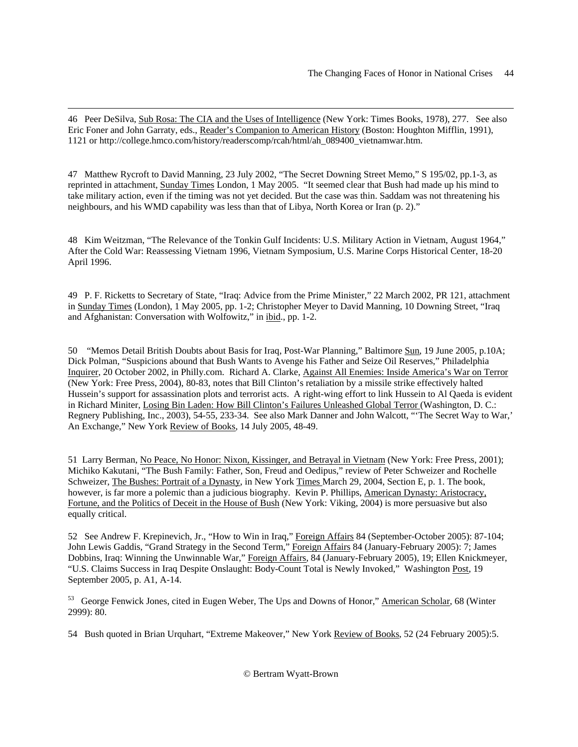46 Peer DeSilva, Sub Rosa: The CIA and the Uses of Intelligence (New York: Times Books, 1978), 277. See also Eric Foner and John Garraty, eds., Reader's Companion to American History (Boston: Houghton Mifflin, 1991), 1121 or http://college.hmco.com/history/readerscomp/rcah/html/ah_089400_vietnamwar.htm.

47 Matthew Rycroft to David Manning, 23 July 2002, "The Secret Downing Street Memo," S 195/02, pp.1-3, as reprinted in attachment, Sunday Times London, 1 May 2005. "It seemed clear that Bush had made up his mind to take military action, even if the timing was not yet decided. But the case was thin. Saddam was not threatening his neighbours, and his WMD capability was less than that of Libya, North Korea or Iran (p. 2)."

48 Kim Weitzman, "The Relevance of the Tonkin Gulf Incidents: U.S. Military Action in Vietnam, August 1964," After the Cold War: Reassessing Vietnam 1996, Vietnam Symposium, U.S. Marine Corps Historical Center, 18-20 April 1996.

49 P. F. Ricketts to Secretary of State, "Iraq: Advice from the Prime Minister," 22 March 2002, PR 121, attachment in Sunday Times (London), 1 May 2005, pp. 1-2; Christopher Meyer to David Manning, 10 Downing Street, "Iraq and Afghanistan: Conversation with Wolfowitz," in ibid., pp. 1-2.

50 "Memos Detail British Doubts about Basis for Iraq, Post-War Planning," Baltimore Sun, 19 June 2005, p.10A; Dick Polman, "Suspicions abound that Bush Wants to Avenge his Father and Seize Oil Reserves," Philadelphia Inquirer, 20 October 2002, in Philly.com. Richard A. Clarke, Against All Enemies: Inside America's War on Terror (New York: Free Press, 2004), 80-83, notes that Bill Clinton's retaliation by a missile strike effectively halted Hussein's support for assassination plots and terrorist acts. A right-wing effort to link Hussein to Al Qaeda is evident in Richard Miniter, Losing Bin Laden: How Bill Clinton's Failures Unleashed Global Terror (Washington, D. C.: Regnery Publishing, Inc., 2003), 54-55, 233-34. See also Mark Danner and John Walcott, "'The Secret Way to War,' An Exchange," New York Review of Books, 14 July 2005, 48-49.

51 Larry Berman, No Peace, No Honor: Nixon, Kissinger, and Betrayal in Vietnam (New York: Free Press, 2001); Michiko Kakutani, "The Bush Family: Father, Son, Freud and Oedipus," review of Peter Schweizer and Rochelle Schweizer, The Bushes: Portrait of a Dynasty, in New York Times March 29, 2004, Section E, p. 1. The book, however, is far more a polemic than a judicious biography. Kevin P. Phillips, American Dynasty: Aristocracy, Fortune, and the Politics of Deceit in the House of Bush (New York: Viking, 2004) is more persuasive but also equally critical.

52 See Andrew F. Krepinevich, Jr., "How to Win in Iraq," Foreign Affairs 84 (September-October 2005): 87-104; John Lewis Gaddis, "Grand Strategy in the Second Term," Foreign Affairs 84 (January-February 2005): 7; James Dobbins, Iraq: Winning the Unwinnable War," Foreign Affairs, 84 (January-February 2005), 19; Ellen Knickmeyer, "U.S. Claims Success in Iraq Despite Onslaught: Body-Count Total is Newly Invoked," Washington Post, 19 September 2005, p. A1, A-14.

53 George Fenwick Jones, cited in Eugen Weber, The Ups and Downs of Honor," American Scholar, 68 (Winter 2999): 80.

54 Bush quoted in Brian Urquhart, "Extreme Makeover," New York Review of Books, 52 (24 February 2005):5.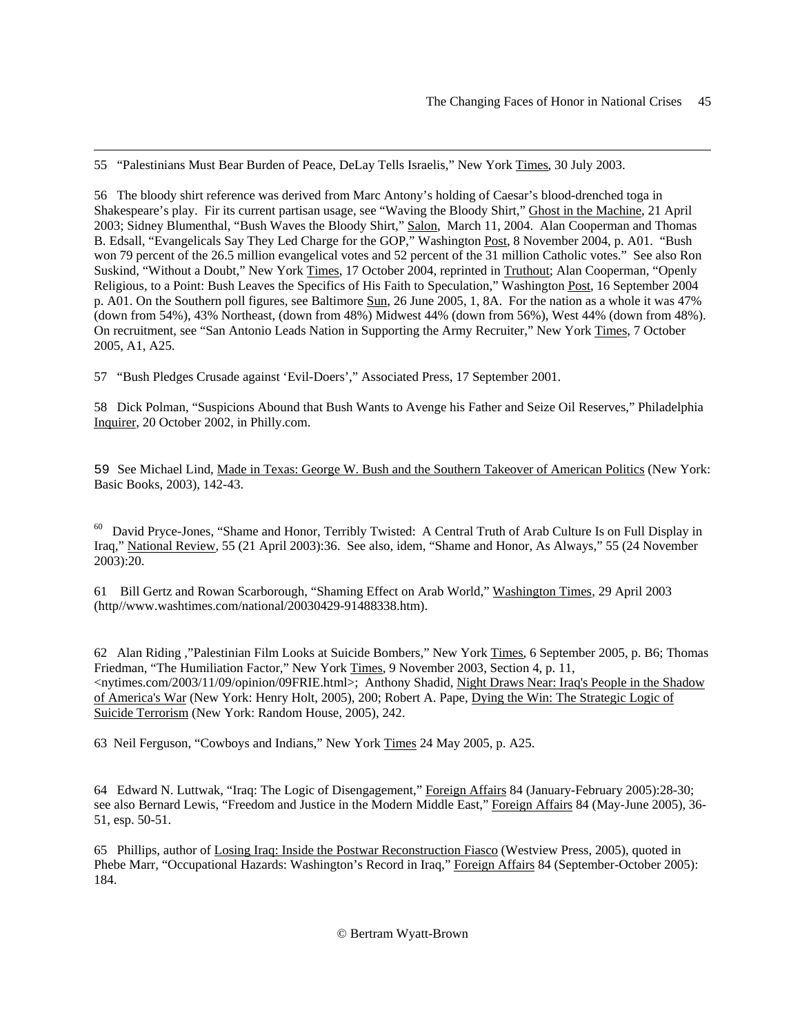55 "Palestinians Must Bear Burden of Peace, DeLay Tells Israelis," New York Times, 30 July 2003.

56 The bloody shirt reference was derived from Marc Antony's holding of Caesar's blood-drenched toga in Shakespeare's play. Fir its current partisan usage, see "Waving the Bloody Shirt," Ghost in the Machine, 21 April 2003; Sidney Blumenthal, "Bush Waves the Bloody Shirt," Salon, March 11, 2004. Alan Cooperman and Thomas B. Edsall, "Evangelicals Say They Led Charge for the GOP," Washington Post, 8 November 2004, p. A01. "Bush won 79 percent of the 26.5 million evangelical votes and 52 percent of the 31 million Catholic votes." See also Ron Suskind, "Without a Doubt," New York Times, 17 October 2004, reprinted in Truthout; Alan Cooperman, "Openly Religious, to a Point: Bush Leaves the Specifics of His Faith to Speculation," Washington Post, 16 September 2004 p. A01. On the Southern poll figures, see Baltimore Sun, 26 June 2005, 1, 8A. For the nation as a whole it was 47% (down from 54%), 43% Northeast, (down from 48%) Midwest 44% (down from 56%), West 44% (down from 48%). On recruitment, see "San Antonio Leads Nation in Supporting the Army Recruiter," New York Times, 7 October 2005, A1, A25.

57 "Bush Pledges Crusade against 'Evil-Doers'," Associated Press, 17 September 2001.

58 Dick Polman, "Suspicions Abound that Bush Wants to Avenge his Father and Seize Oil Reserves," Philadelphia Inquirer, 20 October 2002, in Philly.com.

59 See Michael Lind, Made in Texas: George W. Bush and the Southern Takeover of American Politics (New York: Basic Books, 2003), 142-43.

60 David Pryce-Jones, "Shame and Honor, Terribly Twisted: A Central Truth of Arab Culture Is on Full Display in Iraq," National Review, 55 (21 April 2003):36. See also, idem, "Shame and Honor, As Always," 55 (24 November 2003):20.

61 Bill Gertz and Rowan Scarborough, "Shaming Effect on Arab World," Washington Times, 29 April 2003 (http//www.washtimes.com/national/20030429-91488338.htm).

62 Alan Riding ,"Palestinian Film Looks at Suicide Bombers," New York Times, 6 September 2005, p. B6; Thomas Friedman, "The Humiliation Factor," New York Times, 9 November 2003, Section 4, p. 11, <nytimes.com/2003/11/09/opinion/09FRIE.html>; Anthony Shadid, Night Draws Near: Iraq's People in the Shadow of America's War (New York: Henry Holt, 2005), 200; Robert A. Pape, Dying the Win: The Strategic Logic of Suicide Terrorism (New York: Random House, 2005), 242.

63 Neil Ferguson, "Cowboys and Indians," New York Times 24 May 2005, p. A25.

64 Edward N. Luttwak, "Iraq: The Logic of Disengagement," Foreign Affairs 84 (January-February 2005):28-30; see also Bernard Lewis, "Freedom and Justice in the Modern Middle East," Foreign Affairs 84 (May-June 2005), 36-51, esp. 50-51.

65 Phillips, author of Losing Iraq: Inside the Postwar Reconstruction Fiasco (Westview Press, 2005), quoted in Phebe Marr, "Occupational Hazards: Washington's Record in Iraq," Foreign Affairs 84 (September-October 2005): 184.

© Bertram Wyatt-Brown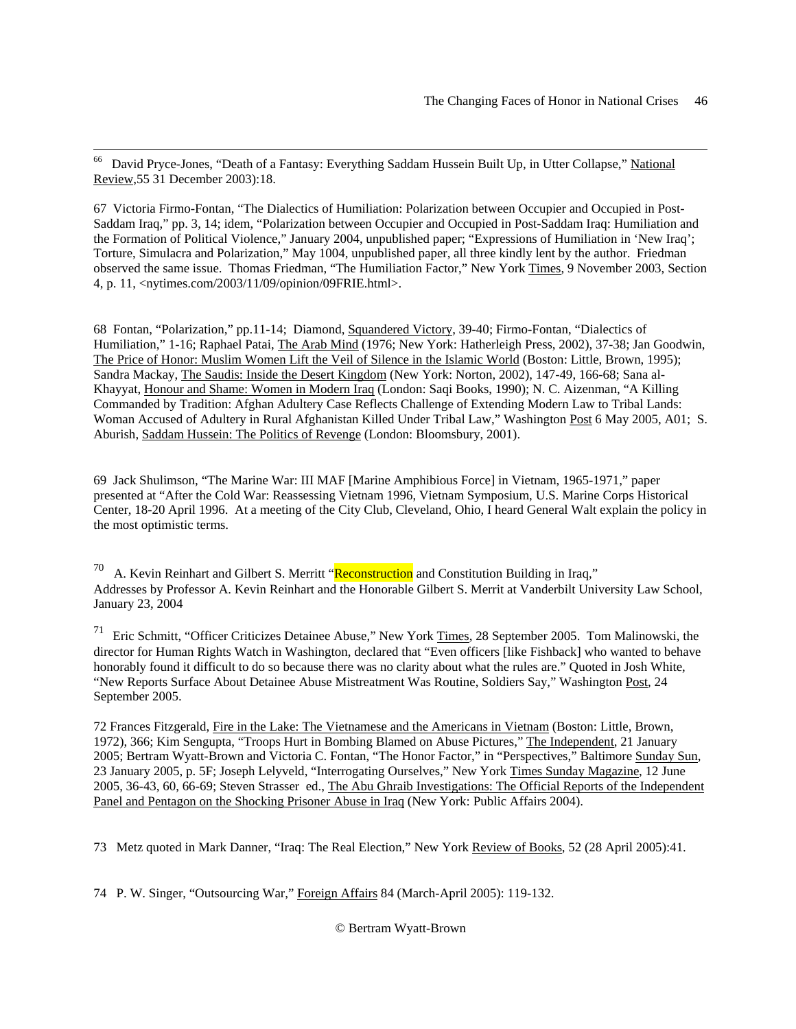[66] David Pryce-Jones, “Death of a Fantasy: Everything Saddam Hussein Built Up, in Utter Collapse,” National Review,55 31 December 2003):18.

67 Victoria Firmo-Fontan, “The Dialectics of Humiliation: Polarization between Occupier and Occupied in Post-Saddam Iraq,” pp. 3, 14; idem, “Polarization between Occupier and Occupied in Post-Saddam Iraq: Humiliation and the Formation of Political Violence,” January 2004, unpublished paper; “Expressions of Humiliation in ‘New Iraq’; Torture, Simulacra and Polarization,” May 1004, unpublished paper, all three kindly lent by the author. Friedman observed the same issue. Thomas Friedman, “The Humiliation Factor,” New York Times, 9 November 2003, Section 4, p. 11, <nytimes.com/2003/11/09/opinion/09FRIE.html>.

68 Fontan, “Polarization,” pp.11-14; Diamond, Squandered Victory, 39-40; Firmo-Fontan, “Dialectics of Humiliation,” 1-16; Raphael Patai, The Arab Mind (1976; New York: Hatherleigh Press, 2002), 37-38; Jan Goodwin, The Price of Honor: Muslim Women Lift the Veil of Silence in the Islamic World (Boston: Little, Brown, 1995); Sandra Mackay, The Saudis: Inside the Desert Kingdom (New York: Norton, 2002), 147-49, 166-68; Sana al-Khayyat, Honour and Shame: Women in Modern Iraq (London: Saqi Books, 1990); N. C. Aizenman, “A Killing Commanded by Tradition: Afghan Adultery Case Reflects Challenge of Extending Modern Law to Tribal Lands: Woman Accused of Adultery in Rural Afghanistan Killed Under Tribal Law,” Washington Post 6 May 2005, A01; S. Aburish, Saddam Hussein: The Politics of Revenge (London: Bloomsbury, 2001).

69 Jack Shulimson, “The Marine War: III MAF [Marine Amphibious Force] in Vietnam, 1965-1971,” paper presented at “After the Cold War: Reassessing Vietnam 1996, Vietnam Symposium, U.S. Marine Corps Historical Center, 18-20 April 1996. At a meeting of the City Club, Cleveland, Ohio, I heard General Walt explain the policy in the most optimistic terms.

[70] A. Kevin Reinhart and Gilbert S. Merritt “Reconstruction and Constitution Building in Iraq,” Addresses by Professor A. Kevin Reinhart and the Honorable Gilbert S. Merrit at Vanderbilt University Law School, January 23, 2004

[71] Eric Schmitt, “Officer Criticizes Detainee Abuse,” New York Times, 28 September 2005. Tom Malinowski, the director for Human Rights Watch in Washington, declared that “Even officers [like Fishback] who wanted to behave honorably found it difficult to do so because there was no clarity about what the rules are.” Quoted in Josh White, “New Reports Surface About Detainee Abuse Mistreatment Was Routine, Soldiers Say,” Washington Post, 24 September 2005.

72 Frances Fitzgerald, Fire in the Lake: The Vietnamese and the Americans in Vietnam (Boston: Little, Brown, 1972), 366; Kim Sengupta, “Troops Hurt in Bombing Blamed on Abuse Pictures,” The Independent, 21 January 2005; Bertram Wyatt-Brown and Victoria C. Fontan, “The Honor Factor,” in “Perspectives,” Baltimore Sunday Sun, 23 January 2005, p. 5F; Joseph Lelyveld, “Interrogating Ourselves,” New York Times Sunday Magazine, 12 June 2005, 36-43, 60, 66-69; Steven Strasser ed., The Abu Ghraib Investigations: The Official Reports of the Independent Panel and Pentagon on the Shocking Prisoner Abuse in Iraq (New York: Public Affairs 2004).

73 Metz quoted in Mark Danner, “Iraq: The Real Election,” New York Review of Books, 52 (28 April 2005):41.

74 P. W. Singer, “Outsourcing War,” Foreign Affairs 84 (March-April 2005): 119-132.

© Bertram Wyatt-Brown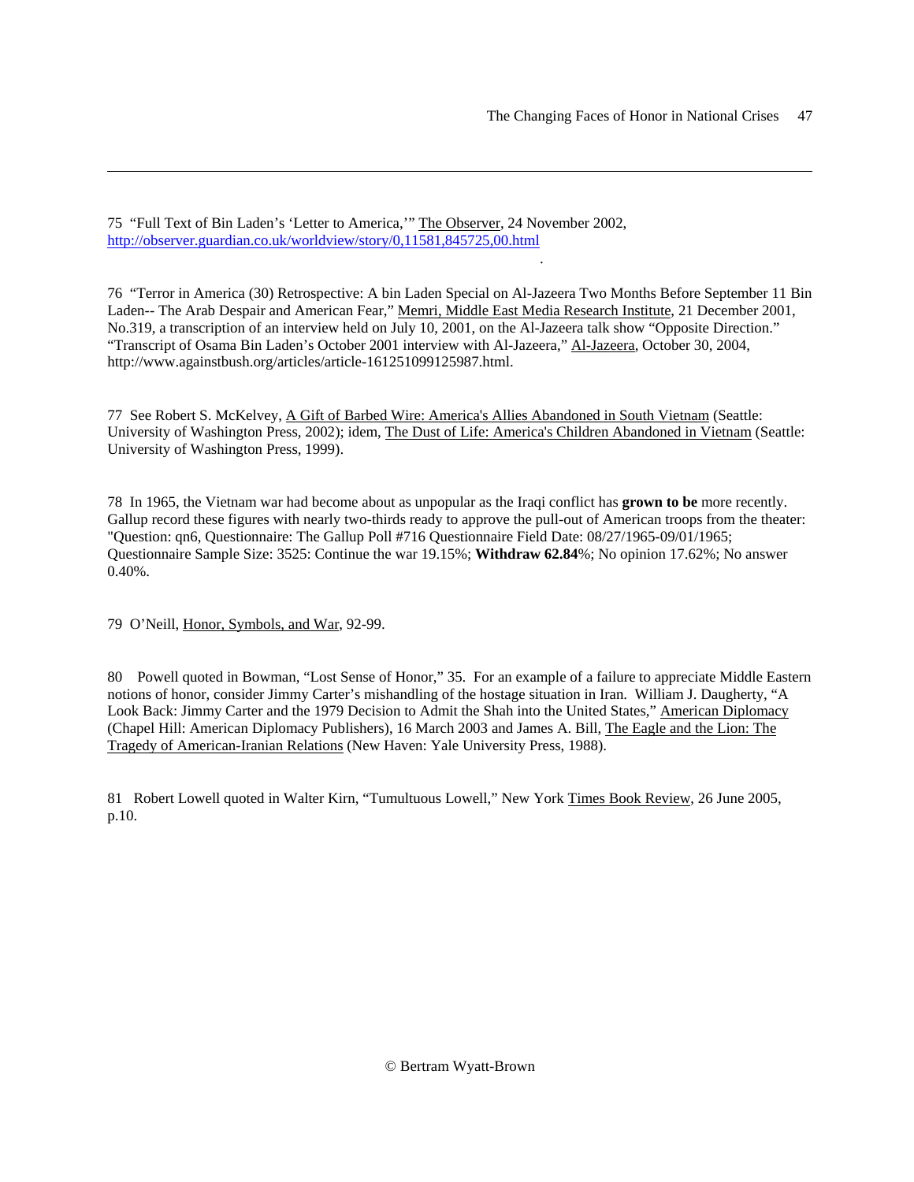75 "Full Text of Bin Laden's 'Letter to America,'" The Observer, 24 November 2002, http://observer.guardian.co.uk/worldview/story/0,11581,845725,00.html

.

76 "Terror in America (30) Retrospective: A bin Laden Special on Al-Jazeera Two Months Before September 11 Bin Laden-- The Arab Despair and American Fear," Memri, Middle East Media Research Institute, 21 December 2001, No.319, a transcription of an interview held on July 10, 2001, on the Al-Jazeera talk show "Opposite Direction." "Transcript of Osama Bin Laden's October 2001 interview with Al-Jazeera," Al-Jazeera, October 30, 2004, http://www.againstbush.org/articles/article-161251099125987.html.

77 See Robert S. McKelvey, A Gift of Barbed Wire: America's Allies Abandoned in South Vietnam (Seattle: University of Washington Press, 2002); idem, The Dust of Life: America's Children Abandoned in Vietnam (Seattle: University of Washington Press, 1999).

78 In 1965, the Vietnam war had become about as unpopular as the Iraqi conflict has **grown to be** more recently. Gallup record these figures with nearly two-thirds ready to approve the pull-out of American troops from the theater: "Question: qn6, Questionnaire: The Gallup Poll #716 Questionnaire Field Date: 08/27/1965-09/01/1965; Questionnaire Sample Size: 3525: Continue the war 19.15%; **Withdraw 62.84**%; No opinion 17.62%; No answer 0.40%.

79 O'Neill, Honor, Symbols, and War, 92-99.

80 Powell quoted in Bowman, "Lost Sense of Honor," 35. For an example of a failure to appreciate Middle Eastern notions of honor, consider Jimmy Carter's mishandling of the hostage situation in Iran. William J. Daugherty, "A Look Back: Jimmy Carter and the 1979 Decision to Admit the Shah into the United States," American Diplomacy (Chapel Hill: American Diplomacy Publishers), 16 March 2003 and James A. Bill, The Eagle and the Lion: The Tragedy of American-Iranian Relations (New Haven: Yale University Press, 1988).

81 Robert Lowell quoted in Walter Kirn, "Tumultuous Lowell," New York Times Book Review, 26 June 2005, p.10.

© Bertram Wyatt-Brown